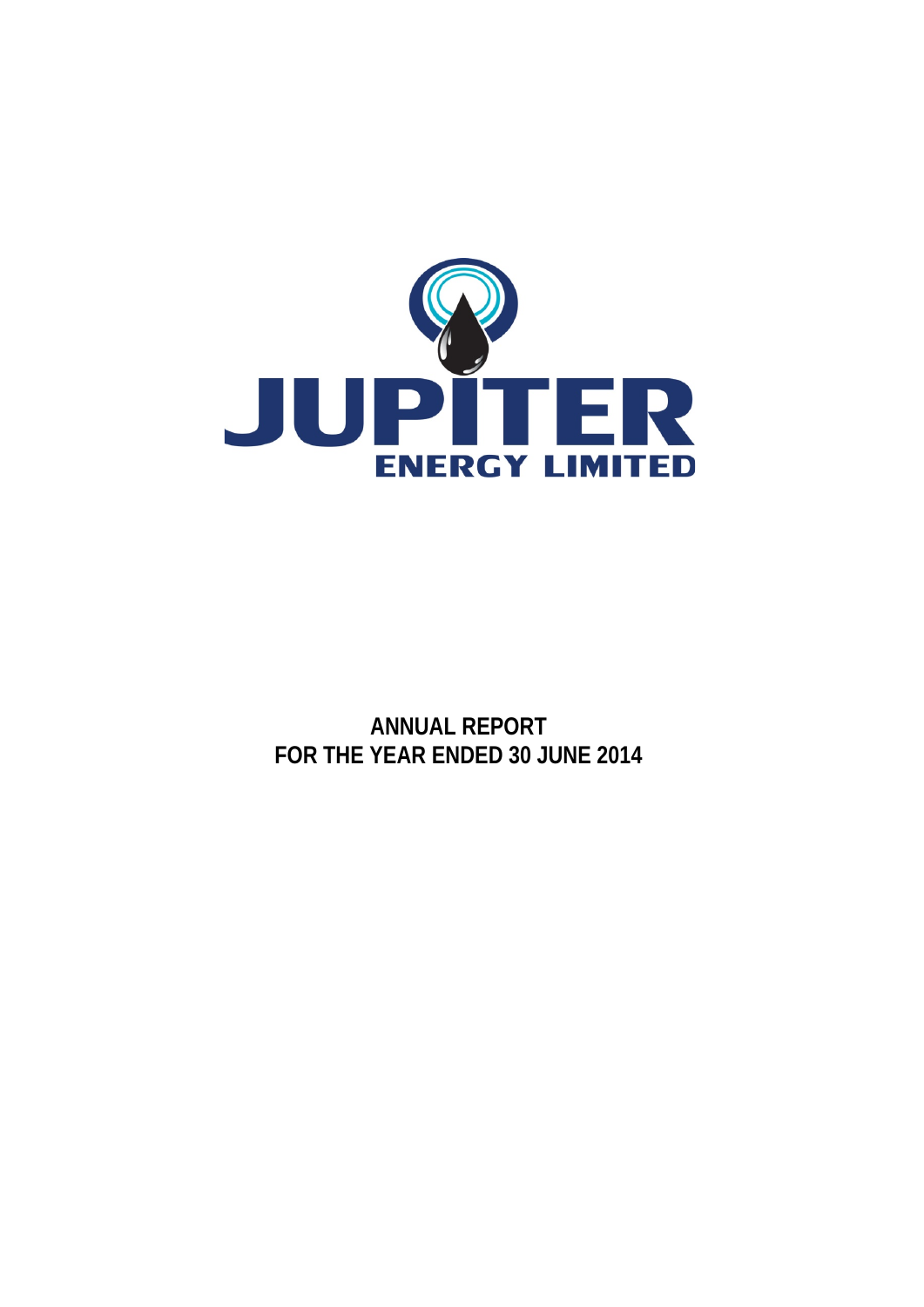JUPITER

ENERGY LIMITED

# ANNUAL REPORT
# FOR THE YEAR ENDED 30 JUNE 2014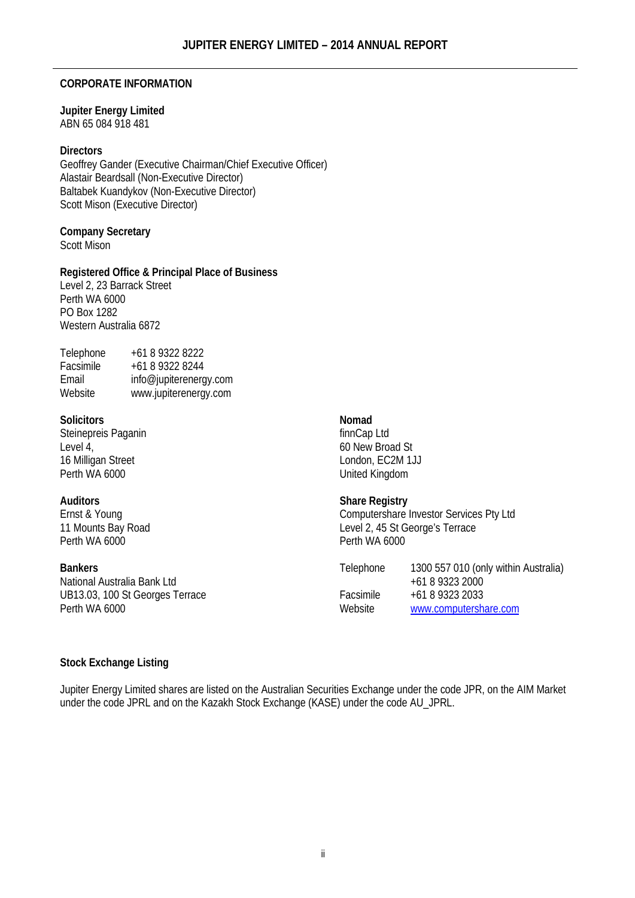## CORPORATE INFORMATION

**Jupiter Energy Limited**
ABN 65 084 918 481

**Directors**
Geoffrey Gander (Executive Chairman/Chief Executive Officer)
Alastair Beardsall (Non-Executive Director)
Baltabek Kuandykov (Non-Executive Director)
Scott Mison (Executive Director)

**Company Secretary**
Scott Mison

**Registered Office & Principal Place of Business**
Level 2, 23 Barrack Street
Perth WA 6000
PO Box 1282
Western Australia 6872

| | |
|---|---|
| Telephone | +61 8 9322 8222 |
| Facsimile | +61 8 9322 8244 |
| Email | info@jupiterenergy.com |
| Website | www.jupiterenergy.com |

**Solicitors**
Steinepreis Paganin
Level 4,
16 Milligan Street
Perth WA 6000

**Auditors**
Ernst & Young
11 Mounts Bay Road
Perth WA 6000

**Bankers**
National Australia Bank Ltd
UB13.03, 100 St Georges Terrace
Perth WA 6000

**Nomad**
finnCap Ltd
60 New Broad St
London, EC2M 1JJ
United Kingdom

**Share Registry**
Computershare Investor Services Pty Ltd
Level 2, 45 St George's Terrace
Perth WA 6000

| | |
|---|---|
| Telephone | 1300 557 010 (only within Australia) +61 8 9323 2000 |
| Facsimile | +61 8 9323 2033 |
| Website | www.computershare.com |

**Stock Exchange Listing**

Jupiter Energy Limited shares are listed on the Australian Securities Exchange under the code JPR, on the AIM Market under the code JPRL and on the Kazakh Stock Exchange (KASE) under the code AU_JPRL.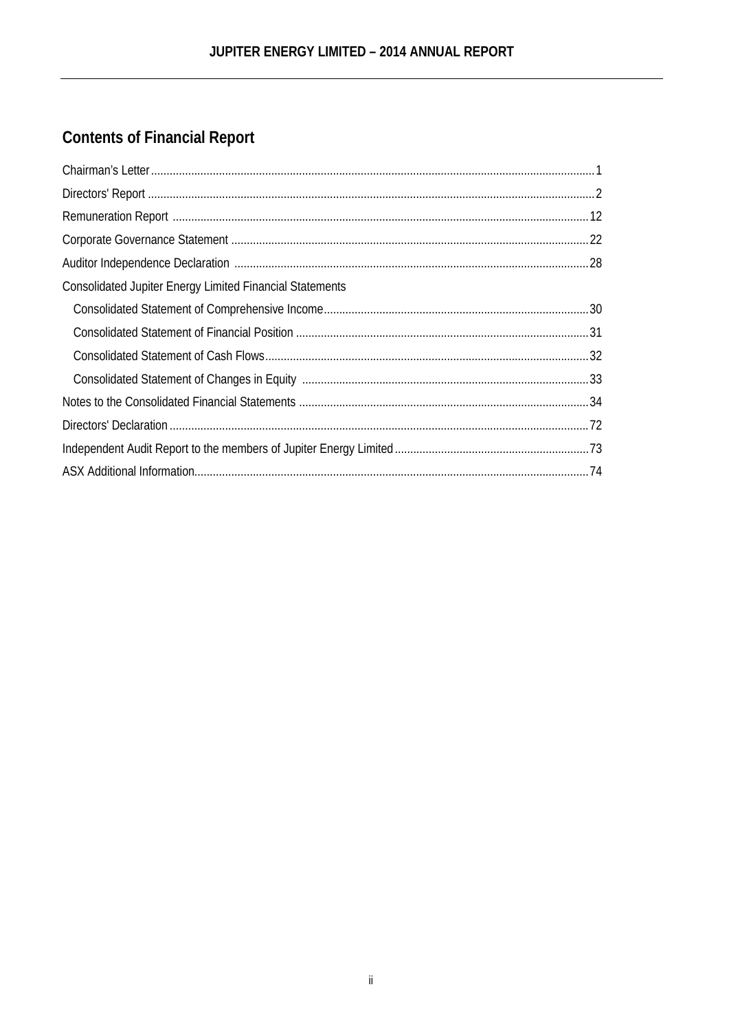## Contents of Financial Report

Chairman's Letter ..... 1

Directors' Report ..... 2

Remuneration Report ..... 12

Corporate Governance Statement ..... 22

Auditor Independence Declaration ..... 28

Consolidated Jupiter Energy Limited Financial Statements

- Consolidated Statement of Comprehensive Income ..... 30
- Consolidated Statement of Financial Position ..... 31
- Consolidated Statement of Cash Flows ..... 32
- Consolidated Statement of Changes in Equity ..... 33

Notes to the Consolidated Financial Statements ..... 34

Directors' Declaration ..... 72

Independent Audit Report to the members of Jupiter Energy Limited ..... 73

ASX Additional Information ..... 74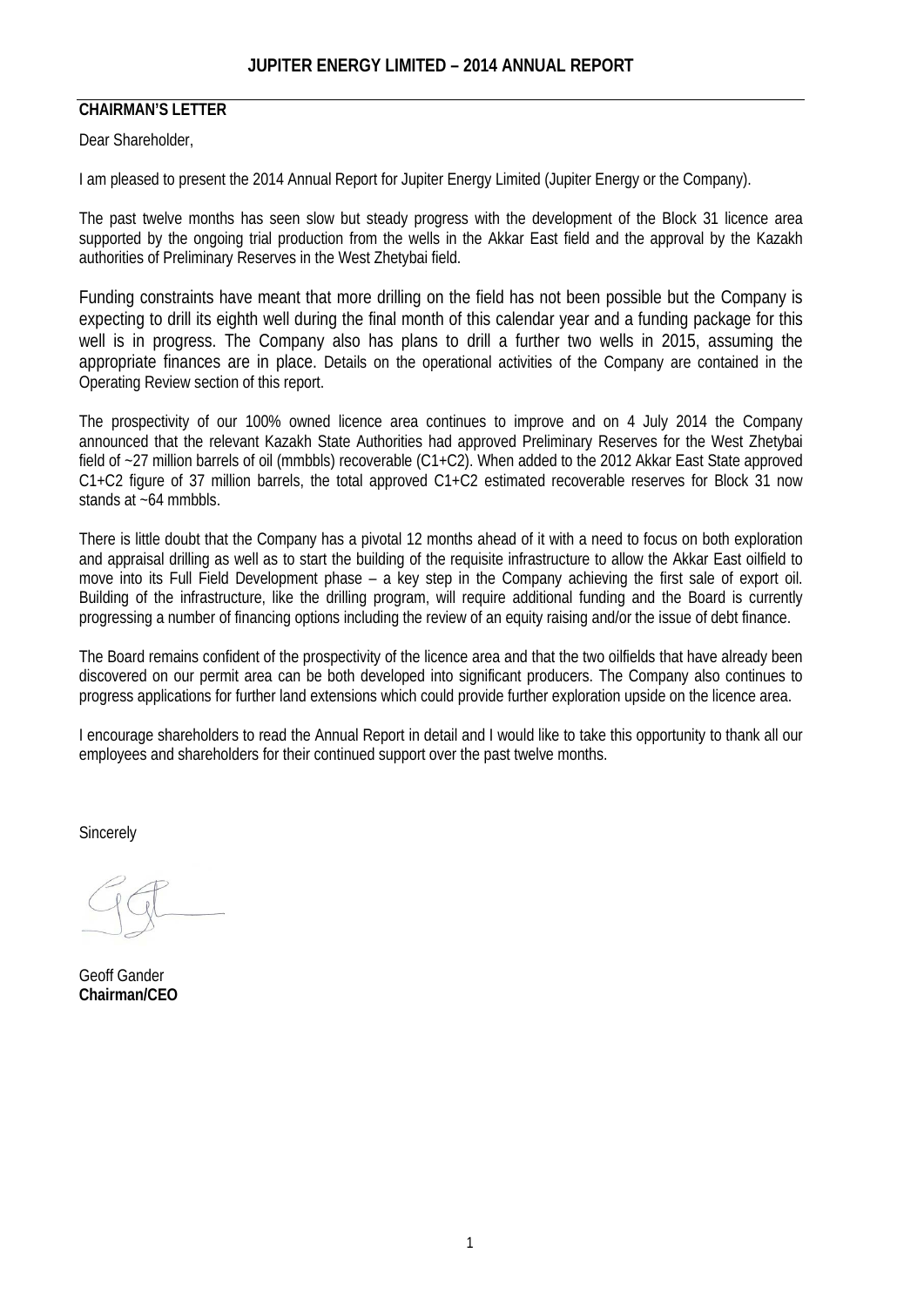**CHAIRMAN'S LETTER**

Dear Shareholder,

I am pleased to present the 2014 Annual Report for Jupiter Energy Limited (Jupiter Energy or the Company).

The past twelve months has seen slow but steady progress with the development of the Block 31 licence area supported by the ongoing trial production from the wells in the Akkar East field and the approval by the Kazakh authorities of Preliminary Reserves in the West Zhetybai field.

Funding constraints have meant that more drilling on the field has not been possible but the Company is expecting to drill its eighth well during the final month of this calendar year and a funding package for this well is in progress. The Company also has plans to drill a further two wells in 2015, assuming the appropriate finances are in place. Details on the operational activities of the Company are contained in the Operating Review section of this report.

The prospectivity of our 100% owned licence area continues to improve and on 4 July 2014 the Company announced that the relevant Kazakh State Authorities had approved Preliminary Reserves for the West Zhetybai field of ~27 million barrels of oil (mmbbls) recoverable (C1+C2). When added to the 2012 Akkar East State approved C1+C2 figure of 37 million barrels, the total approved C1+C2 estimated recoverable reserves for Block 31 now stands at ~64 mmbbls.

There is little doubt that the Company has a pivotal 12 months ahead of it with a need to focus on both exploration and appraisal drilling as well as to start the building of the requisite infrastructure to allow the Akkar East oilfield to move into its Full Field Development phase – a key step in the Company achieving the first sale of export oil. Building of the infrastructure, like the drilling program, will require additional funding and the Board is currently progressing a number of financing options including the review of an equity raising and/or the issue of debt finance.

The Board remains confident of the prospectivity of the licence area and that the two oilfields that have already been discovered on our permit area can be both developed into significant producers. The Company also continues to progress applications for further land extensions which could provide further exploration upside on the licence area.

I encourage shareholders to read the Annual Report in detail and I would like to take this opportunity to thank all our employees and shareholders for their continued support over the past twelve months.

Sincerely

Geoff Gander
**Chairman/CEO**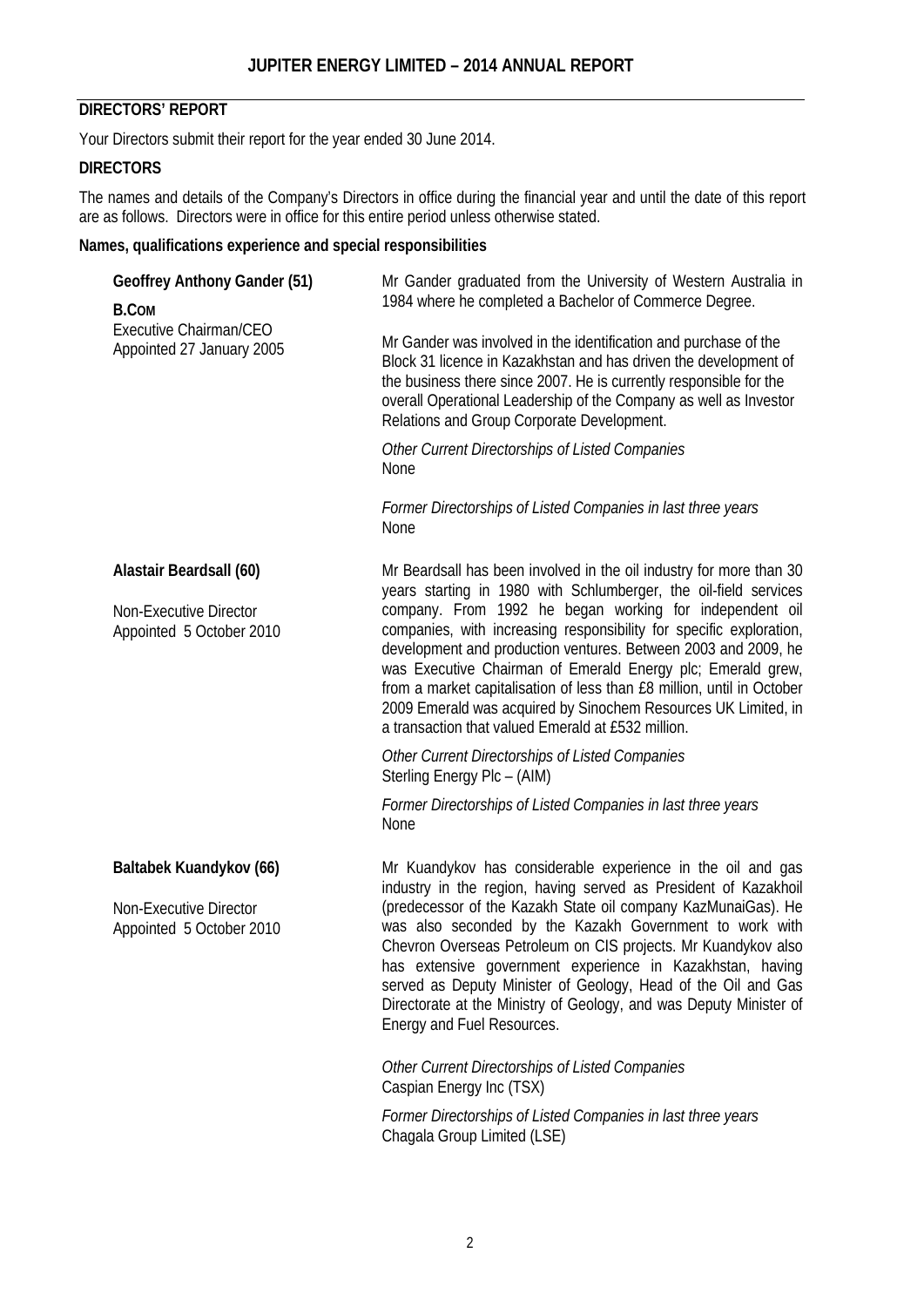## DIRECTORS' REPORT

Your Directors submit their report for the year ended 30 June 2014.

### DIRECTORS

The names and details of the Company's Directors in office during the financial year and until the date of this report are as follows. Directors were in office for this entire period unless otherwise stated.

### Names, qualifications experience and special responsibilities

**Geoffrey Anthony Gander (51)**
**B.Com**
Executive Chairman/CEO
Appointed 27 January 2005

Mr Gander graduated from the University of Western Australia in 1984 where he completed a Bachelor of Commerce Degree.

Mr Gander was involved in the identification and purchase of the Block 31 licence in Kazakhstan and has driven the development of the business there since 2007. He is currently responsible for the overall Operational Leadership of the Company as well as Investor Relations and Group Corporate Development.

*Other Current Directorships of Listed Companies*
None

*Former Directorships of Listed Companies in last three years*
None

**Alastair Beardsall (60)**
Non-Executive Director
Appointed 5 October 2010

Mr Beardsall has been involved in the oil industry for more than 30 years starting in 1980 with Schlumberger, the oil-field services company. From 1992 he began working for independent oil companies, with increasing responsibility for specific exploration, development and production ventures. Between 2003 and 2009, he was Executive Chairman of Emerald Energy plc; Emerald grew, from a market capitalisation of less than £8 million, until in October 2009 Emerald was acquired by Sinochem Resources UK Limited, in a transaction that valued Emerald at £532 million.

*Other Current Directorships of Listed Companies*
Sterling Energy Plc – (AIM)

*Former Directorships of Listed Companies in last three years*
None

**Baltabek Kuandykov (66)**
Non-Executive Director
Appointed 5 October 2010

Mr Kuandykov has considerable experience in the oil and gas industry in the region, having served as President of Kazakhoil (predecessor of the Kazakh State oil company KazMunaiGas). He was also seconded by the Kazakh Government to work with Chevron Overseas Petroleum on CIS projects. Mr Kuandykov also has extensive government experience in Kazakhstan, having served as Deputy Minister of Geology, Head of the Oil and Gas Directorate at the Ministry of Geology, and was Deputy Minister of Energy and Fuel Resources.

*Other Current Directorships of Listed Companies*
Caspian Energy Inc (TSX)

*Former Directorships of Listed Companies in last three years*
Chagala Group Limited (LSE)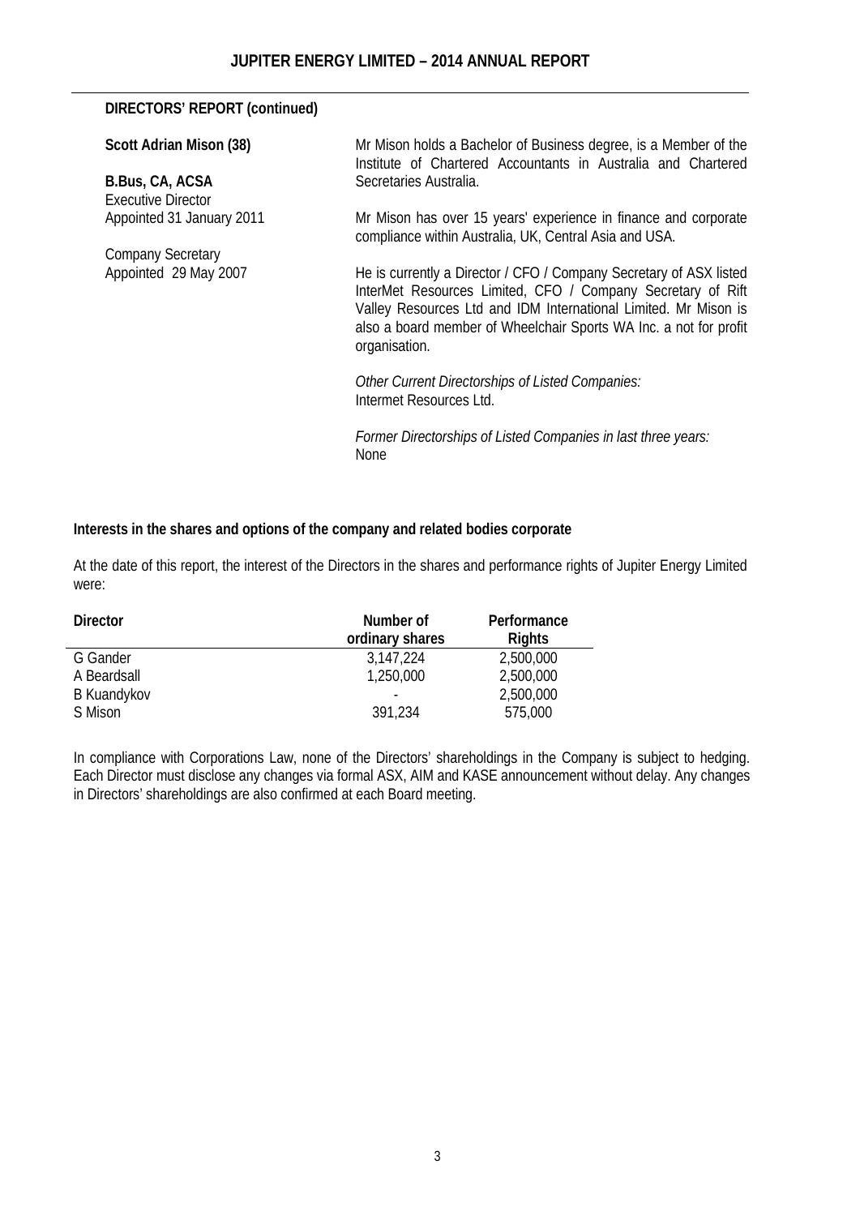**DIRECTORS' REPORT (continued)**

**Scott Adrian Mison (38)**

**B.Bus, CA, ACSA**
Executive Director
Appointed 31 January 2011

Company Secretary
Appointed 29 May 2007

Mr Mison holds a Bachelor of Business degree, is a Member of the Institute of Chartered Accountants in Australia and Chartered Secretaries Australia.

Mr Mison has over 15 years' experience in finance and corporate compliance within Australia, UK, Central Asia and USA.

He is currently a Director / CFO / Company Secretary of ASX listed InterMet Resources Limited, CFO / Company Secretary of Rift Valley Resources Ltd and IDM International Limited. Mr Mison is also a board member of Wheelchair Sports WA Inc. a not for profit organisation.

*Other Current Directorships of Listed Companies:*
Intermet Resources Ltd.

*Former Directorships of Listed Companies in last three years:*
None

**Interests in the shares and options of the company and related bodies corporate**

At the date of this report, the interest of the Directors in the shares and performance rights of Jupiter Energy Limited were:

| Director | Number of ordinary shares | Performance Rights |
|---|---|---|
| G Gander | 3,147,224 | 2,500,000 |
| A Beardsall | 1,250,000 | 2,500,000 |
| B Kuandykov | - | 2,500,000 |
| S Mison | 391,234 | 575,000 |

In compliance with Corporations Law, none of the Directors' shareholdings in the Company is subject to hedging. Each Director must disclose any changes via formal ASX, AIM and KASE announcement without delay. Any changes in Directors' shareholdings are also confirmed at each Board meeting.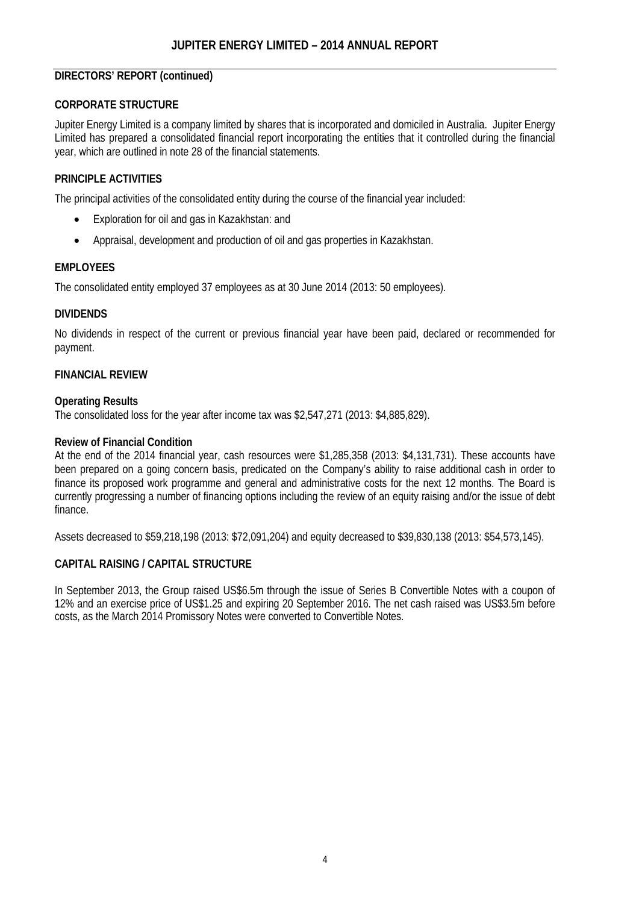## DIRECTORS' REPORT (continued)

### CORPORATE STRUCTURE

Jupiter Energy Limited is a company limited by shares that is incorporated and domiciled in Australia. Jupiter Energy Limited has prepared a consolidated financial report incorporating the entities that it controlled during the financial year, which are outlined in note 28 of the financial statements.

### PRINCIPLE ACTIVITIES

The principal activities of the consolidated entity during the course of the financial year included:

- Exploration for oil and gas in Kazakhstan: and
- Appraisal, development and production of oil and gas properties in Kazakhstan.

### EMPLOYEES

The consolidated entity employed 37 employees as at 30 June 2014 (2013: 50 employees).

### DIVIDENDS

No dividends in respect of the current or previous financial year have been paid, declared or recommended for payment.

### FINANCIAL REVIEW

**Operating Results**
The consolidated loss for the year after income tax was $2,547,271 (2013: $4,885,829).

**Review of Financial Condition**
At the end of the 2014 financial year, cash resources were $1,285,358 (2013: $4,131,731). These accounts have been prepared on a going concern basis, predicated on the Company's ability to raise additional cash in order to finance its proposed work programme and general and administrative costs for the next 12 months. The Board is currently progressing a number of financing options including the review of an equity raising and/or the issue of debt finance.

Assets decreased to $59,218,198 (2013: $72,091,204) and equity decreased to $39,830,138 (2013: $54,573,145).

### CAPITAL RAISING / CAPITAL STRUCTURE

In September 2013, the Group raised US$6.5m through the issue of Series B Convertible Notes with a coupon of 12% and an exercise price of US$1.25 and expiring 20 September 2016. The net cash raised was US$3.5m before costs, as the March 2014 Promissory Notes were converted to Convertible Notes.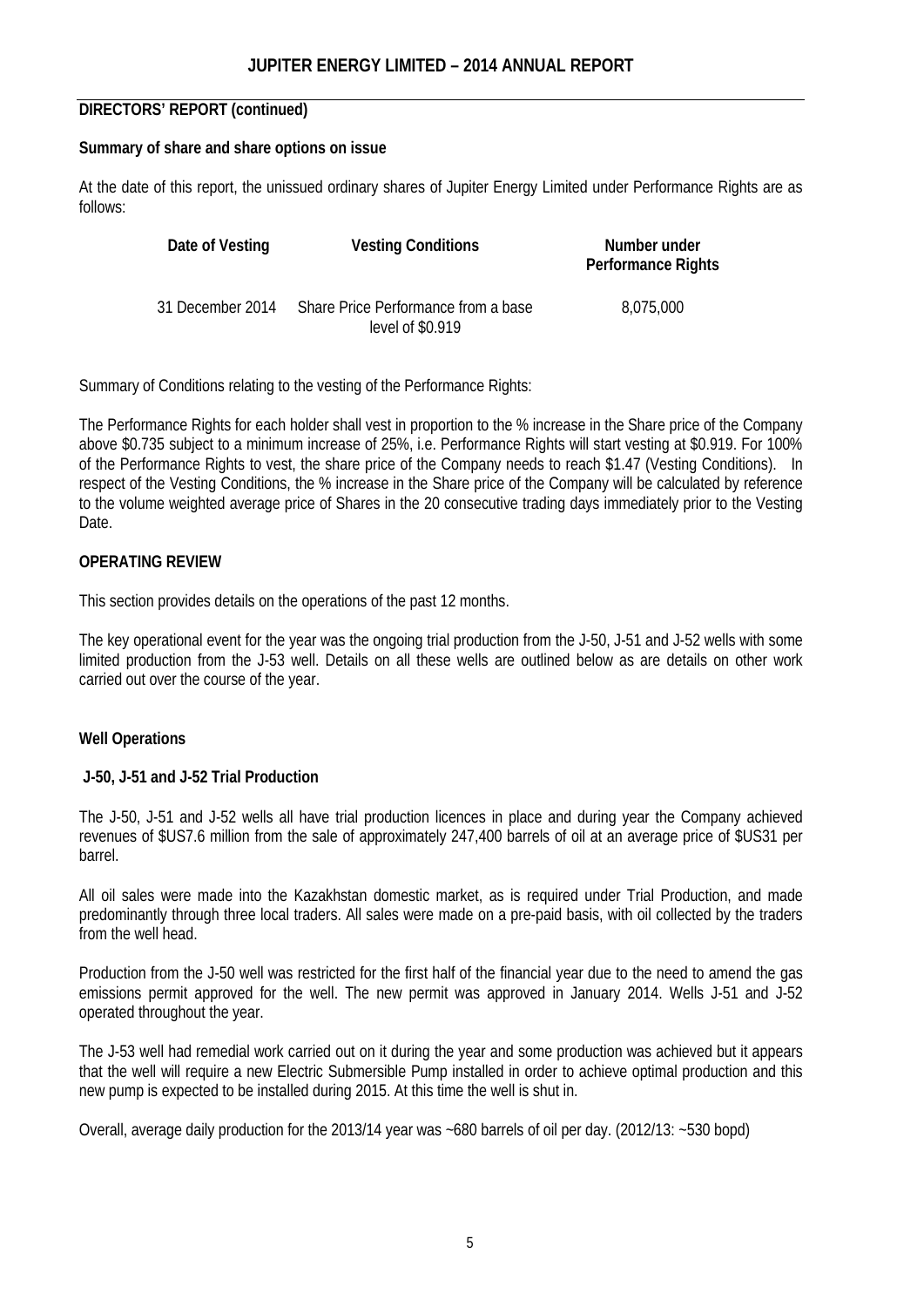**DIRECTORS' REPORT (continued)**

**Summary of share and share options on issue**

At the date of this report, the unissued ordinary shares of Jupiter Energy Limited under Performance Rights are as follows:

| Date of Vesting | Vesting Conditions | Number under Performance Rights |
|---|---|---|
| 31 December 2014 | Share Price Performance from a base level of $0.919 | 8,075,000 |

Summary of Conditions relating to the vesting of the Performance Rights:

The Performance Rights for each holder shall vest in proportion to the % increase in the Share price of the Company above $0.735 subject to a minimum increase of 25%, i.e. Performance Rights will start vesting at $0.919. For 100% of the Performance Rights to vest, the share price of the Company needs to reach $1.47 (Vesting Conditions). In respect of the Vesting Conditions, the % increase in the Share price of the Company will be calculated by reference to the volume weighted average price of Shares in the 20 consecutive trading days immediately prior to the Vesting Date.

**OPERATING REVIEW**

This section provides details on the operations of the past 12 months.

The key operational event for the year was the ongoing trial production from the J-50, J-51 and J-52 wells with some limited production from the J-53 well. Details on all these wells are outlined below as are details on other work carried out over the course of the year.

**Well Operations**

**J-50, J-51 and J-52 Trial Production**

The J-50, J-51 and J-52 wells all have trial production licences in place and during year the Company achieved revenues of $US7.6 million from the sale of approximately 247,400 barrels of oil at an average price of $US31 per barrel.

All oil sales were made into the Kazakhstan domestic market, as is required under Trial Production, and made predominantly through three local traders. All sales were made on a pre-paid basis, with oil collected by the traders from the well head.

Production from the J-50 well was restricted for the first half of the financial year due to the need to amend the gas emissions permit approved for the well. The new permit was approved in January 2014. Wells J-51 and J-52 operated throughout the year.

The J-53 well had remedial work carried out on it during the year and some production was achieved but it appears that the well will require a new Electric Submersible Pump installed in order to achieve optimal production and this new pump is expected to be installed during 2015. At this time the well is shut in.

Overall, average daily production for the 2013/14 year was ~680 barrels of oil per day. (2012/13: ~530 bopd)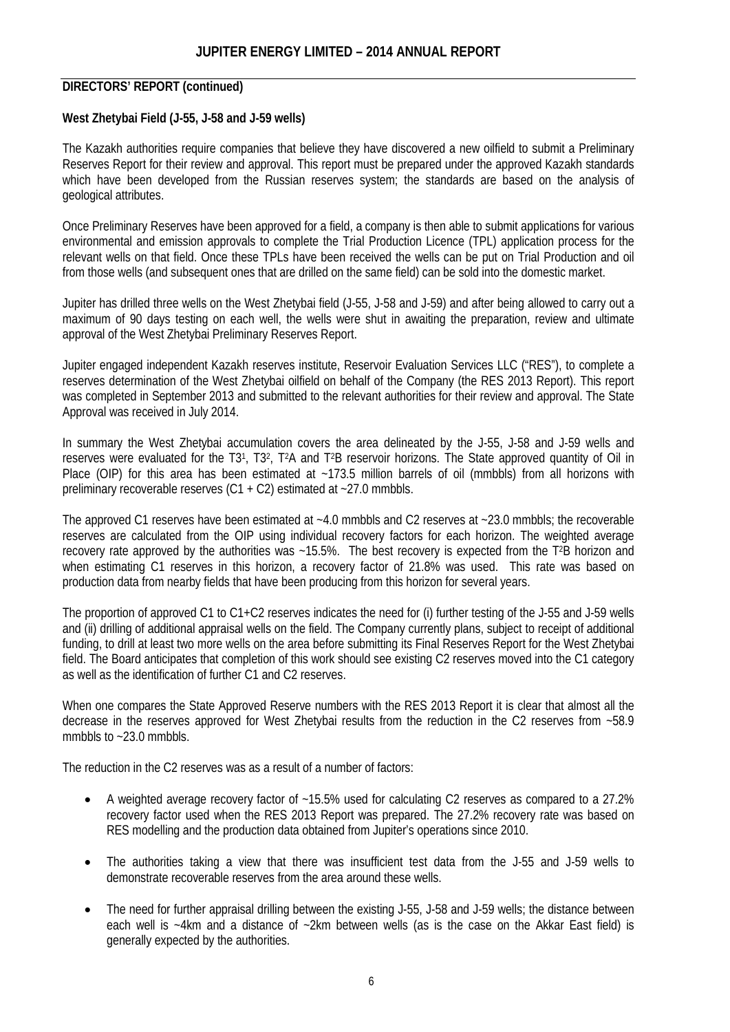**DIRECTORS' REPORT (continued)**

**West Zhetybai Field (J-55, J-58 and J-59 wells)**

The Kazakh authorities require companies that believe they have discovered a new oilfield to submit a Preliminary Reserves Report for their review and approval. This report must be prepared under the approved Kazakh standards which have been developed from the Russian reserves system; the standards are based on the analysis of geological attributes.

Once Preliminary Reserves have been approved for a field, a company is then able to submit applications for various environmental and emission approvals to complete the Trial Production Licence (TPL) application process for the relevant wells on that field. Once these TPLs have been received the wells can be put on Trial Production and oil from those wells (and subsequent ones that are drilled on the same field) can be sold into the domestic market.

Jupiter has drilled three wells on the West Zhetybai field (J-55, J-58 and J-59) and after being allowed to carry out a maximum of 90 days testing on each well, the wells were shut in awaiting the preparation, review and ultimate approval of the West Zhetybai Preliminary Reserves Report.

Jupiter engaged independent Kazakh reserves institute, Reservoir Evaluation Services LLC ("RES"), to complete a reserves determination of the West Zhetybai oilfield on behalf of the Company (the RES 2013 Report). This report was completed in September 2013 and submitted to the relevant authorities for their review and approval. The State Approval was received in July 2014.

In summary the West Zhetybai accumulation covers the area delineated by the J-55, J-58 and J-59 wells and reserves were evaluated for the $T3^1$, $T3^2$, $T^2A$ and $T^2B$ reservoir horizons. The State approved quantity of Oil in Place (OIP) for this area has been estimated at ~173.5 million barrels of oil (mmbbls) from all horizons with preliminary recoverable reserves (C1 + C2) estimated at ~27.0 mmbbls.

The approved C1 reserves have been estimated at ~4.0 mmbbls and C2 reserves at ~23.0 mmbbls; the recoverable reserves are calculated from the OIP using individual recovery factors for each horizon. The weighted average recovery rate approved by the authorities was ~15.5%. The best recovery is expected from the $T^2B$ horizon and when estimating C1 reserves in this horizon, a recovery factor of 21.8% was used. This rate was based on production data from nearby fields that have been producing from this horizon for several years.

The proportion of approved C1 to C1+C2 reserves indicates the need for (i) further testing of the J-55 and J-59 wells and (ii) drilling of additional appraisal wells on the field. The Company currently plans, subject to receipt of additional funding, to drill at least two more wells on the area before submitting its Final Reserves Report for the West Zhetybai field. The Board anticipates that completion of this work should see existing C2 reserves moved into the C1 category as well as the identification of further C1 and C2 reserves.

When one compares the State Approved Reserve numbers with the RES 2013 Report it is clear that almost all the decrease in the reserves approved for West Zhetybai results from the reduction in the C2 reserves from ~58.9 mmbbls to ~23.0 mmbbls.

The reduction in the C2 reserves was as a result of a number of factors:

- A weighted average recovery factor of ~15.5% used for calculating C2 reserves as compared to a 27.2% recovery factor used when the RES 2013 Report was prepared. The 27.2% recovery rate was based on RES modelling and the production data obtained from Jupiter's operations since 2010.
- The authorities taking a view that there was insufficient test data from the J-55 and J-59 wells to demonstrate recoverable reserves from the area around these wells.
- The need for further appraisal drilling between the existing J-55, J-58 and J-59 wells; the distance between each well is ~4km and a distance of ~2km between wells (as is the case on the Akkar East field) is generally expected by the authorities.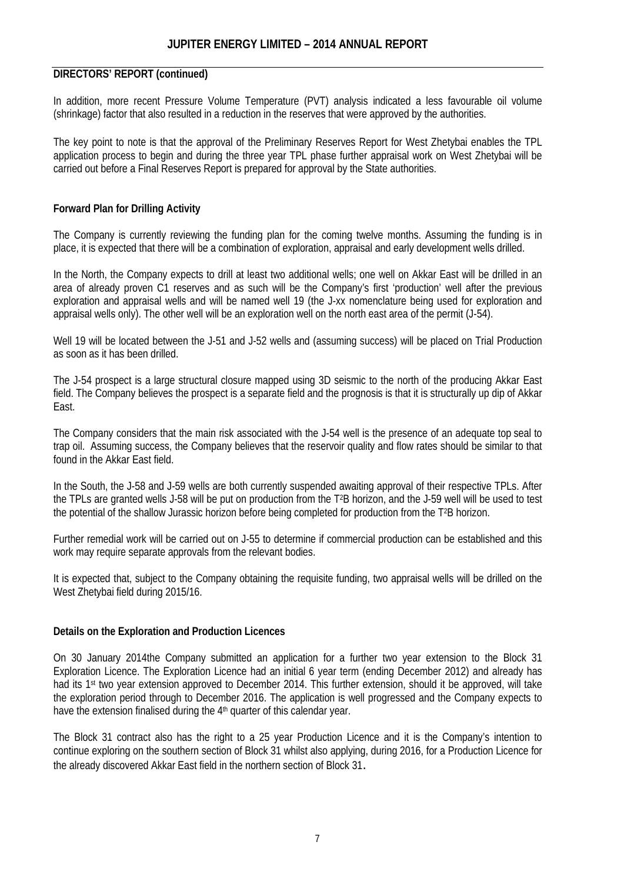**DIRECTORS' REPORT (continued)**

In addition, more recent Pressure Volume Temperature (PVT) analysis indicated a less favourable oil volume (shrinkage) factor that also resulted in a reduction in the reserves that were approved by the authorities.

The key point to note is that the approval of the Preliminary Reserves Report for West Zhetybai enables the TPL application process to begin and during the three year TPL phase further appraisal work on West Zhetybai will be carried out before a Final Reserves Report is prepared for approval by the State authorities.

**Forward Plan for Drilling Activity**

The Company is currently reviewing the funding plan for the coming twelve months. Assuming the funding is in place, it is expected that there will be a combination of exploration, appraisal and early development wells drilled.

In the North, the Company expects to drill at least two additional wells; one well on Akkar East will be drilled in an area of already proven C1 reserves and as such will be the Company's first 'production' well after the previous exploration and appraisal wells and will be named well 19 (the J-xx nomenclature being used for exploration and appraisal wells only). The other well will be an exploration well on the north east area of the permit (J-54).

Well 19 will be located between the J-51 and J-52 wells and (assuming success) will be placed on Trial Production as soon as it has been drilled.

The J-54 prospect is a large structural closure mapped using 3D seismic to the north of the producing Akkar East field. The Company believes the prospect is a separate field and the prognosis is that it is structurally up dip of Akkar East.

The Company considers that the main risk associated with the J-54 well is the presence of an adequate top seal to trap oil. Assuming success, the Company believes that the reservoir quality and flow rates should be similar to that found in the Akkar East field.

In the South, the J-58 and J-59 wells are both currently suspended awaiting approval of their respective TPLs. After the TPLs are granted wells J-58 will be put on production from the $T^2B$ horizon, and the J-59 well will be used to test the potential of the shallow Jurassic horizon before being completed for production from the $T^2B$ horizon.

Further remedial work will be carried out on J-55 to determine if commercial production can be established and this work may require separate approvals from the relevant bodies.

It is expected that, subject to the Company obtaining the requisite funding, two appraisal wells will be drilled on the West Zhetybai field during 2015/16.

**Details on the Exploration and Production Licences**

On 30 January 2014the Company submitted an application for a further two year extension to the Block 31 Exploration Licence. The Exploration Licence had an initial 6 year term (ending December 2012) and already has had its 1st two year extension approved to December 2014. This further extension, should it be approved, will take the exploration period through to December 2016. The application is well progressed and the Company expects to have the extension finalised during the 4th quarter of this calendar year.

The Block 31 contract also has the right to a 25 year Production Licence and it is the Company's intention to continue exploring on the southern section of Block 31 whilst also applying, during 2016, for a Production Licence for the already discovered Akkar East field in the northern section of Block 31.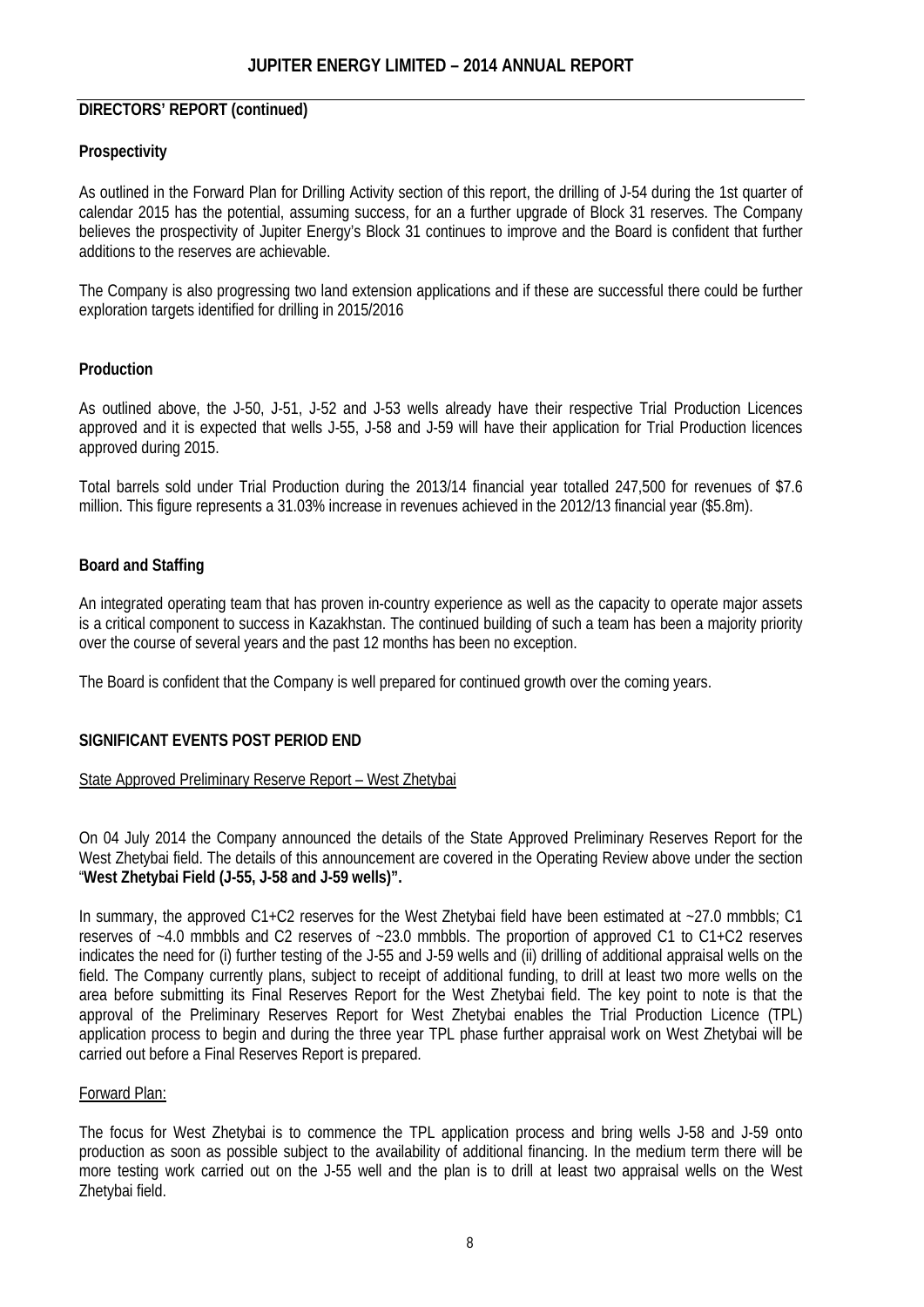## DIRECTORS' REPORT (continued)

### Prospectivity

As outlined in the Forward Plan for Drilling Activity section of this report, the drilling of J-54 during the 1st quarter of calendar 2015 has the potential, assuming success, for an further upgrade of Block 31 reserves. The Company believes the prospectivity of Jupiter Energy's Block 31 continues to improve and the Board is confident that further additions to the reserves are achievable.

The Company is also progressing two land extension applications and if these are successful there could be further exploration targets identified for drilling in 2015/2016

### Production

As outlined above, the J-50, J-51, J-52 and J-53 wells already have their respective Trial Production Licences approved and it is expected that wells J-55, J-58 and J-59 will have their application for Trial Production licences approved during 2015.

Total barrels sold under Trial Production during the 2013/14 financial year totalled 247,500 for revenues of $7.6 million. This figure represents a 31.03% increase in revenues achieved in the 2012/13 financial year ($5.8m).

### Board and Staffing

An integrated operating team that has proven in-country experience as well as the capacity to operate major assets is a critical component to success in Kazakhstan. The continued building of such a team has been a majority priority over the course of several years and the past 12 months has been no exception.

The Board is confident that the Company is well prepared for continued growth over the coming years.

## SIGNIFICANT EVENTS POST PERIOD END

State Approved Preliminary Reserve Report – West Zhetybai

On 04 July 2014 the Company announced the details of the State Approved Preliminary Reserves Report for the West Zhetybai field. The details of this announcement are covered in the Operating Review above under the section "**West Zhetybai Field (J-55, J-58 and J-59 wells)".**

In summary, the approved C1+C2 reserves for the West Zhetybai field have been estimated at ~27.0 mmbbls; C1 reserves of ~4.0 mmbbls and C2 reserves of ~23.0 mmbbls. The proportion of approved C1 to C1+C2 reserves indicates the need for (i) further testing of the J-55 and J-59 wells and (ii) drilling of additional appraisal wells on the field. The Company currently plans, subject to receipt of additional funding, to drill at least two more wells on the area before submitting its Final Reserves Report for the West Zhetybai field. The key point to note is that the approval of the Preliminary Reserves Report for West Zhetybai enables the Trial Production Licence (TPL) application process to begin and during the three year TPL phase further appraisal work on West Zhetybai will be carried out before a Final Reserves Report is prepared.

Forward Plan:

The focus for West Zhetybai is to commence the TPL application process and bring wells J-58 and J-59 onto production as soon as possible subject to the availability of additional financing. In the medium term there will be more testing work carried out on the J-55 well and the plan is to drill at least two appraisal wells on the West Zhetybai field.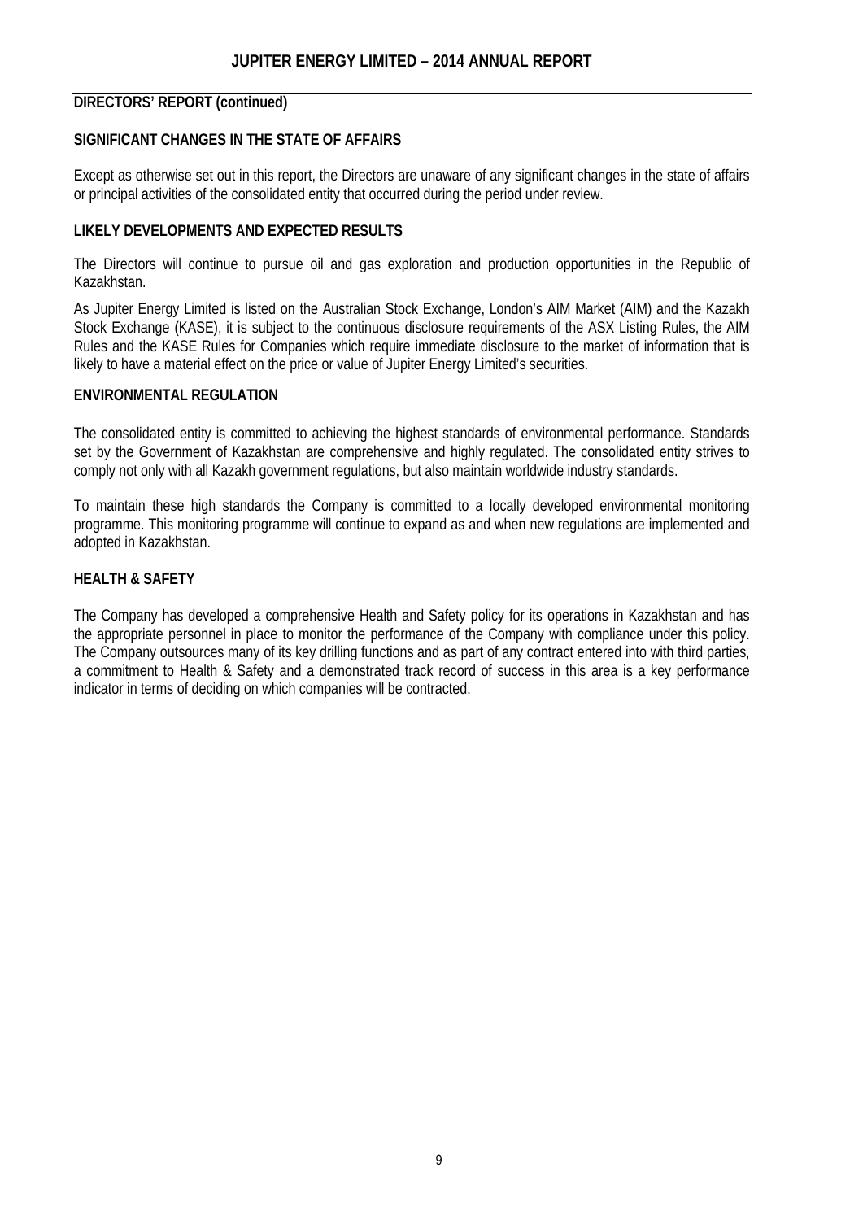**DIRECTORS' REPORT (continued)**

## SIGNIFICANT CHANGES IN THE STATE OF AFFAIRS

Except as otherwise set out in this report, the Directors are unaware of any significant changes in the state of affairs or principal activities of the consolidated entity that occurred during the period under review.

## LIKELY DEVELOPMENTS AND EXPECTED RESULTS

The Directors will continue to pursue oil and gas exploration and production opportunities in the Republic of Kazakhstan.

As Jupiter Energy Limited is listed on the Australian Stock Exchange, London's AIM Market (AIM) and the Kazakh Stock Exchange (KASE), it is subject to the continuous disclosure requirements of the ASX Listing Rules, the AIM Rules and the KASE Rules for Companies which require immediate disclosure to the market of information that is likely to have a material effect on the price or value of Jupiter Energy Limited's securities.

## ENVIRONMENTAL REGULATION

The consolidated entity is committed to achieving the highest standards of environmental performance. Standards set by the Government of Kazakhstan are comprehensive and highly regulated. The consolidated entity strives to comply not only with all Kazakh government regulations, but also maintain worldwide industry standards.

To maintain these high standards the Company is committed to a locally developed environmental monitoring programme. This monitoring programme will continue to expand as and when new regulations are implemented and adopted in Kazakhstan.

## HEALTH & SAFETY

The Company has developed a comprehensive Health and Safety policy for its operations in Kazakhstan and has the appropriate personnel in place to monitor the performance of the Company with compliance under this policy. The Company outsources many of its key drilling functions and as part of any contract entered into with third parties, a commitment to Health & Safety and a demonstrated track record of success in this area is a key performance indicator in terms of deciding on which companies will be contracted.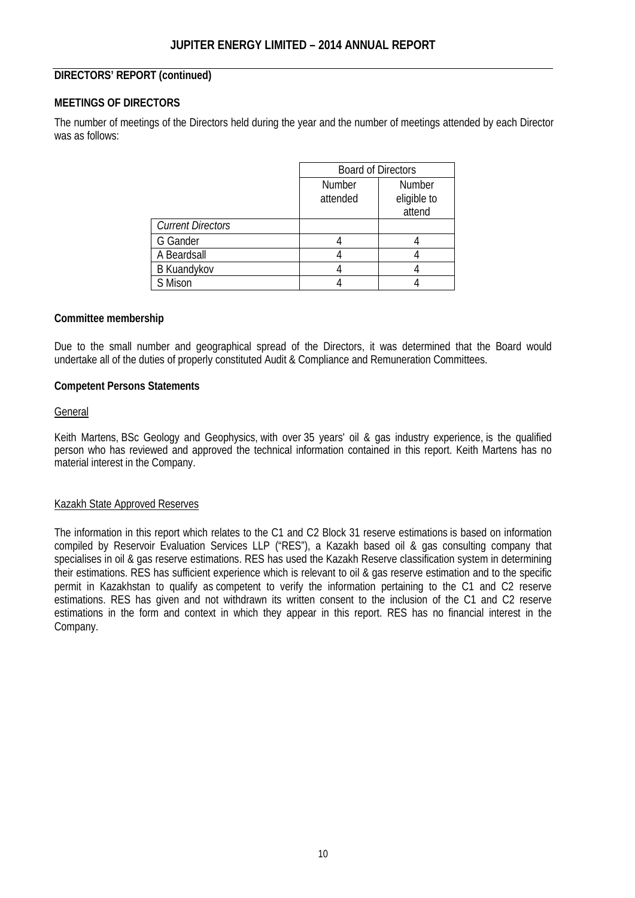## DIRECTORS' REPORT (continued)

### MEETINGS OF DIRECTORS

The number of meetings of the Directors held during the year and the number of meetings attended by each Director was as follows:

| | Board of Directors | |
|---|---|---|
| | Number attended | Number eligible to attend |
| *Current Directors* | | |
| G Gander | 4 | 4 |
| A Beardsall | 4 | 4 |
| B Kuandykov | 4 | 4 |
| S Mison | 4 | 4 |

### Committee membership

Due to the small number and geographical spread of the Directors, it was determined that the Board would undertake all of the duties of properly constituted Audit & Compliance and Remuneration Committees.

### Competent Persons Statements

General

Keith Martens, BSc Geology and Geophysics, with over 35 years' oil & gas industry experience, is the qualified person who has reviewed and approved the technical information contained in this report. Keith Martens has no material interest in the Company.

Kazakh State Approved Reserves

The information in this report which relates to the C1 and C2 Block 31 reserve estimations is based on information compiled by Reservoir Evaluation Services LLP ("RES"), a Kazakh based oil & gas consulting company that specialises in oil & gas reserve estimations. RES has used the Kazakh Reserve classification system in determining their estimations. RES has sufficient experience which is relevant to oil & gas reserve estimation and to the specific permit in Kazakhstan to qualify as competent to verify the information pertaining to the C1 and C2 reserve estimations. RES has given and not withdrawn its written consent to the inclusion of the C1 and C2 reserve estimations in the form and context in which they appear in this report. RES has no financial interest in the Company.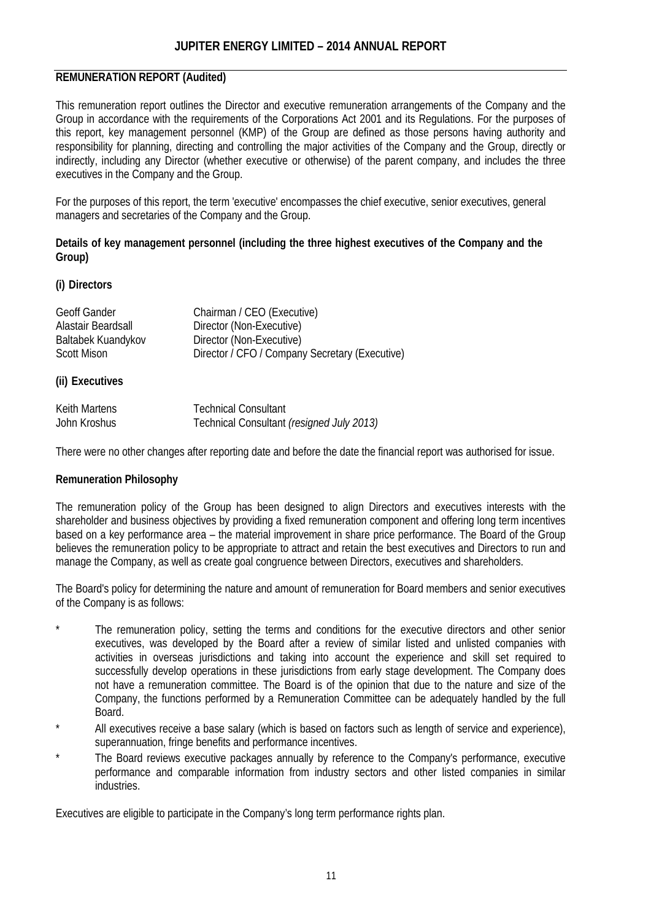## REMUNERATION REPORT (Audited)

This remuneration report outlines the Director and executive remuneration arrangements of the Company and the Group in accordance with the requirements of the Corporations Act 2001 and its Regulations. For the purposes of this report, key management personnel (KMP) of the Group are defined as those persons having authority and responsibility for planning, directing and controlling the major activities of the Company and the Group, directly or indirectly, including any Director (whether executive or otherwise) of the parent company, and includes the three executives in the Company and the Group.

For the purposes of this report, the term 'executive' encompasses the chief executive, senior executives, general managers and secretaries of the Company and the Group.

**Details of key management personnel (including the three highest executives of the Company and the Group)**

**(i) Directors**

| | |
|---|---|
| Geoff Gander | Chairman / CEO (Executive) |
| Alastair Beardsall | Director (Non-Executive) |
| Baltabek Kuandykov | Director (Non-Executive) |
| Scott Mison | Director / CFO / Company Secretary (Executive) |

**(ii) Executives**

| | |
|---|---|
| Keith Martens | Technical Consultant |
| John Kroshus | Technical Consultant *(resigned July 2013)* |

There were no other changes after reporting date and before the date the financial report was authorised for issue.

**Remuneration Philosophy**

The remuneration policy of the Group has been designed to align Directors and executives interests with the shareholder and business objectives by providing a fixed remuneration component and offering long term incentives based on a key performance area – the material improvement in share price performance. The Board of the Group believes the remuneration policy to be appropriate to attract and retain the best executives and Directors to run and manage the Company, as well as create goal congruence between Directors, executives and shareholders.

The Board's policy for determining the nature and amount of remuneration for Board members and senior executives of the Company is as follows:

\* The remuneration policy, setting the terms and conditions for the executive directors and other senior executives, was developed by the Board after a review of similar listed and unlisted companies with activities in overseas jurisdictions and taking into account the experience and skill set required to successfully develop operations in these jurisdictions from early stage development. The Company does not have a remuneration committee. The Board is of the opinion that due to the nature and size of the Company, the functions performed by a Remuneration Committee can be adequately handled by the full Board.

\* All executives receive a base salary (which is based on factors such as length of service and experience), superannuation, fringe benefits and performance incentives.

\* The Board reviews executive packages annually by reference to the Company's performance, executive performance and comparable information from industry sectors and other listed companies in similar industries.

Executives are eligible to participate in the Company's long term performance rights plan.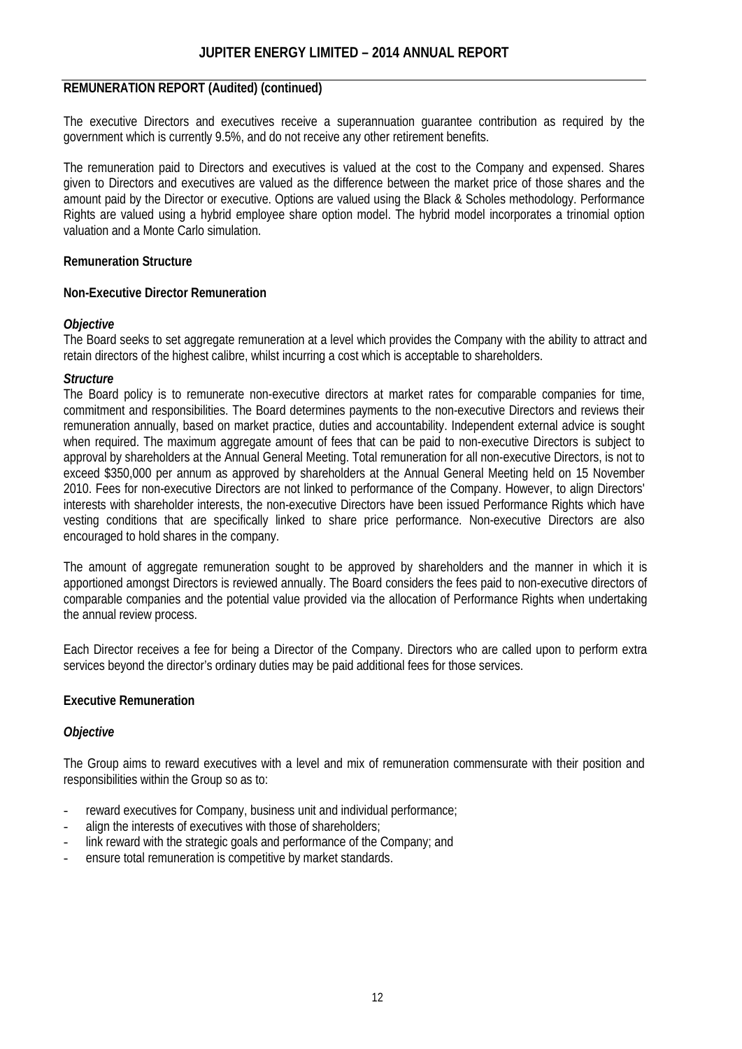## REMUNERATION REPORT (Audited) (continued)

The executive Directors and executives receive a superannuation guarantee contribution as required by the government which is currently 9.5%, and do not receive any other retirement benefits.

The remuneration paid to Directors and executives is valued at the cost to the Company and expensed. Shares given to Directors and executives are valued as the difference between the market price of those shares and the amount paid by the Director or executive. Options are valued using the Black & Scholes methodology. Performance Rights are valued using a hybrid employee share option model. The hybrid model incorporates a trinomial option valuation and a Monte Carlo simulation.

### Remuneration Structure

### Non-Executive Director Remuneration

***Objective***

The Board seeks to set aggregate remuneration at a level which provides the Company with the ability to attract and retain directors of the highest calibre, whilst incurring a cost which is acceptable to shareholders.

***Structure***

The Board policy is to remunerate non-executive directors at market rates for comparable companies for time, commitment and responsibilities. The Board determines payments to the non-executive Directors and reviews their remuneration annually, based on market practice, duties and accountability. Independent external advice is sought when required. The maximum aggregate amount of fees that can be paid to non-executive Directors is subject to approval by shareholders at the Annual General Meeting. Total remuneration for all non-executive Directors, is not to exceed $350,000 per annum as approved by shareholders at the Annual General Meeting held on 15 November 2010. Fees for non-executive Directors are not linked to performance of the Company. However, to align Directors' interests with shareholder interests, the non-executive Directors have been issued Performance Rights which have vesting conditions that are specifically linked to share price performance. Non-executive Directors are also encouraged to hold shares in the company.

The amount of aggregate remuneration sought to be approved by shareholders and the manner in which it is apportioned amongst Directors is reviewed annually. The Board considers the fees paid to non-executive directors of comparable companies and the potential value provided via the allocation of Performance Rights when undertaking the annual review process.

Each Director receives a fee for being a Director of the Company. Directors who are called upon to perform extra services beyond the director's ordinary duties may be paid additional fees for those services.

### Executive Remuneration

***Objective***

The Group aims to reward executives with a level and mix of remuneration commensurate with their position and responsibilities within the Group so as to:

- reward executives for Company, business unit and individual performance;
- align the interests of executives with those of shareholders;
- link reward with the strategic goals and performance of the Company; and
- ensure total remuneration is competitive by market standards.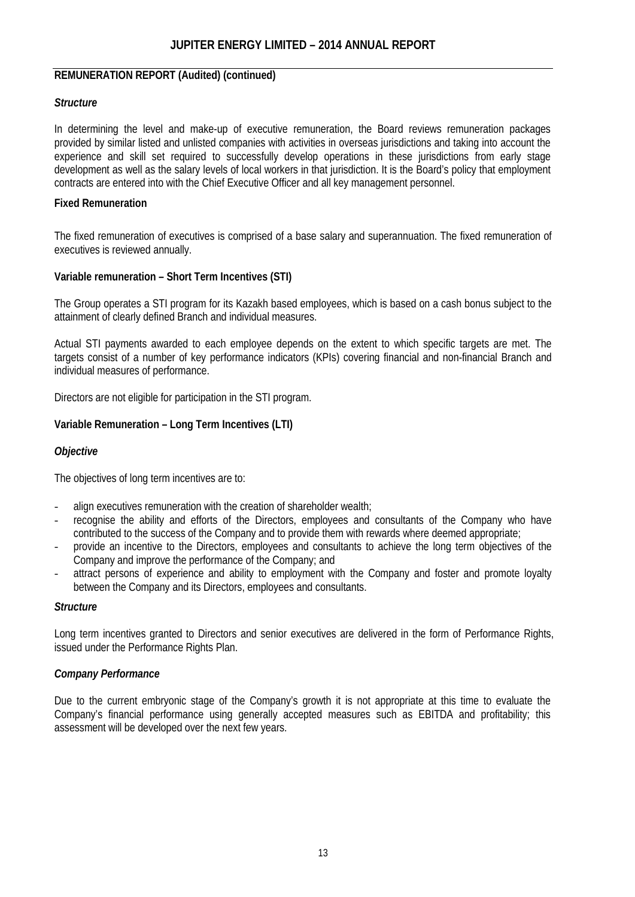## REMUNERATION REPORT (Audited) (continued)

### *Structure*

In determining the level and make-up of executive remuneration, the Board reviews remuneration packages provided by similar listed and unlisted companies with activities in overseas jurisdictions and taking into account the experience and skill set required to successfully develop operations in these jurisdictions from early stage development as well as the salary levels of local workers in that jurisdiction. It is the Board's policy that employment contracts are entered into with the Chief Executive Officer and all key management personnel.

### Fixed Remuneration

The fixed remuneration of executives is comprised of a base salary and superannuation. The fixed remuneration of executives is reviewed annually.

### Variable remuneration – Short Term Incentives (STI)

The Group operates a STI program for its Kazakh based employees, which is based on a cash bonus subject to the attainment of clearly defined Branch and individual measures.

Actual STI payments awarded to each employee depends on the extent to which specific targets are met. The targets consist of a number of key performance indicators (KPIs) covering financial and non-financial Branch and individual measures of performance.

Directors are not eligible for participation in the STI program.

### Variable Remuneration – Long Term Incentives (LTI)

### *Objective*

The objectives of long term incentives are to:

- align executives remuneration with the creation of shareholder wealth;
- recognise the ability and efforts of the Directors, employees and consultants of the Company who have contributed to the success of the Company and to provide them with rewards where deemed appropriate;
- provide an incentive to the Directors, employees and consultants to achieve the long term objectives of the Company and improve the performance of the Company; and
- attract persons of experience and ability to employment with the Company and foster and promote loyalty between the Company and its Directors, employees and consultants.

### *Structure*

Long term incentives granted to Directors and senior executives are delivered in the form of Performance Rights, issued under the Performance Rights Plan.

### *Company Performance*

Due to the current embryonic stage of the Company's growth it is not appropriate at this time to evaluate the Company's financial performance using generally accepted measures such as EBITDA and profitability; this assessment will be developed over the next few years.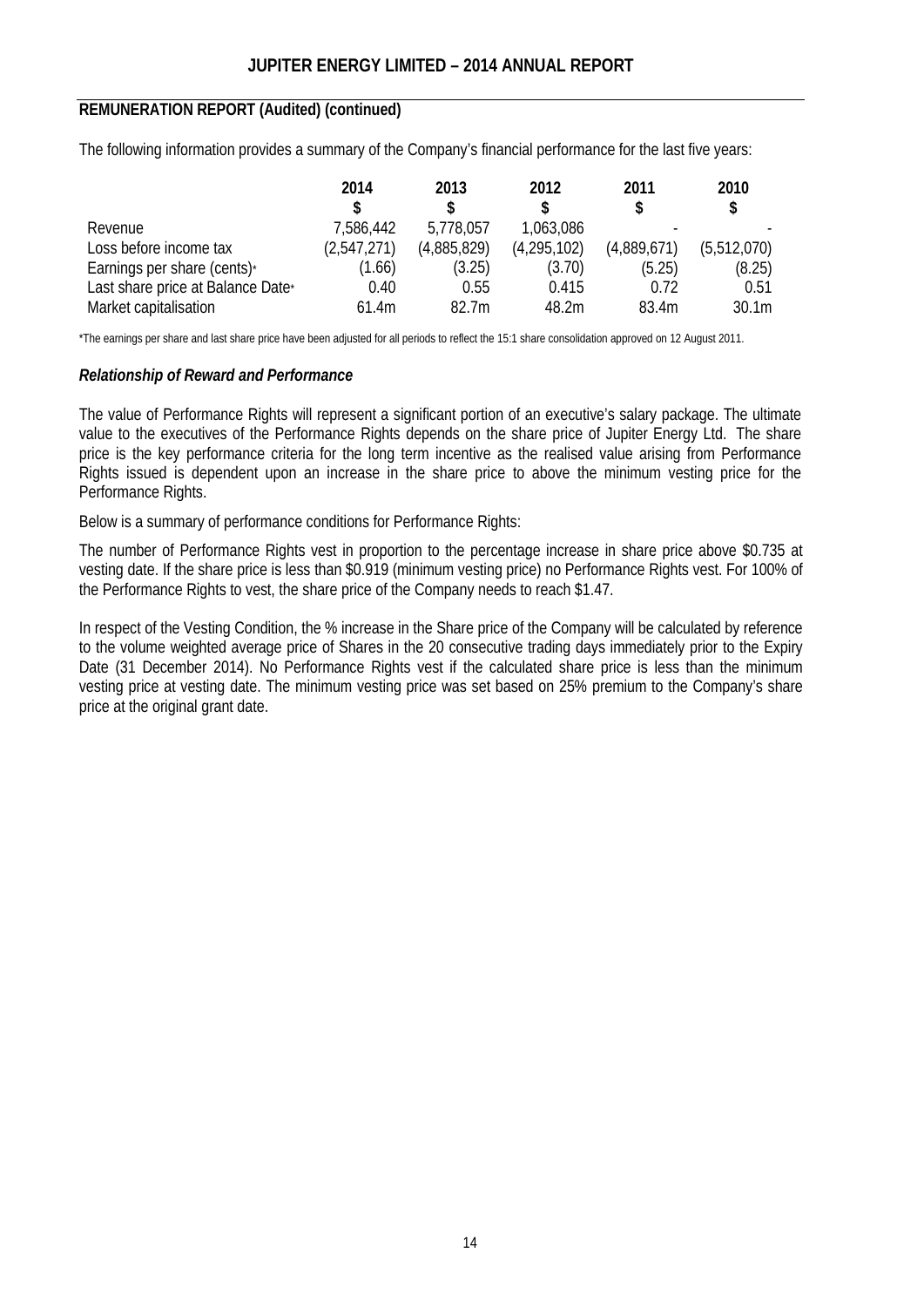## REMUNERATION REPORT (Audited) (continued)

The following information provides a summary of the Company's financial performance for the last five years:

| | 2014<br>$ | 2013<br>$ | 2012<br>$ | 2011<br>$ | 2010<br>$ |
|---|---|---|---|---|---|
| Revenue | 7,586,442 | 5,778,057 | 1,063,086 | - | - |
| Loss before income tax | (2,547,271) | (4,885,829) | (4,295,102) | (4,889,671) | (5,512,070) |
| Earnings per share (cents)* | (1.66) | (3.25) | (3.70) | (5.25) | (8.25) |
| Last share price at Balance Date* | 0.40 | 0.55 | 0.415 | 0.72 | 0.51 |
| Market capitalisation | 61.4m | 82.7m | 48.2m | 83.4m | 30.1m |

*The earnings per share and last share price have been adjusted for all periods to reflect the 15:1 share consolidation approved on 12 August 2011.

### *Relationship of Reward and Performance*

The value of Performance Rights will represent a significant portion of an executive's salary package. The ultimate value to the executives of the Performance Rights depends on the share price of Jupiter Energy Ltd. The share price is the key performance criteria for the long term incentive as the realised value arising from Performance Rights issued is dependent upon an increase in the share price to above the minimum vesting price for the Performance Rights.

Below is a summary of performance conditions for Performance Rights:

The number of Performance Rights vest in proportion to the percentage increase in share price above $0.735 at vesting date. If the share price is less than $0.919 (minimum vesting price) no Performance Rights vest. For 100% of the Performance Rights to vest, the share price of the Company needs to reach $1.47.

In respect of the Vesting Condition, the % increase in the Share price of the Company will be calculated by reference to the volume weighted average price of Shares in the 20 consecutive trading days immediately prior to the Expiry Date (31 December 2014). No Performance Rights vest if the calculated share price is less than the minimum vesting price at vesting date. The minimum vesting price was set based on 25% premium to the Company's share price at the original grant date.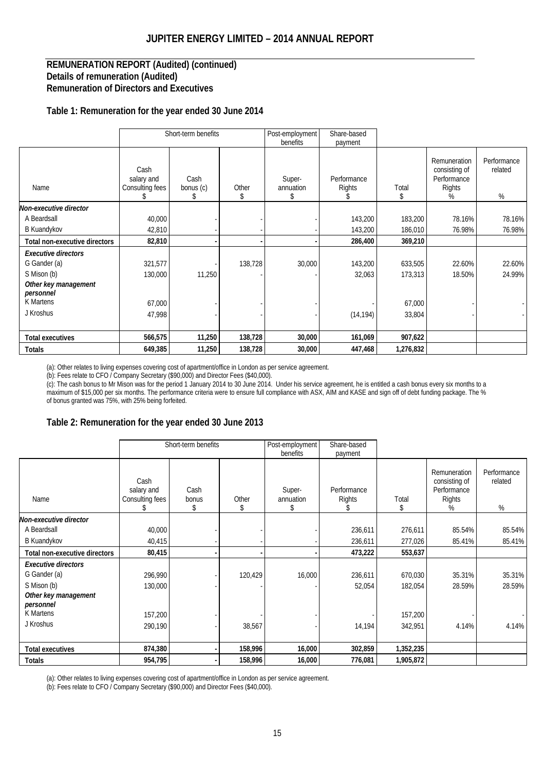## REMUNERATION REPORT (Audited) (continued)

**Details of remuneration (Audited)**

**Remuneration of Directors and Executives**

### Table 1: Remuneration for the year ended 30 June 2014

| | Short-term benefits | | | Post-employment benefits | Share-based payment | | | |
|---|---|---|---|---|---|---|---|---|
| Name | Cash salary and Consulting fees $ | Cash bonus (c) $ | Other $ | Super-annuation $ | Performance Rights $ | Total $ | Remuneration consisting of Performance Rights % | Performance related % |
| ***Non-executive director*** | | | | | | | | |
| A Beardsall | 40,000 | - | - | - | 143,200 | 183,200 | 78.16% | 78.16% |
| B Kuandykov | 42,810 | - | - | - | 143,200 | 186,010 | 76.98% | 76.98% |
| **Total non-executive directors** | **82,810** | **-** | **-** | **-** | **286,400** | **369,210** | | |
| ***Executive directors*** | | | | | | | | |
| G Gander (a) | 321,577 | - | 138,728 | 30,000 | 143,200 | 633,505 | 22.60% | 22.60% |
| S Mison (b) | 130,000 | 11,250 | - | - | 32,063 | 173,313 | 18.50% | 24.99% |
| ***Other key management personnel*** | | | | | | | | |
| K Martens | 67,000 | - | - | - | - | 67,000 | - | - |
| J Kroshus | 47,998 | - | - | - | (14,194) | 33,804 | - | - |
| **Total executives** | **566,575** | **11,250** | **138,728** | **30,000** | **161,069** | **907,622** | | |
| **Totals** | **649,385** | **11,250** | **138,728** | **30,000** | **447,468** | **1,276,832** | | |

(a): Other relates to living expenses covering cost of apartment/office in London as per service agreement.
(b): Fees relate to CFO / Company Secretary ($90,000) and Director Fees ($40,000).
(c): The cash bonus to Mr Mison was for the period 1 January 2014 to 30 June 2014. Under his service agreement, he is entitled a cash bonus every six months to a maximum of $15,000 per six months. The performance criteria were to ensure full compliance with ASX, AIM and KASE and sign off of debt funding package. The % of bonus granted was 75%, with 25% being forfeited.

### Table 2: Remuneration for the year ended 30 June 2013

| | Short-term benefits | | | Post-employment benefits | Share-based payment | | | |
|---|---|---|---|---|---|---|---|---|
| Name | Cash salary and Consulting fees $ | Cash bonus $ | Other $ | Super-annuation $ | Performance Rights $ | Total $ | Remuneration consisting of Performance Rights % | Performance related % |
| ***Non-executive director*** | | | | | | | | |
| A Beardsall | 40,000 | - | - | - | 236,611 | 276,611 | 85.54% | 85.54% |
| B Kuandykov | 40,415 | - | - | - | 236,611 | 277,026 | 85.41% | 85.41% |
| **Total non-executive directors** | **80,415** | **-** | **-** | **-** | **473,222** | **553,637** | | |
| ***Executive directors*** | | | | | | | | |
| G Gander (a) | 296,990 | - | 120,429 | 16,000 | 236,611 | 670,030 | 35.31% | 35.31% |
| S Mison (b) | 130,000 | - | - | - | 52,054 | 182,054 | 28.59% | 28.59% |
| ***Other key management personnel*** | | | | | | | | |
| K Martens | 157,200 | - | - | - | - | 157,200 | - | - |
| J Kroshus | 290,190 | - | 38,567 | - | 14,194 | 342,951 | 4.14% | 4.14% |
| **Total executives** | **874,380** | **-** | **158,996** | **16,000** | **302,859** | **1,352,235** | | |
| **Totals** | **954,795** | **-** | **158,996** | **16,000** | **776,081** | **1,905,872** | | |

(a): Other relates to living expenses covering cost of apartment/office in London as per service agreement.
(b): Fees relate to CFO / Company Secretary ($90,000) and Director Fees ($40,000).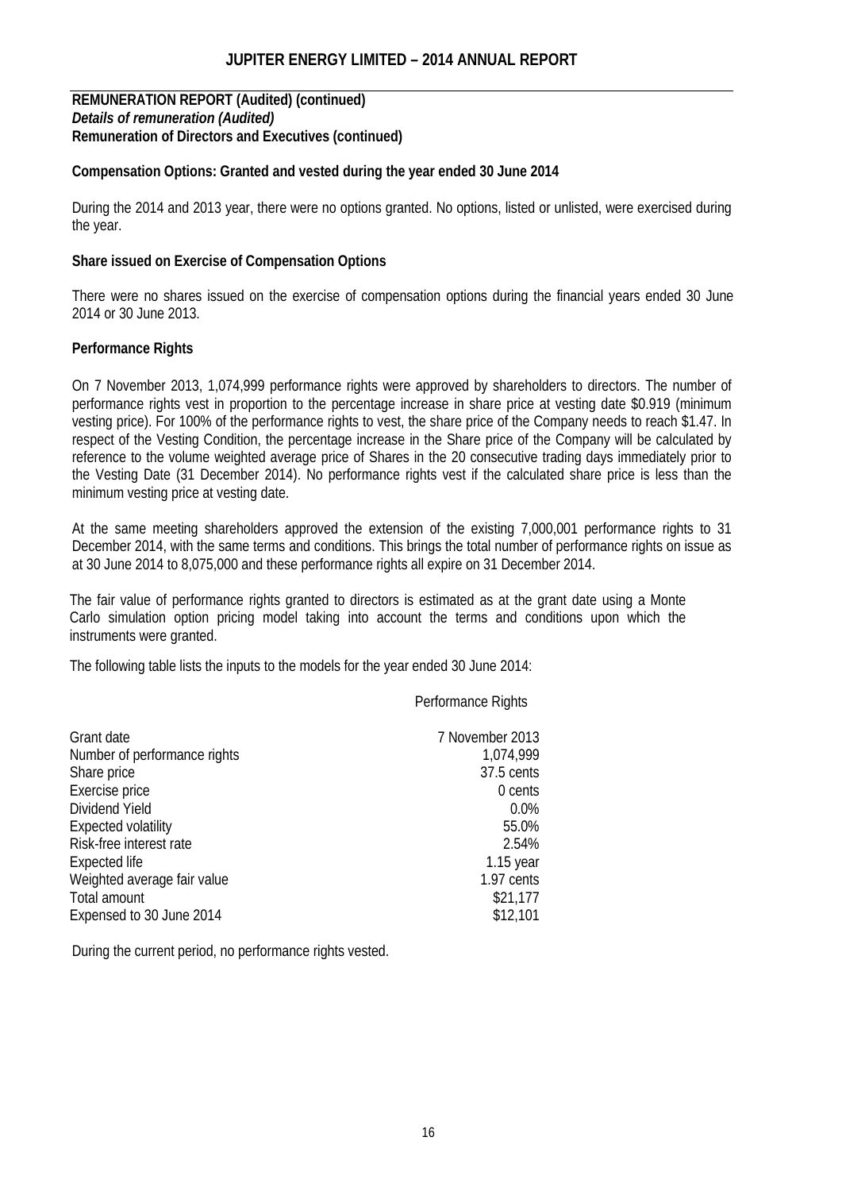**REMUNERATION REPORT (Audited) (continued)**
***Details of remuneration (Audited)***
**Remuneration of Directors and Executives (continued)**

**Compensation Options: Granted and vested during the year ended 30 June 2014**

During the 2014 and 2013 year, there were no options granted. No options, listed or unlisted, were exercised during the year.

**Share issued on Exercise of Compensation Options**

There were no shares issued on the exercise of compensation options during the financial years ended 30 June 2014 or 30 June 2013.

**Performance Rights**

On 7 November 2013, 1,074,999 performance rights were approved by shareholders to directors. The number of performance rights vest in proportion to the percentage increase in share price at vesting date \$0.919 (minimum vesting price). For 100% of the performance rights to vest, the share price of the Company needs to reach \$1.47. In respect of the Vesting Condition, the percentage increase in the Share price of the Company will be calculated by reference to the volume weighted average price of Shares in the 20 consecutive trading days immediately prior to the Vesting Date (31 December 2014). No performance rights vest if the calculated share price is less than the minimum vesting price at vesting date.

At the same meeting shareholders approved the extension of the existing 7,000,001 performance rights to 31 December 2014, with the same terms and conditions. This brings the total number of performance rights on issue as at 30 June 2014 to 8,075,000 and these performance rights all expire on 31 December 2014.

The fair value of performance rights granted to directors is estimated as at the grant date using a Monte Carlo simulation option pricing model taking into account the terms and conditions upon which the instruments were granted.

The following table lists the inputs to the models for the year ended 30 June 2014:

| | Performance Rights |
|---|---|
| Grant date | 7 November 2013 |
| Number of performance rights | 1,074,999 |
| Share price | 37.5 cents |
| Exercise price | 0 cents |
| Dividend Yield | 0.0% |
| Expected volatility | 55.0% |
| Risk-free interest rate | 2.54% |
| Expected life | 1.15 year |
| Weighted average fair value | 1.97 cents |
| Total amount | \$21,177 |
| Expensed to 30 June 2014 | \$12,101 |

During the current period, no performance rights vested.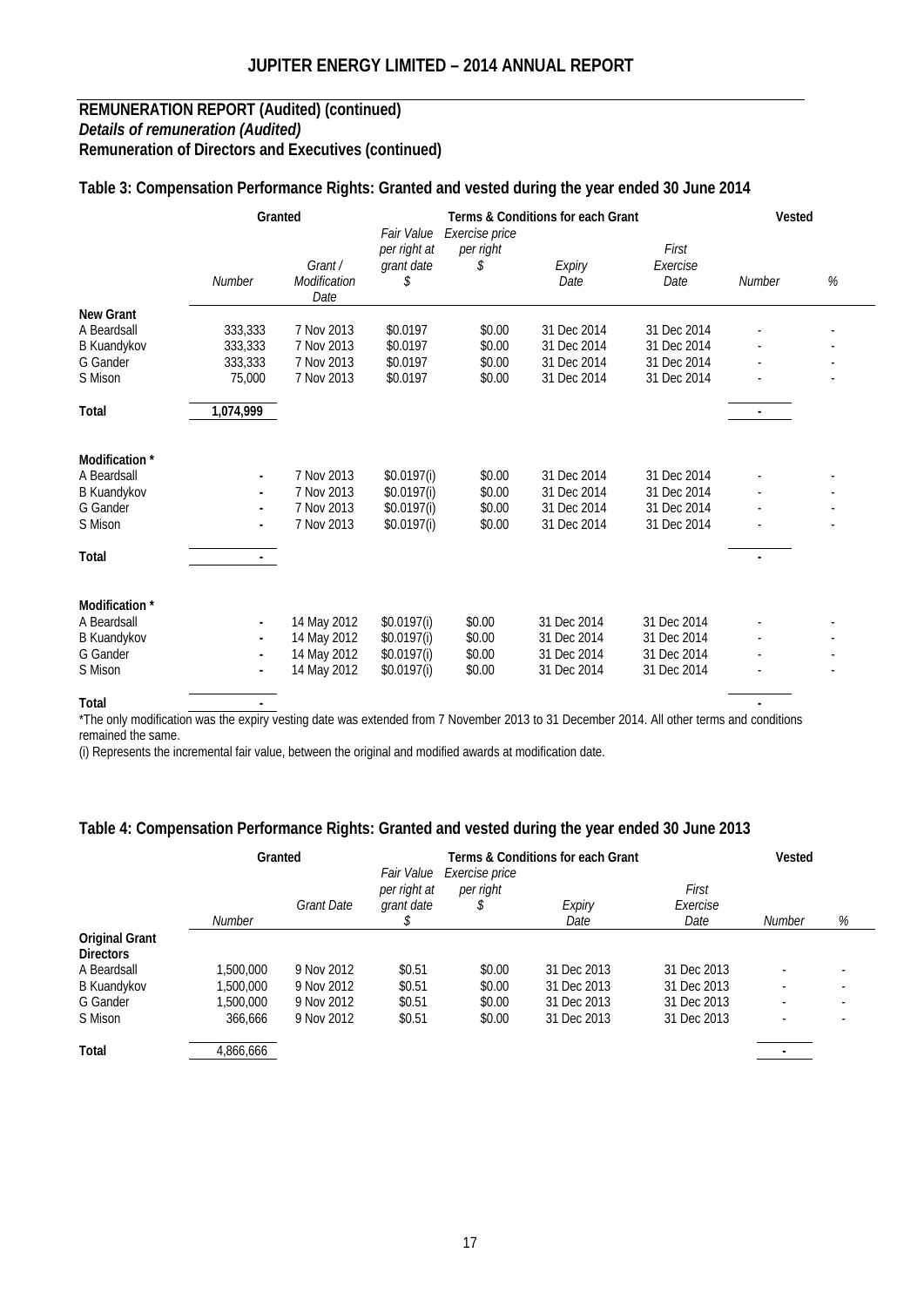## REMUNERATION REPORT (Audited) (continued)

***Details of remuneration (Audited)***

**Remuneration of Directors and Executives (continued)**

### Table 3: Compensation Performance Rights: Granted and vested during the year ended 30 June 2014

| | Granted | | Terms & Conditions for each Grant | | | | | Vested | |
|---|---|---|---|---|---|---|---|---|---|
| | *Number* | *Grant / Modification Date* | *Fair Value per right at grant date $* | *Exercise price per right $* | *Expiry Date* | *First Exercise Date* | | *Number* | *%* |
| **New Grant** | | | | | | | | | |
| A Beardsall | 333,333 | 7 Nov 2013 | \$0.0197 | \$0.00 | 31 Dec 2014 | 31 Dec 2014 | | - | - |
| B Kuandykov | 333,333 | 7 Nov 2013 | \$0.0197 | \$0.00 | 31 Dec 2014 | 31 Dec 2014 | | - | - |
| G Gander | 333,333 | 7 Nov 2013 | \$0.0197 | \$0.00 | 31 Dec 2014 | 31 Dec 2014 | | - | - |
| S Mison | 75,000 | 7 Nov 2013 | \$0.0197 | \$0.00 | 31 Dec 2014 | 31 Dec 2014 | | - | - |
| **Total** | **1,074,999** | | | | | | | - | |
| **Modification *** | | | | | | | | | |
| A Beardsall | - | 7 Nov 2013 | \$0.0197(i) | \$0.00 | 31 Dec 2014 | 31 Dec 2014 | | - | - |
| B Kuandykov | - | 7 Nov 2013 | \$0.0197(i) | \$0.00 | 31 Dec 2014 | 31 Dec 2014 | | - | - |
| G Gander | - | 7 Nov 2013 | \$0.0197(i) | \$0.00 | 31 Dec 2014 | 31 Dec 2014 | | - | - |
| S Mison | - | 7 Nov 2013 | \$0.0197(i) | \$0.00 | 31 Dec 2014 | 31 Dec 2014 | | - | - |
| **Total** | - | | | | | | | - | |
| **Modification *** | | | | | | | | | |
| A Beardsall | - | 14 May 2012 | \$0.0197(i) | \$0.00 | 31 Dec 2014 | 31 Dec 2014 | | - | - |
| B Kuandykov | - | 14 May 2012 | \$0.0197(i) | \$0.00 | 31 Dec 2014 | 31 Dec 2014 | | - | - |
| G Gander | - | 14 May 2012 | \$0.0197(i) | \$0.00 | 31 Dec 2014 | 31 Dec 2014 | | - | - |
| S Mison | - | 14 May 2012 | \$0.0197(i) | \$0.00 | 31 Dec 2014 | 31 Dec 2014 | | - | - |
| **Total** | - | | | | | | | - | |

*The only modification was the expiry vesting date was extended from 7 November 2013 to 31 December 2014. All other terms and conditions remained the same.

(i) Represents the incremental fair value, between the original and modified awards at modification date.

### Table 4: Compensation Performance Rights: Granted and vested during the year ended 30 June 2013

| | Granted | | Terms & Conditions for each Grant | | | | Vested | |
|---|---|---|---|---|---|---|---|---|
| | *Number* | *Grant Date* | *Fair Value per right at grant date $* | *Exercise price per right $* | *Expiry Date* | *First Exercise Date* | *Number* | *%* |
| **Original Grant Directors** | | | | | | | | |
| A Beardsall | 1,500,000 | 9 Nov 2012 | \$0.51 | \$0.00 | 31 Dec 2013 | 31 Dec 2013 | - | - |
| B Kuandykov | 1,500,000 | 9 Nov 2012 | \$0.51 | \$0.00 | 31 Dec 2013 | 31 Dec 2013 | - | - |
| G Gander | 1,500,000 | 9 Nov 2012 | \$0.51 | \$0.00 | 31 Dec 2013 | 31 Dec 2013 | - | - |
| S Mison | 366,666 | 9 Nov 2012 | \$0.51 | \$0.00 | 31 Dec 2013 | 31 Dec 2013 | - | - |
| **Total** | 4,866,666 | | | | | | - | |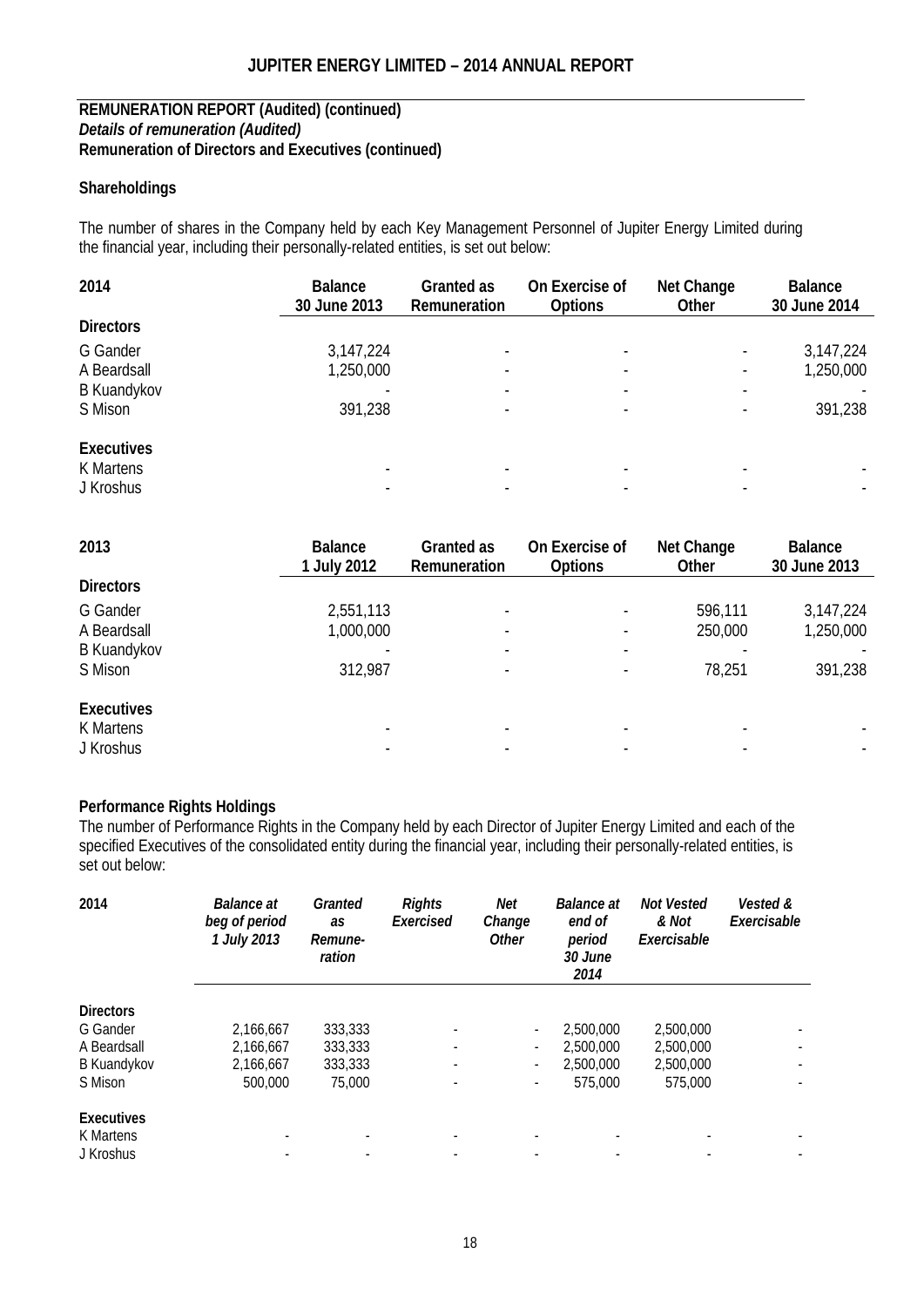## REMUNERATION REPORT (Audited) (continued)

***Details of remuneration (Audited)***

**Remuneration of Directors and Executives (continued)**

### Shareholdings

The number of shares in the Company held by each Key Management Personnel of Jupiter Energy Limited during the financial year, including their personally-related entities, is set out below:

| 2014 | Balance 30 June 2013 | Granted as Remuneration | On Exercise of Options | Net Change Other | Balance 30 June 2014 |
|---|---|---|---|---|---|
| **Directors** | | | | | |
| G Gander | 3,147,224 | - | - | - | 3,147,224 |
| A Beardsall | 1,250,000 | - | - | - | 1,250,000 |
| B Kuandykov | - | - | - | - | - |
| S Mison | 391,238 | - | - | - | 391,238 |
| **Executives** | | | | | |
| K Martens | - | - | - | - | - |
| J Kroshus | - | - | - | - | - |

| 2013 | Balance 1 July 2012 | Granted as Remuneration | On Exercise of Options | Net Change Other | Balance 30 June 2013 |
|---|---|---|---|---|---|
| **Directors** | | | | | |
| G Gander | 2,551,113 | - | - | 596,111 | 3,147,224 |
| A Beardsall | 1,000,000 | - | - | 250,000 | 1,250,000 |
| B Kuandykov | - | - | - | - | - |
| S Mison | 312,987 | - | - | 78,251 | 391,238 |
| **Executives** | | | | | |
| K Martens | - | - | - | - | - |
| J Kroshus | - | - | - | - | - |

### Performance Rights Holdings

The number of Performance Rights in the Company held by each Director of Jupiter Energy Limited and each of the specified Executives of the consolidated entity during the financial year, including their personally-related entities, is set out below:

| 2014 | *Balance at beg of period 1 July 2013* | *Granted as Remune-ration* | *Rights Exercised* | *Net Change Other* | *Balance at end of period 30 June 2014* | *Not Vested & Not Exercisable* | *Vested & Exercisable* |
|---|---|---|---|---|---|---|---|
| **Directors** | | | | | | | |
| G Gander | 2,166,667 | 333,333 | - | - | 2,500,000 | 2,500,000 | - |
| A Beardsall | 2,166,667 | 333,333 | - | - | 2,500,000 | 2,500,000 | - |
| B Kuandykov | 2,166,667 | 333,333 | - | - | 2,500,000 | 2,500,000 | - |
| S Mison | 500,000 | 75,000 | - | - | 575,000 | 575,000 | - |
| **Executives** | | | | | | | |
| K Martens | - | - | - | - | - | - | - |
| J Kroshus | - | - | - | - | - | - | - |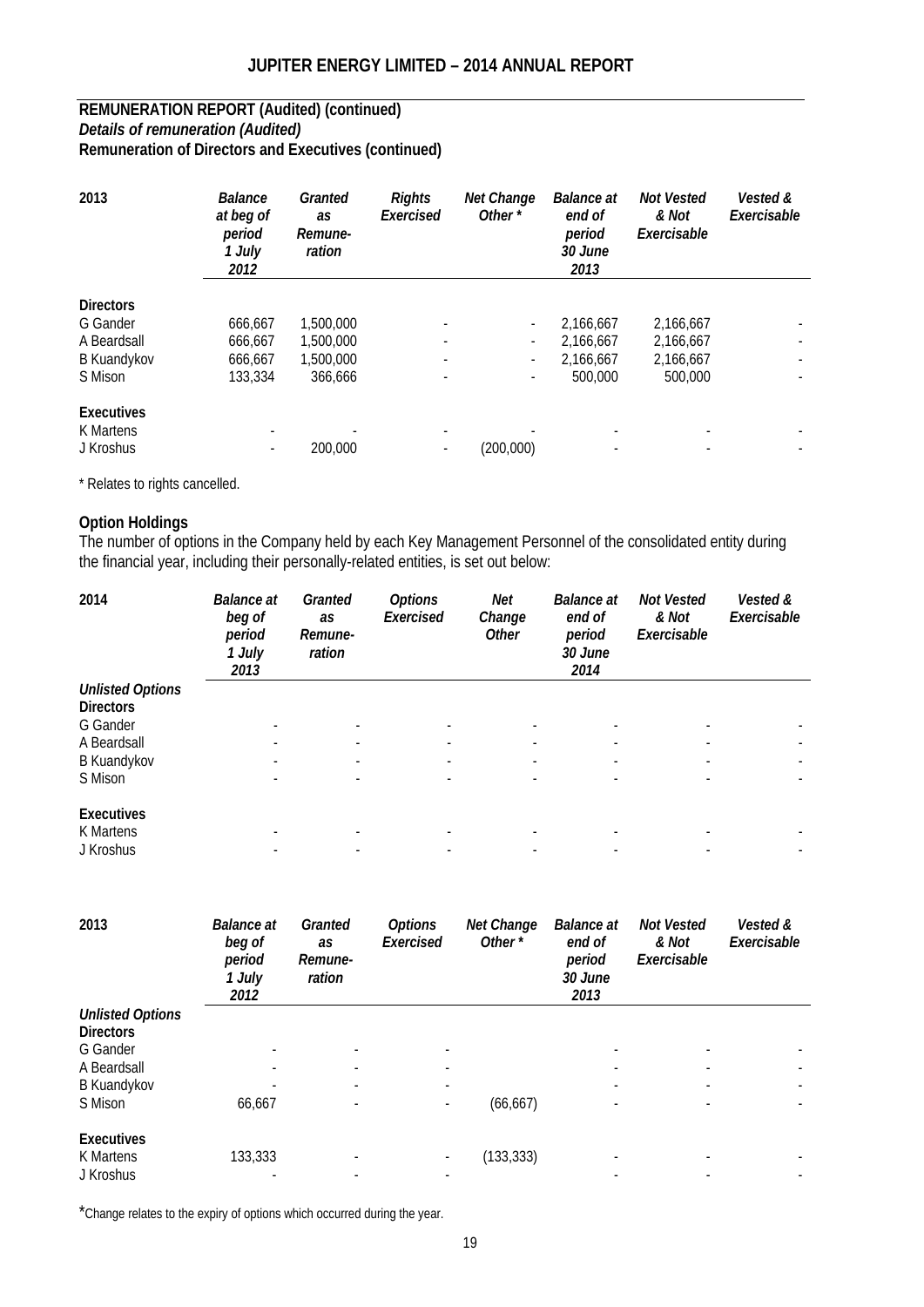## REMUNERATION REPORT (Audited) (continued)

***Details of remuneration (Audited)***

**Remuneration of Directors and Executives (continued)**

| 2013 | *Balance at beg of period 1 July 2012* | *Granted as Remune-ration* | *Rights Exercised* | *Net Change Other ** | *Balance at end of period 30 June 2013* | *Not Vested & Not Exercisable* | *Vested & Exercisable* |
|---|---|---|---|---|---|---|---|
| **Directors** | | | | | | | |
| G Gander | 666,667 | 1,500,000 | - | - | 2,166,667 | 2,166,667 | - |
| A Beardsall | 666,667 | 1,500,000 | - | - | 2,166,667 | 2,166,667 | - |
| B Kuandykov | 666,667 | 1,500,000 | - | - | 2,166,667 | 2,166,667 | - |
| S Mison | 133,334 | 366,666 | - | - | 500,000 | 500,000 | - |
| **Executives** | | | | | | | |
| K Martens | - | - | - | - | - | - | - |
| J Kroshus | - | 200,000 | - | (200,000) | - | - | - |

\* Relates to rights cancelled.

### Option Holdings

The number of options in the Company held by each Key Management Personnel of the consolidated entity during the financial year, including their personally-related entities, is set out below:

| 2014 | *Balance at beg of period 1 July 2013* | *Granted as Remune-ration* | *Options Exercised* | *Net Change Other* | *Balance at end of period 30 June 2014* | *Not Vested & Not Exercisable* | *Vested & Exercisable* |
|---|---|---|---|---|---|---|---|
| ***Unlisted Options*** | | | | | | | |
| **Directors** | | | | | | | |
| G Gander | - | - | - | - | - | - | - |
| A Beardsall | - | - | - | - | - | - | - |
| B Kuandykov | - | - | - | - | - | - | - |
| S Mison | - | - | - | - | - | - | - |
| **Executives** | | | | | | | |
| K Martens | - | - | - | - | - | - | - |
| J Kroshus | - | - | - | - | - | - | - |

| 2013 | *Balance at beg of period 1 July 2012* | *Granted as Remune-ration* | *Options Exercised* | *Net Change Other ** | *Balance at end of period 30 June 2013* | *Not Vested & Not Exercisable* | *Vested & Exercisable* |
|---|---|---|---|---|---|---|---|
| ***Unlisted Options*** | | | | | | | |
| **Directors** | | | | | | | |
| G Gander | - | - | - | | - | - | - |
| A Beardsall | - | - | - | | - | - | - |
| B Kuandykov | - | - | - | | - | - | - |
| S Mison | 66,667 | - | - | (66,667) | - | - | - |
| **Executives** | | | | | | | |
| K Martens | 133,333 | - | - | (133,333) | - | - | - |
| J Kroshus | - | - | - | | - | - | - |

\*Change relates to the expiry of options which occurred during the year.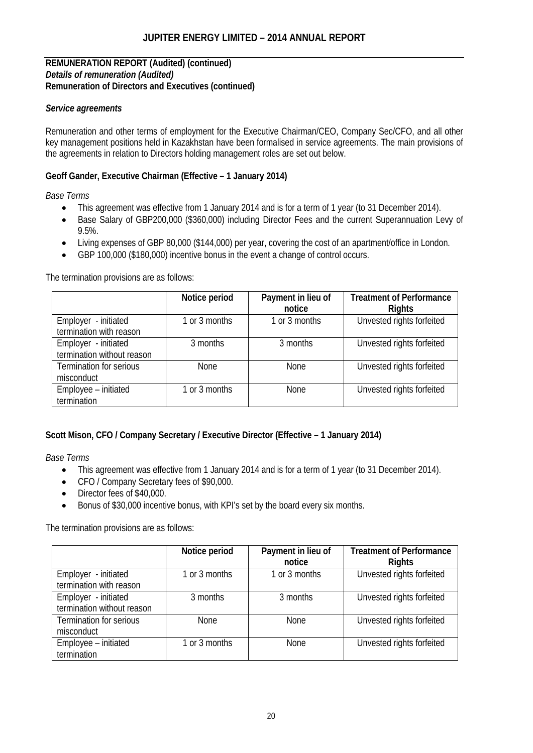**REMUNERATION REPORT (Audited) (continued)**
***Details of remuneration (Audited)***
**Remuneration of Directors and Executives (continued)**

***Service agreements***

Remuneration and other terms of employment for the Executive Chairman/CEO, Company Sec/CFO, and all other key management positions held in Kazakhstan have been formalised in service agreements. The main provisions of the agreements in relation to Directors holding management roles are set out below.

**Geoff Gander, Executive Chairman (Effective – 1 January 2014)**

*Base Terms*

- This agreement was effective from 1 January 2014 and is for a term of 1 year (to 31 December 2014).
- Base Salary of GBP200,000 ($360,000) including Director Fees and the current Superannuation Levy of 9.5%.
- Living expenses of GBP 80,000 ($144,000) per year, covering the cost of an apartment/office in London.
- GBP 100,000 ($180,000) incentive bonus in the event a change of control occurs.

The termination provisions are as follows:

| | Notice period | Payment in lieu of notice | Treatment of Performance Rights |
|---|---|---|---|
| Employer - initiated termination with reason | 1 or 3 months | 1 or 3 months | Unvested rights forfeited |
| Employer - initiated termination without reason | 3 months | 3 months | Unvested rights forfeited |
| Termination for serious misconduct | None | None | Unvested rights forfeited |
| Employee – initiated termination | 1 or 3 months | None | Unvested rights forfeited |

**Scott Mison, CFO / Company Secretary / Executive Director (Effective – 1 January 2014)**

*Base Terms*

- This agreement was effective from 1 January 2014 and is for a term of 1 year (to 31 December 2014).
- CFO / Company Secretary fees of $90,000.
- Director fees of $40,000.
- Bonus of $30,000 incentive bonus, with KPI's set by the board every six months.

The termination provisions are as follows:

| | Notice period | Payment in lieu of notice | Treatment of Performance Rights |
|---|---|---|---|
| Employer - initiated termination with reason | 1 or 3 months | 1 or 3 months | Unvested rights forfeited |
| Employer - initiated termination without reason | 3 months | 3 months | Unvested rights forfeited |
| Termination for serious misconduct | None | None | Unvested rights forfeited |
| Employee – initiated termination | 1 or 3 months | None | Unvested rights forfeited |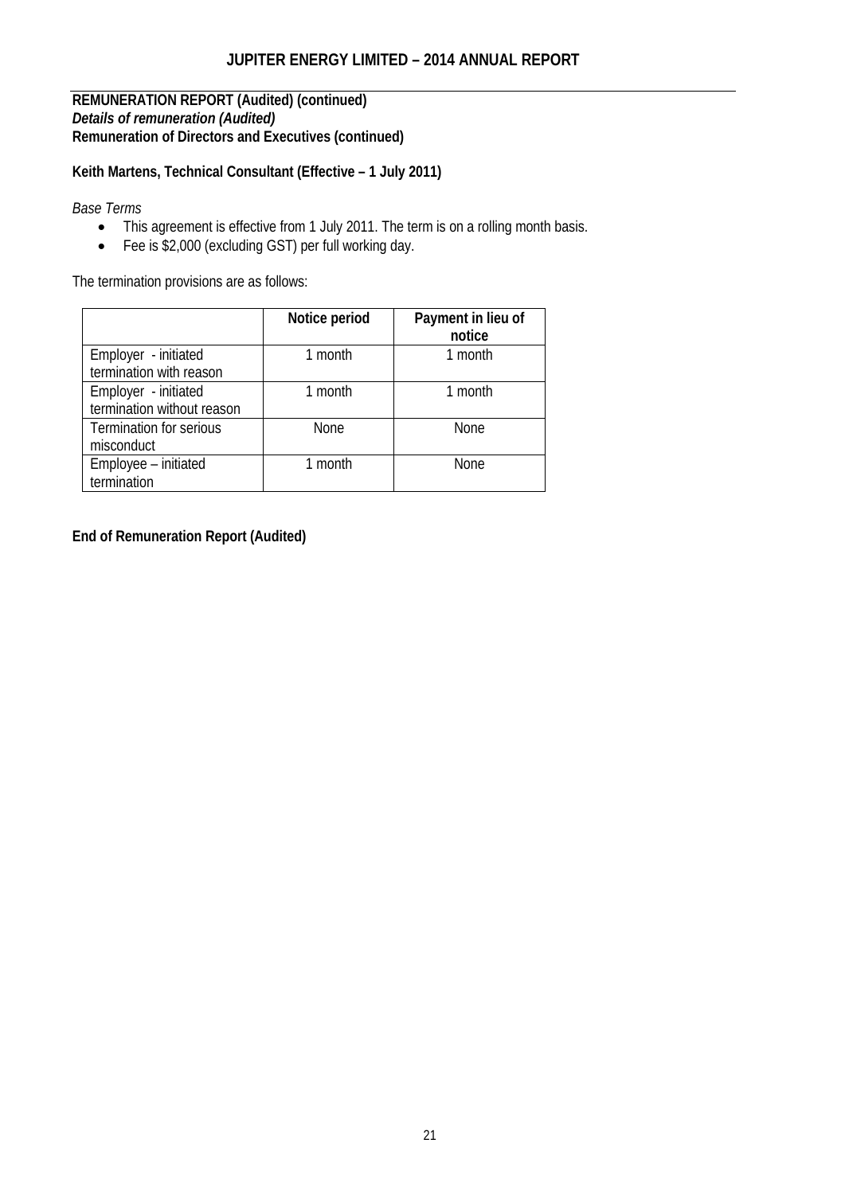**REMUNERATION REPORT (Audited) (continued)**
***Details of remuneration (Audited)***
**Remuneration of Directors and Executives (continued)**

**Keith Martens, Technical Consultant (Effective – 1 July 2011)**

*Base Terms*

- This agreement is effective from 1 July 2011. The term is on a rolling month basis.
- Fee is $2,000 (excluding GST) per full working day.

The termination provisions are as follows:

| | Notice period | Payment in lieu of notice |
|---|---|---|
| Employer - initiated termination with reason | 1 month | 1 month |
| Employer - initiated termination without reason | 1 month | 1 month |
| Termination for serious misconduct | None | None |
| Employee – initiated termination | 1 month | None |

**End of Remuneration Report (Audited)**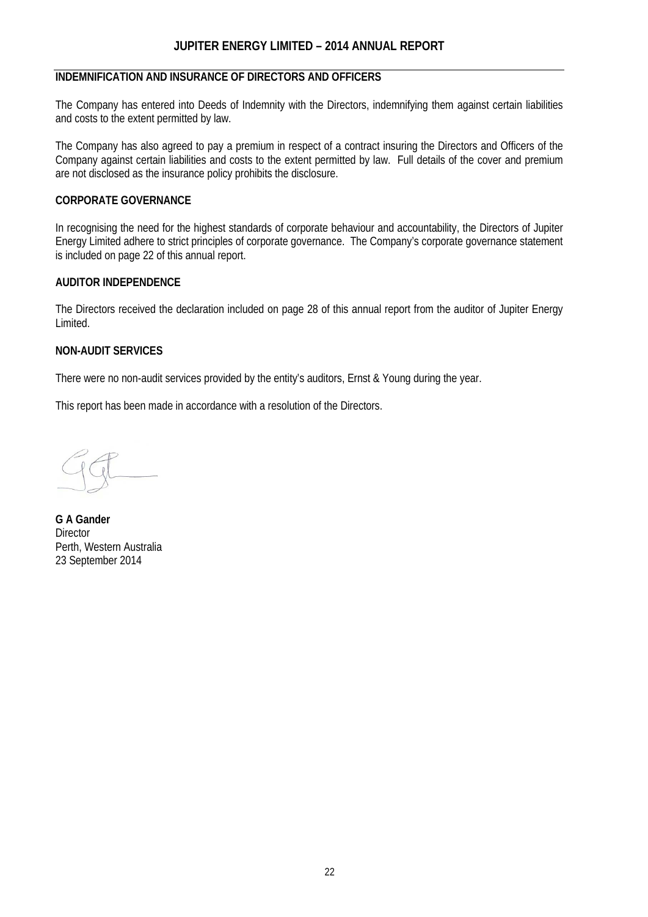## INDEMNIFICATION AND INSURANCE OF DIRECTORS AND OFFICERS

The Company has entered into Deeds of Indemnity with the Directors, indemnifying them against certain liabilities and costs to the extent permitted by law.

The Company has also agreed to pay a premium in respect of a contract insuring the Directors and Officers of the Company against certain liabilities and costs to the extent permitted by law. Full details of the cover and premium are not disclosed as the insurance policy prohibits the disclosure.

## CORPORATE GOVERNANCE

In recognising the need for the highest standards of corporate behaviour and accountability, the Directors of Jupiter Energy Limited adhere to strict principles of corporate governance. The Company's corporate governance statement is included on page 22 of this annual report.

## AUDITOR INDEPENDENCE

The Directors received the declaration included on page 28 of this annual report from the auditor of Jupiter Energy Limited.

## NON-AUDIT SERVICES

There were no non-audit services provided by the entity's auditors, Ernst & Young during the year.

This report has been made in accordance with a resolution of the Directors.

**G A Gander**
Director
Perth, Western Australia
23 September 2014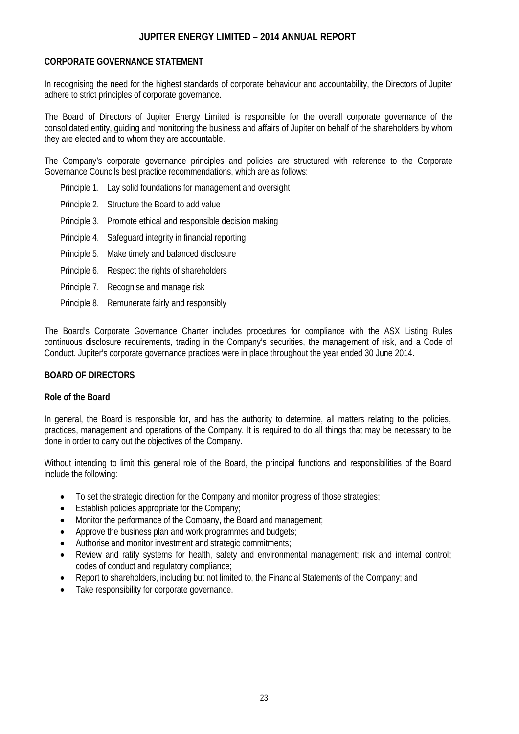## CORPORATE GOVERNANCE STATEMENT

In recognising the need for the highest standards of corporate behaviour and accountability, the Directors of Jupiter adhere to strict principles of corporate governance.

The Board of Directors of Jupiter Energy Limited is responsible for the overall corporate governance of the consolidated entity, guiding and monitoring the business and affairs of Jupiter on behalf of the shareholders by whom they are elected and to whom they are accountable.

The Company's corporate governance principles and policies are structured with reference to the Corporate Governance Councils best practice recommendations, which are as follows:

- Principle 1. Lay solid foundations for management and oversight
- Principle 2. Structure the Board to add value
- Principle 3. Promote ethical and responsible decision making
- Principle 4. Safeguard integrity in financial reporting
- Principle 5. Make timely and balanced disclosure
- Principle 6. Respect the rights of shareholders
- Principle 7. Recognise and manage risk
- Principle 8. Remunerate fairly and responsibly

The Board's Corporate Governance Charter includes procedures for compliance with the ASX Listing Rules continuous disclosure requirements, trading in the Company's securities, the management of risk, and a Code of Conduct. Jupiter's corporate governance practices were in place throughout the year ended 30 June 2014.

## BOARD OF DIRECTORS

### Role of the Board

In general, the Board is responsible for, and has the authority to determine, all matters relating to the policies, practices, management and operations of the Company. It is required to do all things that may be necessary to be done in order to carry out the objectives of the Company.

Without intending to limit this general role of the Board, the principal functions and responsibilities of the Board include the following:

- To set the strategic direction for the Company and monitor progress of those strategies;
- Establish policies appropriate for the Company;
- Monitor the performance of the Company, the Board and management;
- Approve the business plan and work programmes and budgets;
- Authorise and monitor investment and strategic commitments;
- Review and ratify systems for health, safety and environmental management; risk and internal control; codes of conduct and regulatory compliance;
- Report to shareholders, including but not limited to, the Financial Statements of the Company; and
- Take responsibility for corporate governance.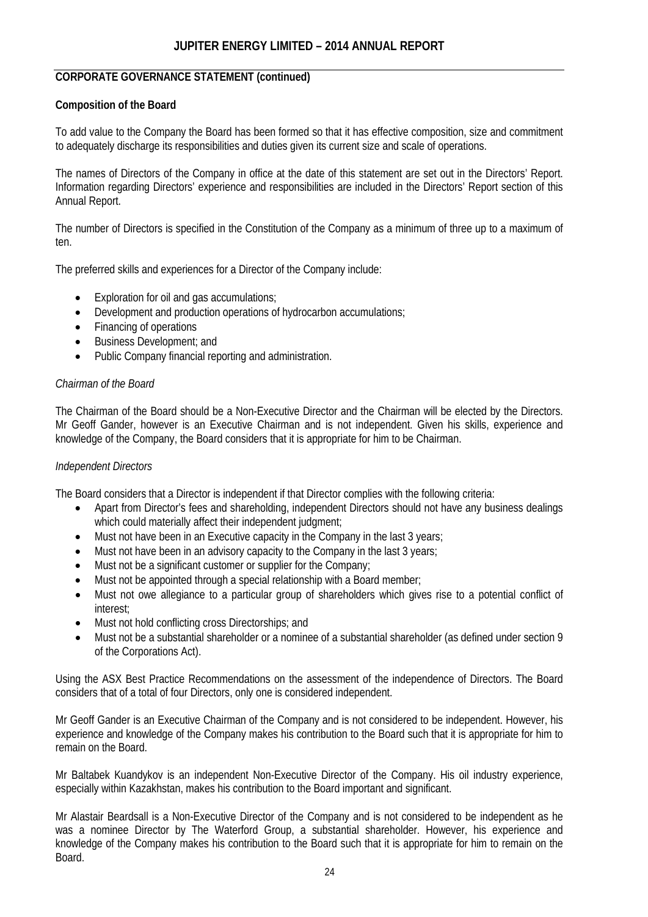## CORPORATE GOVERNANCE STATEMENT (continued)

### Composition of the Board

To add value to the Company the Board has been formed so that it has effective composition, size and commitment to adequately discharge its responsibilities and duties given its current size and scale of operations.

The names of Directors of the Company in office at the date of this statement are set out in the Directors' Report. Information regarding Directors' experience and responsibilities are included in the Directors' Report section of this Annual Report.

The number of Directors is specified in the Constitution of the Company as a minimum of three up to a maximum of ten.

The preferred skills and experiences for a Director of the Company include:

- Exploration for oil and gas accumulations;
- Development and production operations of hydrocarbon accumulations;
- Financing of operations
- Business Development; and
- Public Company financial reporting and administration.

*Chairman of the Board*

The Chairman of the Board should be a Non-Executive Director and the Chairman will be elected by the Directors. Mr Geoff Gander, however is an Executive Chairman and is not independent. Given his skills, experience and knowledge of the Company, the Board considers that it is appropriate for him to be Chairman.

*Independent Directors*

The Board considers that a Director is independent if that Director complies with the following criteria:

- Apart from Director's fees and shareholding, independent Directors should not have any business dealings which could materially affect their independent judgment;
- Must not have been in an Executive capacity in the Company in the last 3 years;
- Must not have been in an advisory capacity to the Company in the last 3 years;
- Must not be a significant customer or supplier for the Company;
- Must not be appointed through a special relationship with a Board member;
- Must not owe allegiance to a particular group of shareholders which gives rise to a potential conflict of interest;
- Must not hold conflicting cross Directorships; and
- Must not be a substantial shareholder or a nominee of a substantial shareholder (as defined under section 9 of the Corporations Act).

Using the ASX Best Practice Recommendations on the assessment of the independence of Directors. The Board considers that of a total of four Directors, only one is considered independent.

Mr Geoff Gander is an Executive Chairman of the Company and is not considered to be independent. However, his experience and knowledge of the Company makes his contribution to the Board such that it is appropriate for him to remain on the Board.

Mr Baltabek Kuandykov is an independent Non-Executive Director of the Company. His oil industry experience, especially within Kazakhstan, makes his contribution to the Board important and significant.

Mr Alastair Beardsall is a Non-Executive Director of the Company and is not considered to be independent as he was a nominee Director by The Waterford Group, a substantial shareholder. However, his experience and knowledge of the Company makes his contribution to the Board such that it is appropriate for him to remain on the Board.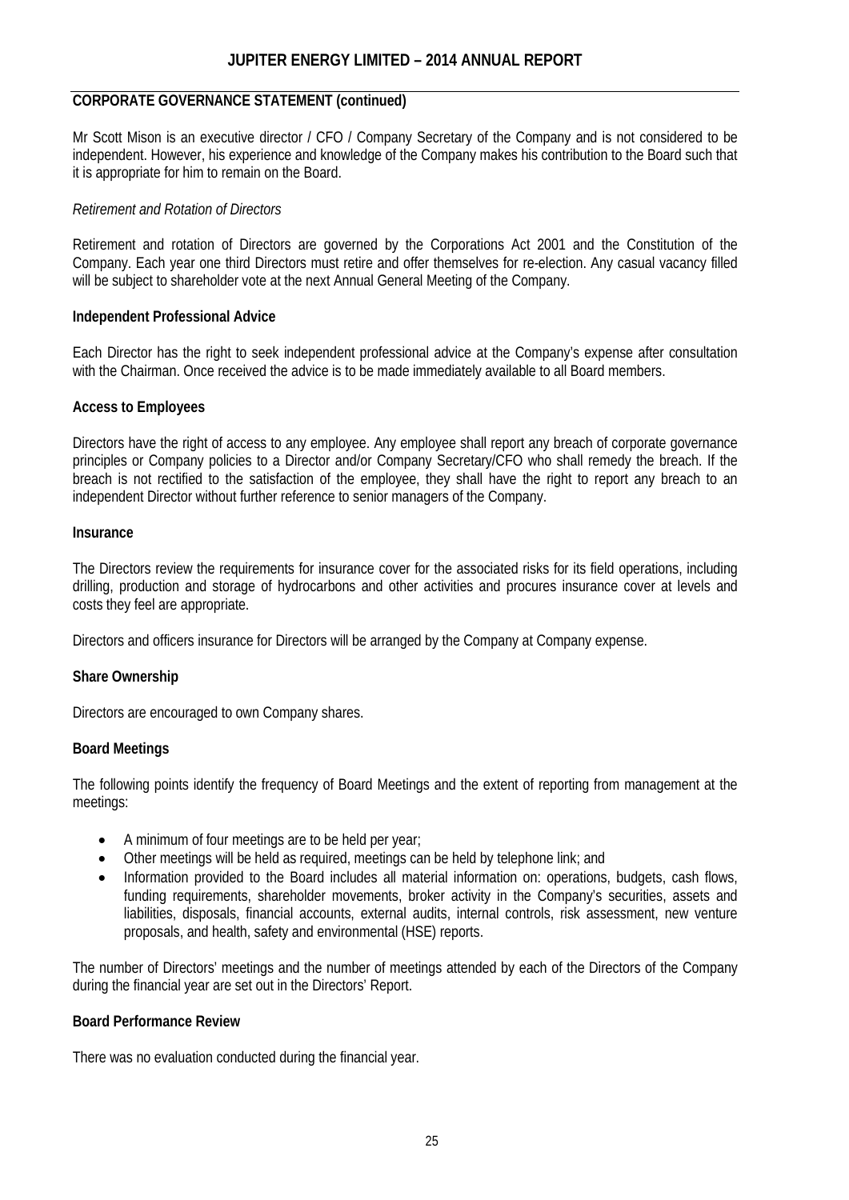## CORPORATE GOVERNANCE STATEMENT (continued)

Mr Scott Mison is an executive director / CFO / Company Secretary of the Company and is not considered to be independent. However, his experience and knowledge of the Company makes his contribution to the Board such that it is appropriate for him to remain on the Board.

*Retirement and Rotation of Directors*

Retirement and rotation of Directors are governed by the Corporations Act 2001 and the Constitution of the Company. Each year one third Directors must retire and offer themselves for re-election. Any casual vacancy filled will be subject to shareholder vote at the next Annual General Meeting of the Company.

**Independent Professional Advice**

Each Director has the right to seek independent professional advice at the Company's expense after consultation with the Chairman. Once received the advice is to be made immediately available to all Board members.

**Access to Employees**

Directors have the right of access to any employee. Any employee shall report any breach of corporate governance principles or Company policies to a Director and/or Company Secretary/CFO who shall remedy the breach. If the breach is not rectified to the satisfaction of the employee, they shall have the right to report any breach to an independent Director without further reference to senior managers of the Company.

**Insurance**

The Directors review the requirements for insurance cover for the associated risks for its field operations, including drilling, production and storage of hydrocarbons and other activities and procures insurance cover at levels and costs they feel are appropriate.

Directors and officers insurance for Directors will be arranged by the Company at Company expense.

**Share Ownership**

Directors are encouraged to own Company shares.

**Board Meetings**

The following points identify the frequency of Board Meetings and the extent of reporting from management at the meetings:

- A minimum of four meetings are to be held per year;
- Other meetings will be held as required, meetings can be held by telephone link; and
- Information provided to the Board includes all material information on: operations, budgets, cash flows, funding requirements, shareholder movements, broker activity in the Company's securities, assets and liabilities, disposals, financial accounts, external audits, internal controls, risk assessment, new venture proposals, and health, safety and environmental (HSE) reports.

The number of Directors' meetings and the number of meetings attended by each of the Directors of the Company during the financial year are set out in the Directors' Report.

**Board Performance Review**

There was no evaluation conducted during the financial year.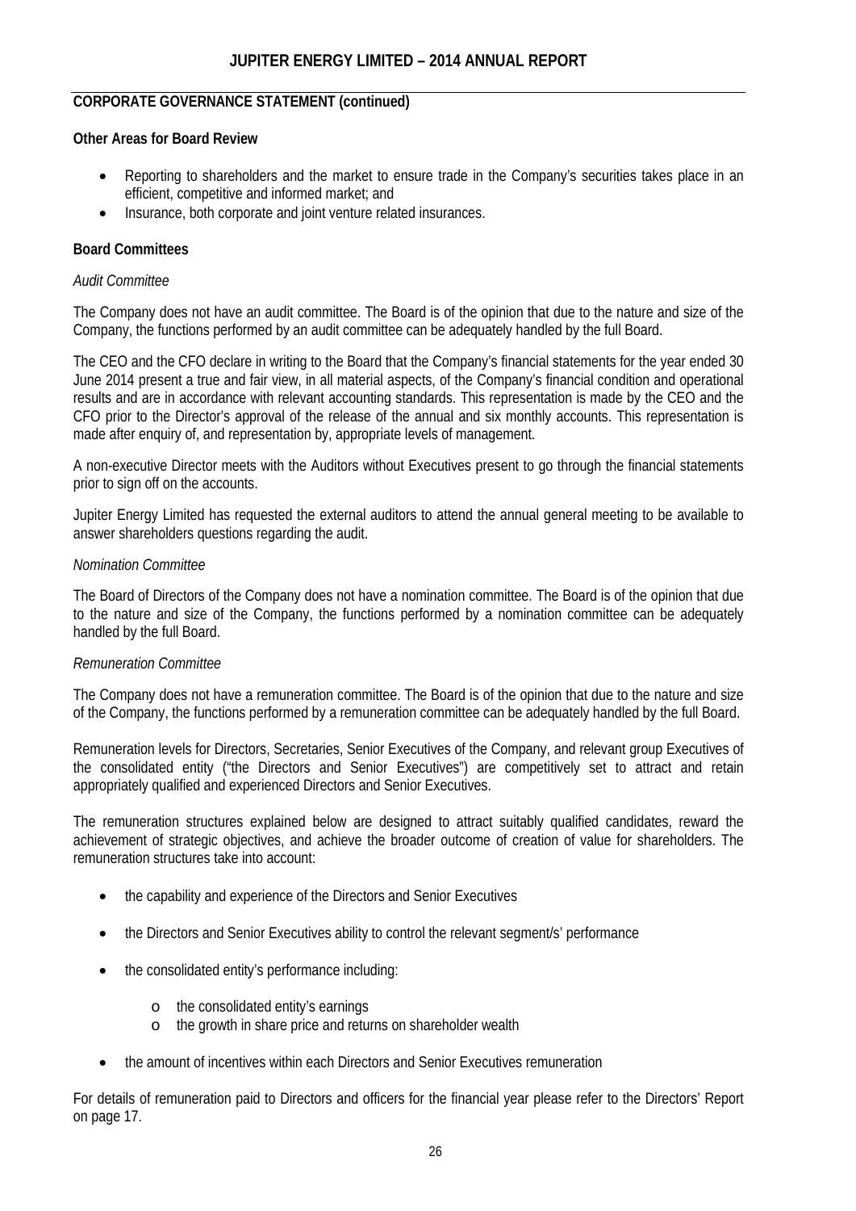## CORPORATE GOVERNANCE STATEMENT (continued)

**Other Areas for Board Review**

- Reporting to shareholders and the market to ensure trade in the Company's securities takes place in an efficient, competitive and informed market; and
- Insurance, both corporate and joint venture related insurances.

**Board Committees**

*Audit Committee*

The Company does not have an audit committee. The Board is of the opinion that due to the nature and size of the Company, the functions performed by an audit committee can be adequately handled by the full Board.

The CEO and the CFO declare in writing to the Board that the Company's financial statements for the year ended 30 June 2014 present a true and fair view, in all material aspects, of the Company's financial condition and operational results and are in accordance with relevant accounting standards. This representation is made by the CEO and the CFO prior to the Director's approval of the release of the annual and six monthly accounts. This representation is made after enquiry of, and representation by, appropriate levels of management.

A non-executive Director meets with the Auditors without Executives present to go through the financial statements prior to sign off on the accounts.

Jupiter Energy Limited has requested the external auditors to attend the annual general meeting to be available to answer shareholders questions regarding the audit.

*Nomination Committee*

The Board of Directors of the Company does not have a nomination committee. The Board is of the opinion that due to the nature and size of the Company, the functions performed by a nomination committee can be adequately handled by the full Board.

*Remuneration Committee*

The Company does not have a remuneration committee. The Board is of the opinion that due to the nature and size of the Company, the functions performed by a remuneration committee can be adequately handled by the full Board.

Remuneration levels for Directors, Secretaries, Senior Executives of the Company, and relevant group Executives of the consolidated entity ("the Directors and Senior Executives") are competitively set to attract and retain appropriately qualified and experienced Directors and Senior Executives.

The remuneration structures explained below are designed to attract suitably qualified candidates, reward the achievement of strategic objectives, and achieve the broader outcome of creation of value for shareholders. The remuneration structures take into account:

- the capability and experience of the Directors and Senior Executives
- the Directors and Senior Executives ability to control the relevant segment/s' performance
- the consolidated entity's performance including:
  - the consolidated entity's earnings
  - the growth in share price and returns on shareholder wealth
- the amount of incentives within each Directors and Senior Executives remuneration

For details of remuneration paid to Directors and officers for the financial year please refer to the Directors' Report on page 17.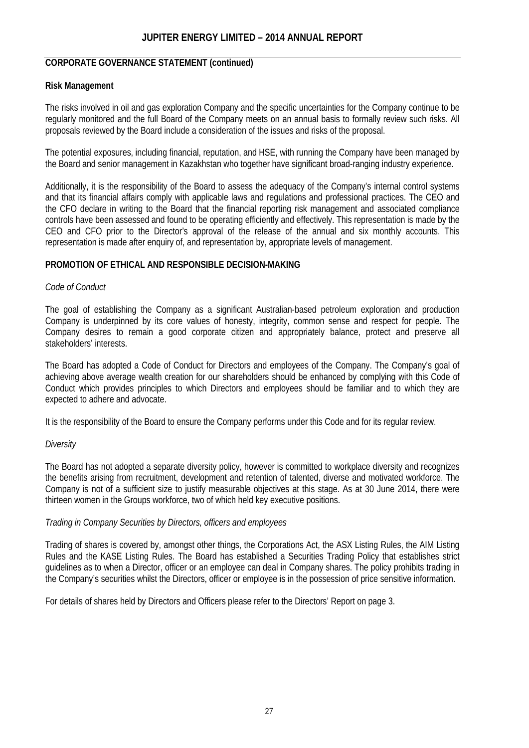## CORPORATE GOVERNANCE STATEMENT (continued)

### Risk Management

The risks involved in oil and gas exploration Company and the specific uncertainties for the Company continue to be regularly monitored and the full Board of the Company meets on an annual basis to formally review such risks. All proposals reviewed by the Board include a consideration of the issues and risks of the proposal.

The potential exposures, including financial, reputation, and HSE, with running the Company have been managed by the Board and senior management in Kazakhstan who together have significant broad-ranging industry experience.

Additionally, it is the responsibility of the Board to assess the adequacy of the Company's internal control systems and that its financial affairs comply with applicable laws and regulations and professional practices. The CEO and the CFO declare in writing to the Board that the financial reporting risk management and associated compliance controls have been assessed and found to be operating efficiently and effectively. This representation is made by the CEO and CFO prior to the Director's approval of the release of the annual and six monthly accounts. This representation is made after enquiry of, and representation by, appropriate levels of management.

### PROMOTION OF ETHICAL AND RESPONSIBLE DECISION-MAKING

*Code of Conduct*

The goal of establishing the Company as a significant Australian-based petroleum exploration and production Company is underpinned by its core values of honesty, integrity, common sense and respect for people. The Company desires to remain a good corporate citizen and appropriately balance, protect and preserve all stakeholders' interests.

The Board has adopted a Code of Conduct for Directors and employees of the Company. The Company's goal of achieving above average wealth creation for our shareholders should be enhanced by complying with this Code of Conduct which provides principles to which Directors and employees should be familiar and to which they are expected to adhere and advocate.

It is the responsibility of the Board to ensure the Company performs under this Code and for its regular review.

*Diversity*

The Board has not adopted a separate diversity policy, however is committed to workplace diversity and recognizes the benefits arising from recruitment, development and retention of talented, diverse and motivated workforce. The Company is not of a sufficient size to justify measurable objectives at this stage. As at 30 June 2014, there were thirteen women in the Groups workforce, two of which held key executive positions.

*Trading in Company Securities by Directors, officers and employees*

Trading of shares is covered by, amongst other things, the Corporations Act, the ASX Listing Rules, the AIM Listing Rules and the KASE Listing Rules. The Board has established a Securities Trading Policy that establishes strict guidelines as to when a Director, officer or an employee can deal in Company shares. The policy prohibits trading in the Company's securities whilst the Directors, officer or employee is in the possession of price sensitive information.

For details of shares held by Directors and Officers please refer to the Directors' Report on page 3.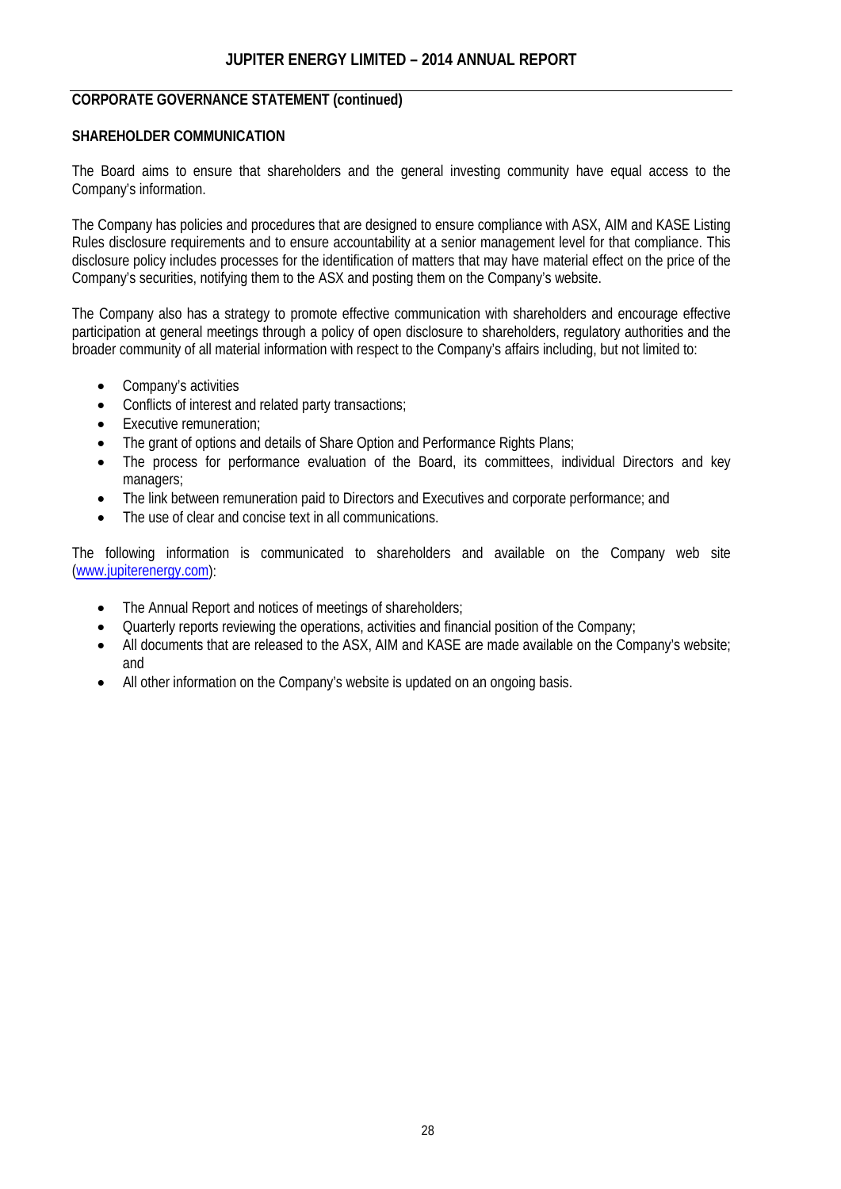## CORPORATE GOVERNANCE STATEMENT (continued)

### SHAREHOLDER COMMUNICATION

The Board aims to ensure that shareholders and the general investing community have equal access to the Company's information.

The Company has policies and procedures that are designed to ensure compliance with ASX, AIM and KASE Listing Rules disclosure requirements and to ensure accountability at a senior management level for that compliance. This disclosure policy includes processes for the identification of matters that may have material effect on the price of the Company's securities, notifying them to the ASX and posting them on the Company's website.

The Company also has a strategy to promote effective communication with shareholders and encourage effective participation at general meetings through a policy of open disclosure to shareholders, regulatory authorities and the broader community of all material information with respect to the Company's affairs including, but not limited to:

- Company's activities
- Conflicts of interest and related party transactions;
- Executive remuneration;
- The grant of options and details of Share Option and Performance Rights Plans;
- The process for performance evaluation of the Board, its committees, individual Directors and key managers;
- The link between remuneration paid to Directors and Executives and corporate performance; and
- The use of clear and concise text in all communications.

The following information is communicated to shareholders and available on the Company web site (www.jupiterenergy.com):

- The Annual Report and notices of meetings of shareholders;
- Quarterly reports reviewing the operations, activities and financial position of the Company;
- All documents that are released to the ASX, AIM and KASE are made available on the Company's website; and
- All other information on the Company's website is updated on an ongoing basis.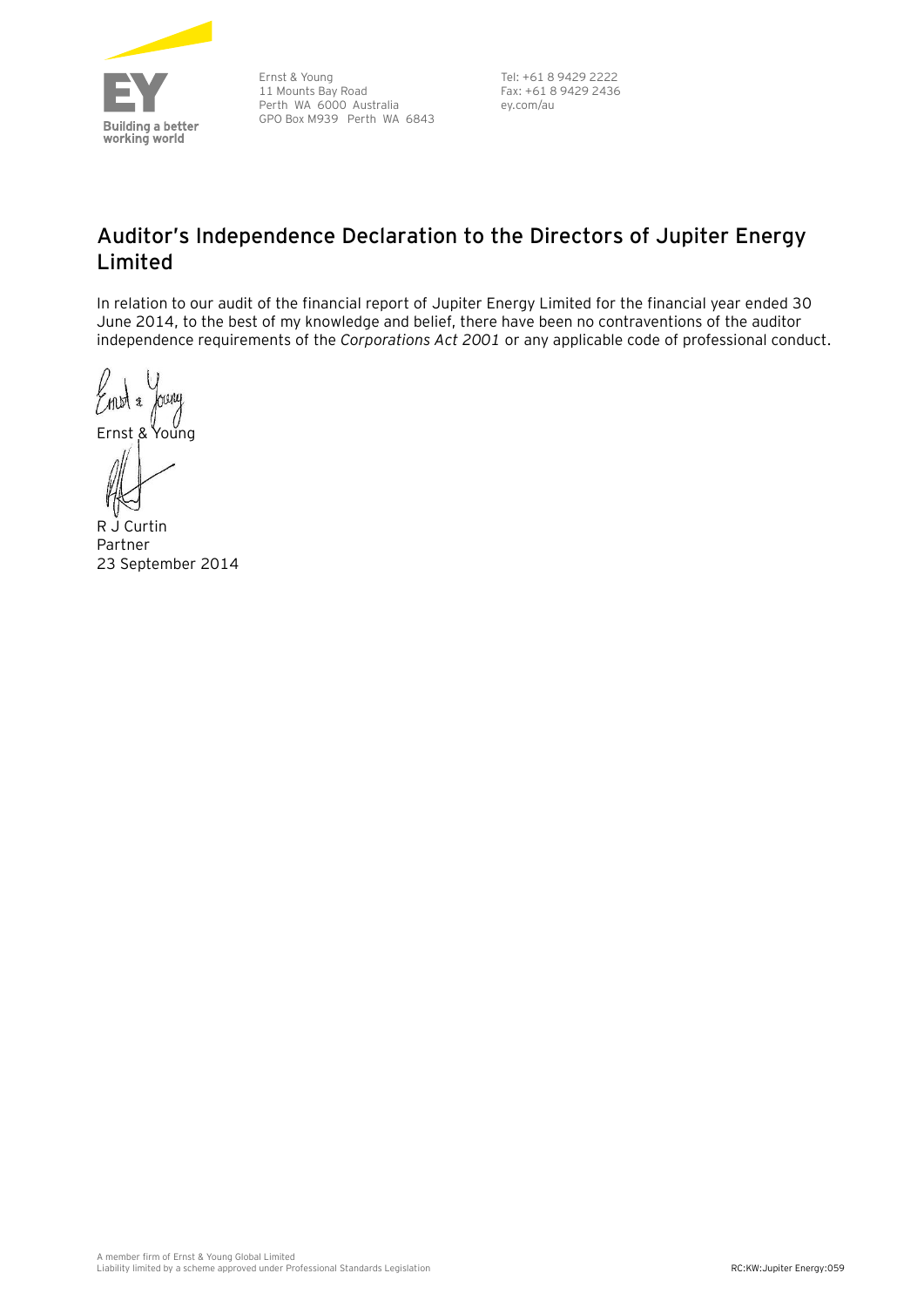Ernst & Young
11 Mounts Bay Road
Perth WA 6000 Australia
GPO Box M939 Perth WA 6843

Tel: +61 8 9429 2222
Fax: +61 8 9429 2436
ey.com/au

## Auditor's Independence Declaration to the Directors of Jupiter Energy Limited

In relation to our audit of the financial report of Jupiter Energy Limited for the financial year ended 30 June 2014, to the best of my knowledge and belief, there have been no contraventions of the auditor independence requirements of the *Corporations Act 2001* or any applicable code of professional conduct.

Ernst & Young

R J Curtin
Partner
23 September 2014

A member firm of Ernst & Young Global Limited
Liability limited by a scheme approved under Professional Standards Legislation

RC:KW:Jupiter Energy:059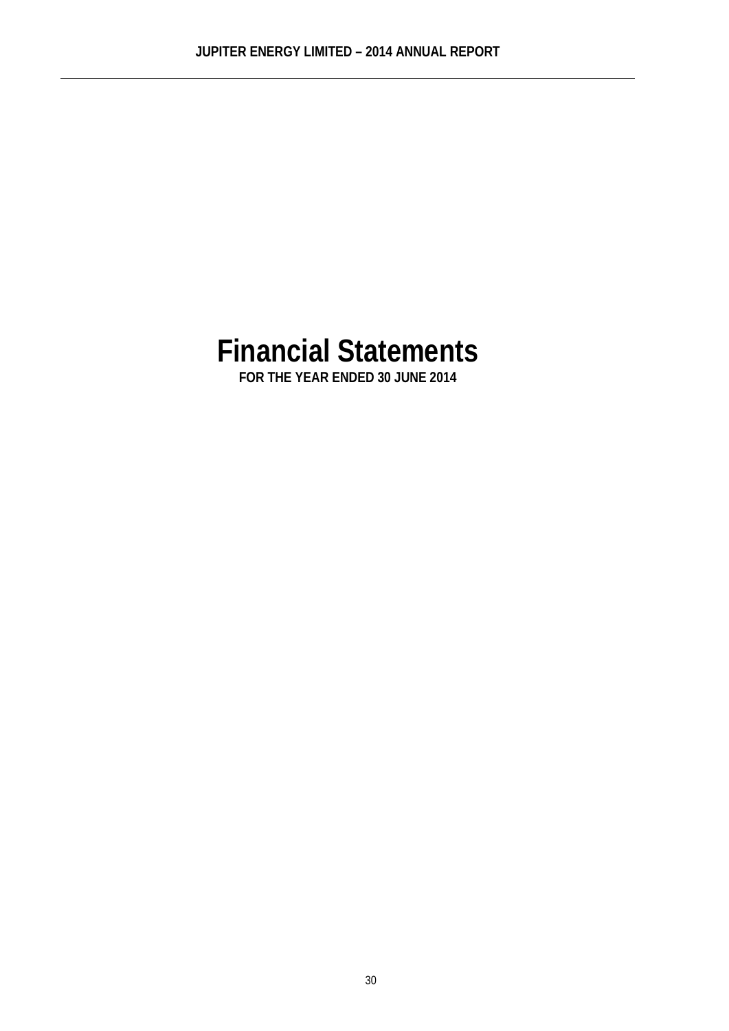# Financial Statements

**FOR THE YEAR ENDED 30 JUNE 2014**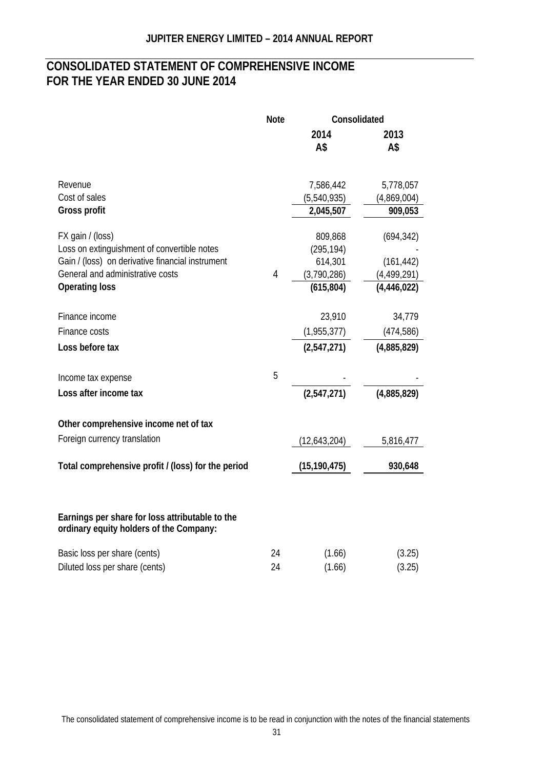# CONSOLIDATED STATEMENT OF COMPREHENSIVE INCOME FOR THE YEAR ENDED 30 JUNE 2014

| | Note | Consolidated | |
|---|---|---|---|
| | | 2014 A$ | 2013 A$ |
| Revenue | | 7,586,442 | 5,778,057 |
| Cost of sales | | (5,540,935) | (4,869,004) |
| **Gross profit** | | **2,045,507** | **909,053** |
| FX gain / (loss) | | 809,868 | (694,342) |
| Loss on extinguishment of convertible notes | | (295,194) | - |
| Gain / (loss) on derivative financial instrument | | 614,301 | (161,442) |
| General and administrative costs | 4 | (3,790,286) | (4,499,291) |
| **Operating loss** | | **(615,804)** | **(4,446,022)** |
| Finance income | | 23,910 | 34,779 |
| Finance costs | | (1,955,377) | (474,586) |
| **Loss before tax** | | **(2,547,271)** | **(4,885,829)** |
| Income tax expense | 5 | - | - |
| **Loss after income tax** | | **(2,547,271)** | **(4,885,829)** |
| **Other comprehensive income net of tax** | | | |
| Foreign currency translation | | (12,643,204) | 5,816,477 |
| **Total comprehensive profit / (loss) for the period** | | **(15,190,475)** | **930,648** |
| **Earnings per share for loss attributable to the ordinary equity holders of the Company:** | | | |
| Basic loss per share (cents) | 24 | (1.66) | (3.25) |
| Diluted loss per share (cents) | 24 | (1.66) | (3.25) |

The consolidated statement of comprehensive income is to be read in conjunction with the notes of the financial statements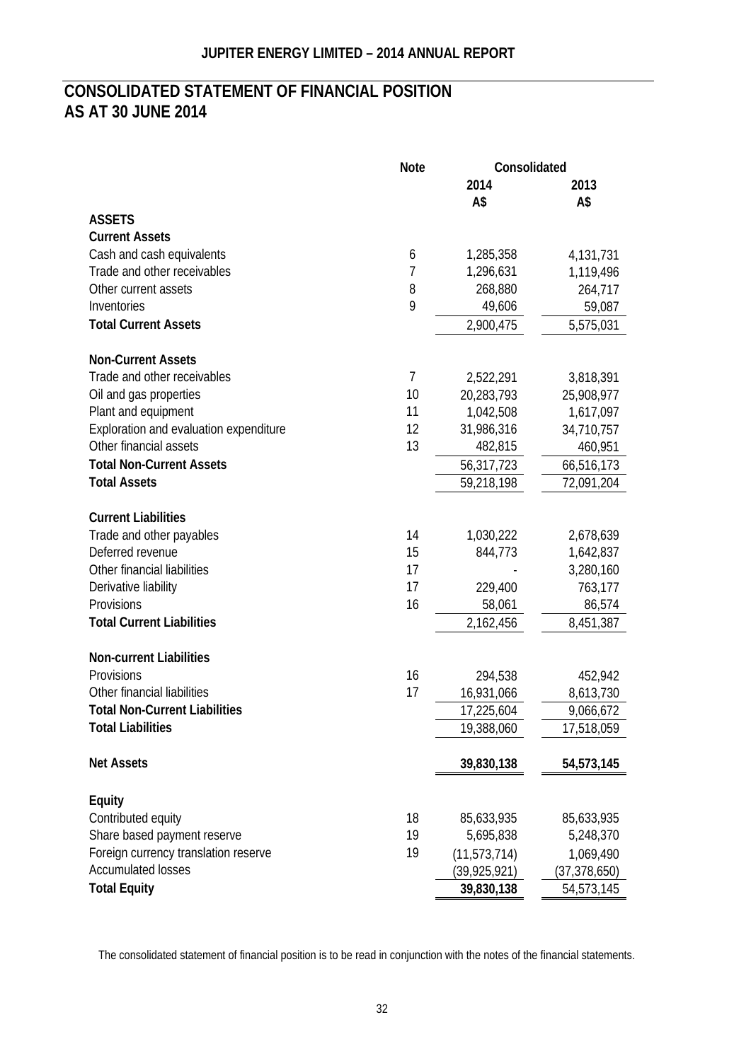# CONSOLIDATED STATEMENT OF FINANCIAL POSITION
# AS AT 30 JUNE 2014

| | Note | Consolidated | |
|---|---|---|---|
| | | 2014 | 2013 |
| | | A$ | A$ |
| **ASSETS** | | | |
| **Current Assets** | | | |
| Cash and cash equivalents | 6 | 1,285,358 | 4,131,731 |
| Trade and other receivables | 7 | 1,296,631 | 1,119,496 |
| Other current assets | 8 | 268,880 | 264,717 |
| Inventories | 9 | 49,606 | 59,087 |
| **Total Current Assets** | | 2,900,475 | 5,575,031 |
| | | | |
| **Non-Current Assets** | | | |
| Trade and other receivables | 7 | 2,522,291 | 3,818,391 |
| Oil and gas properties | 10 | 20,283,793 | 25,908,977 |
| Plant and equipment | 11 | 1,042,508 | 1,617,097 |
| Exploration and evaluation expenditure | 12 | 31,986,316 | 34,710,757 |
| Other financial assets | 13 | 482,815 | 460,951 |
| **Total Non-Current Assets** | | 56,317,723 | 66,516,173 |
| **Total Assets** | | 59,218,198 | 72,091,204 |
| | | | |
| **Current Liabilities** | | | |
| Trade and other payables | 14 | 1,030,222 | 2,678,639 |
| Deferred revenue | 15 | 844,773 | 1,642,837 |
| Other financial liabilities | 17 | - | 3,280,160 |
| Derivative liability | 17 | 229,400 | 763,177 |
| Provisions | 16 | 58,061 | 86,574 |
| **Total Current Liabilities** | | 2,162,456 | 8,451,387 |
| | | | |
| **Non-current Liabilities** | | | |
| Provisions | 16 | 294,538 | 452,942 |
| Other financial liabilities | 17 | 16,931,066 | 8,613,730 |
| **Total Non-Current Liabilities** | | 17,225,604 | 9,066,672 |
| **Total Liabilities** | | 19,388,060 | 17,518,059 |
| | | | |
| **Net Assets** | | **39,830,138** | **54,573,145** |
| | | | |
| **Equity** | | | |
| Contributed equity | 18 | 85,633,935 | 85,633,935 |
| Share based payment reserve | 19 | 5,695,838 | 5,248,370 |
| Foreign currency translation reserve | 19 | (11,573,714) | 1,069,490 |
| Accumulated losses | | (39,925,921) | (37,378,650) |
| **Total Equity** | | **39,830,138** | 54,573,145 |

The consolidated statement of financial position is to be read in conjunction with the notes of the financial statements.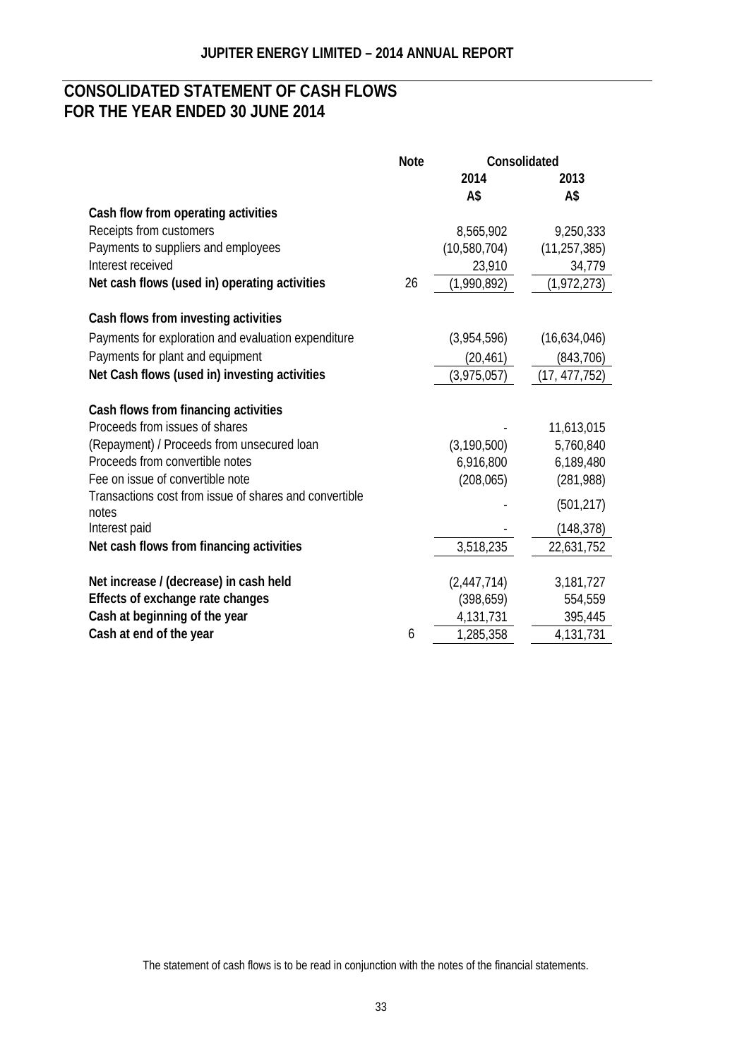# CONSOLIDATED STATEMENT OF CASH FLOWS
# FOR THE YEAR ENDED 30 JUNE 2014

| | Note | Consolidated | |
|---|---|---|---|
| | | 2014 | 2013 |
| | | A$ | A$ |
| **Cash flow from operating activities** | | | |
| Receipts from customers | | 8,565,902 | 9,250,333 |
| Payments to suppliers and employees | | (10,580,704) | (11,257,385) |
| Interest received | | 23,910 | 34,779 |
| **Net cash flows (used in) operating activities** | 26 | (1,990,892) | (1,972,273) |
| | | | |
| **Cash flows from investing activities** | | | |
| Payments for exploration and evaluation expenditure | | (3,954,596) | (16,634,046) |
| Payments for plant and equipment | | (20,461) | (843,706) |
| **Net Cash flows (used in) investing activities** | | (3,975,057) | (17, 477,752) |
| | | | |
| **Cash flows from financing activities** | | | |
| Proceeds from issues of shares | | - | 11,613,015 |
| (Repayment) / Proceeds from unsecured loan | | (3,190,500) | 5,760,840 |
| Proceeds from convertible notes | | 6,916,800 | 6,189,480 |
| Fee on issue of convertible note | | (208,065) | (281,988) |
| Transactions cost from issue of shares and convertible notes | | - | (501,217) |
| Interest paid | | - | (148,378) |
| **Net cash flows from financing activities** | | 3,518,235 | 22,631,752 |
| | | | |
| **Net increase / (decrease) in cash held** | | (2,447,714) | 3,181,727 |
| **Effects of exchange rate changes** | | (398,659) | 554,559 |
| **Cash at beginning of the year** | | 4,131,731 | 395,445 |
| **Cash at end of the year** | 6 | 1,285,358 | 4,131,731 |

The statement of cash flows is to be read in conjunction with the notes of the financial statements.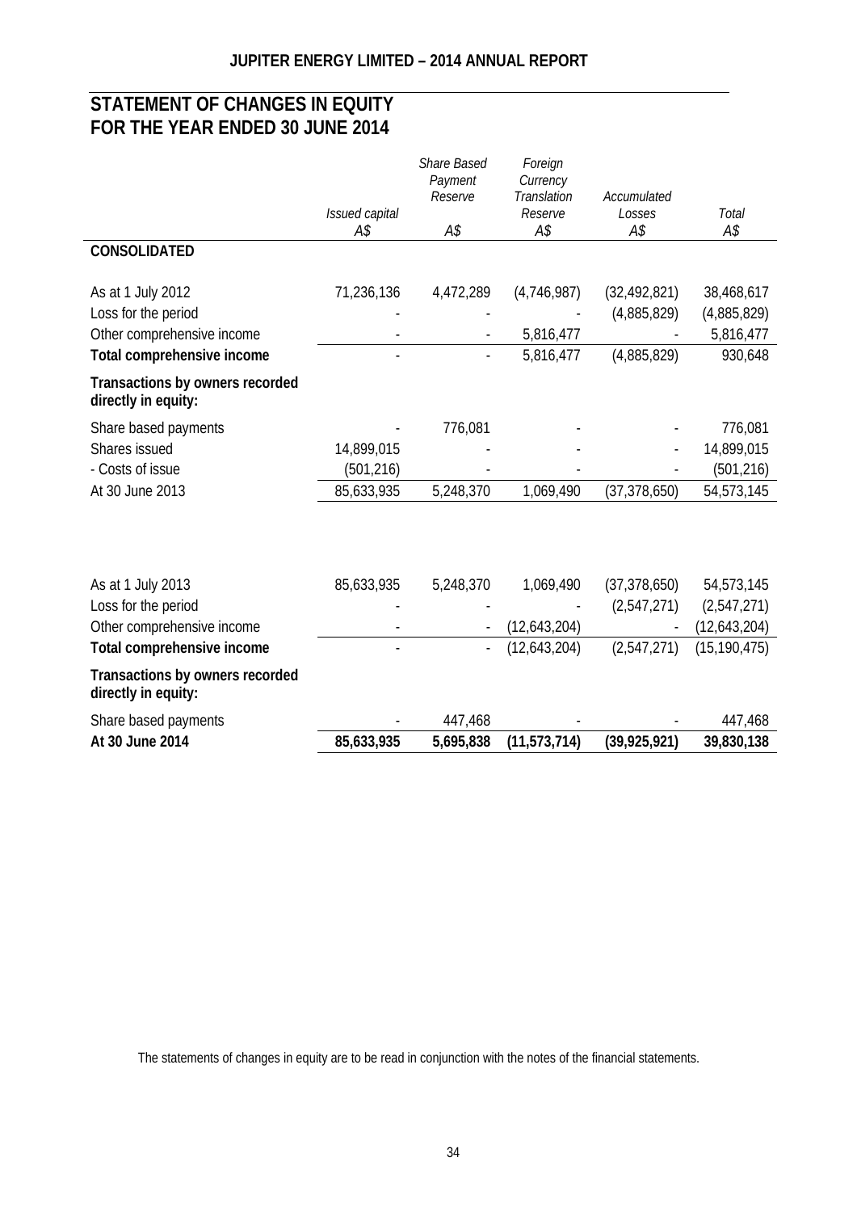# STATEMENT OF CHANGES IN EQUITY
# FOR THE YEAR ENDED 30 JUNE 2014

| | *Issued capital* | *Share Based Payment Reserve* | *Foreign Currency Translation Reserve* | *Accumulated Losses* | *Total* |
|---|---|---|---|---|---|
| | *A$* | *A$* | *A$* | *A$* | *A$* |
| **CONSOLIDATED** | | | | | |
| As at 1 July 2012 | 71,236,136 | 4,472,289 | (4,746,987) | (32,492,821) | 38,468,617 |
| Loss for the period | - | - | - | (4,885,829) | (4,885,829) |
| Other comprehensive income | - | - | 5,816,477 | - | 5,816,477 |
| **Total comprehensive income** | - | - | 5,816,477 | (4,885,829) | 930,648 |
| **Transactions by owners recorded directly in equity:** | | | | | |
| Share based payments | - | 776,081 | - | - | 776,081 |
| Shares issued | 14,899,015 | - | - | - | 14,899,015 |
| - Costs of issue | (501,216) | - | - | - | (501,216) |
| At 30 June 2013 | 85,633,935 | 5,248,370 | 1,069,490 | (37,378,650) | 54,573,145 |
| | | | | | |
| As at 1 July 2013 | 85,633,935 | 5,248,370 | 1,069,490 | (37,378,650) | 54,573,145 |
| Loss for the period | - | - | - | (2,547,271) | (2,547,271) |
| Other comprehensive income | - | - | (12,643,204) | - | (12,643,204) |
| **Total comprehensive income** | - | - | (12,643,204) | (2,547,271) | (15,190,475) |
| **Transactions by owners recorded directly in equity:** | | | | | |
| Share based payments | - | 447,468 | - | - | 447,468 |
| **At 30 June 2014** | **85,633,935** | **5,695,838** | **(11,573,714)** | **(39,925,921)** | **39,830,138** |

The statements of changes in equity are to be read in conjunction with the notes of the financial statements.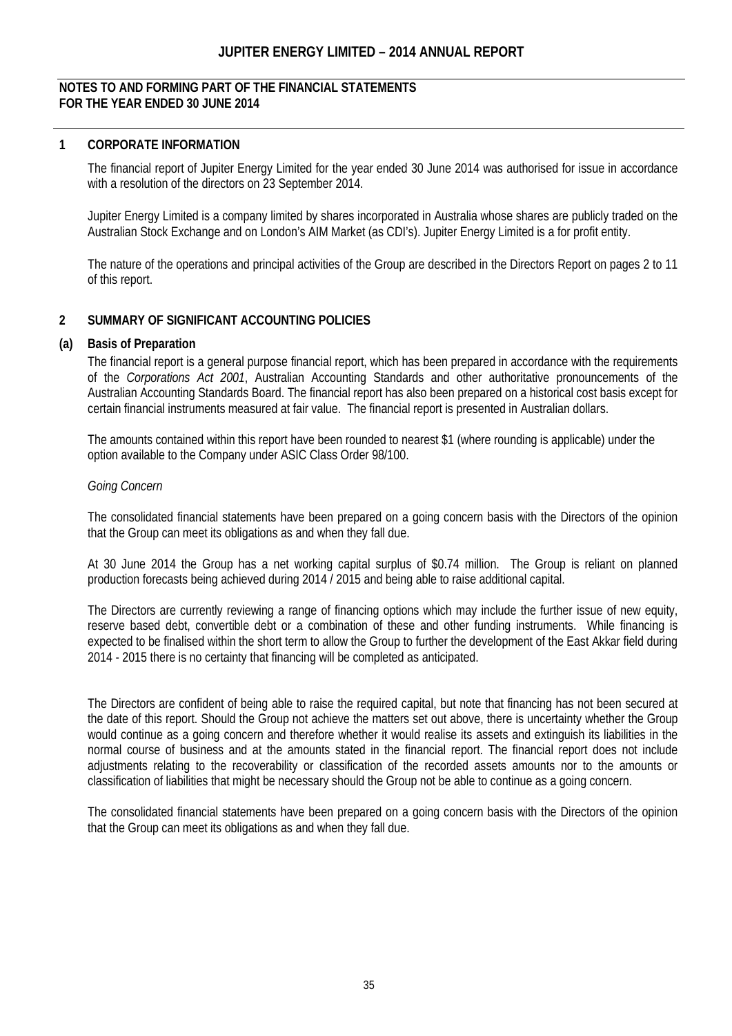**NOTES TO AND FORMING PART OF THE FINANCIAL STATEMENTS**
**FOR THE YEAR ENDED 30 JUNE 2014**

## 1 CORPORATE INFORMATION

The financial report of Jupiter Energy Limited for the year ended 30 June 2014 was authorised for issue in accordance with a resolution of the directors on 23 September 2014.

Jupiter Energy Limited is a company limited by shares incorporated in Australia whose shares are publicly traded on the Australian Stock Exchange and on London's AIM Market (as CDI's). Jupiter Energy Limited is a for profit entity.

The nature of the operations and principal activities of the Group are described in the Directors Report on pages 2 to 11 of this report.

## 2 SUMMARY OF SIGNIFICANT ACCOUNTING POLICIES

### (a) Basis of Preparation

The financial report is a general purpose financial report, which has been prepared in accordance with the requirements of the *Corporations Act 2001*, Australian Accounting Standards and other authoritative pronouncements of the Australian Accounting Standards Board. The financial report has also been prepared on a historical cost basis except for certain financial instruments measured at fair value. The financial report is presented in Australian dollars.

The amounts contained within this report have been rounded to nearest $1 (where rounding is applicable) under the option available to the Company under ASIC Class Order 98/100.

*Going Concern*

The consolidated financial statements have been prepared on a going concern basis with the Directors of the opinion that the Group can meet its obligations as and when they fall due.

At 30 June 2014 the Group has a net working capital surplus of $0.74 million. The Group is reliant on planned production forecasts being achieved during 2014 / 2015 and being able to raise additional capital.

The Directors are currently reviewing a range of financing options which may include the further issue of new equity, reserve based debt, convertible debt or a combination of these and other funding instruments. While financing is expected to be finalised within the short term to allow the Group to further the development of the East Akkar field during 2014 - 2015 there is no certainty that financing will be completed as anticipated.

The Directors are confident of being able to raise the required capital, but note that financing has not been secured at the date of this report. Should the Group not achieve the matters set out above, there is uncertainty whether the Group would continue as a going concern and therefore whether it would realise its assets and extinguish its liabilities in the normal course of business and at the amounts stated in the financial report. The financial report does not include adjustments relating to the recoverability or classification of the recorded assets amounts nor to the amounts or classification of liabilities that might be necessary should the Group not be able to continue as a going concern.

The consolidated financial statements have been prepared on a going concern basis with the Directors of the opinion that the Group can meet its obligations as and when they fall due.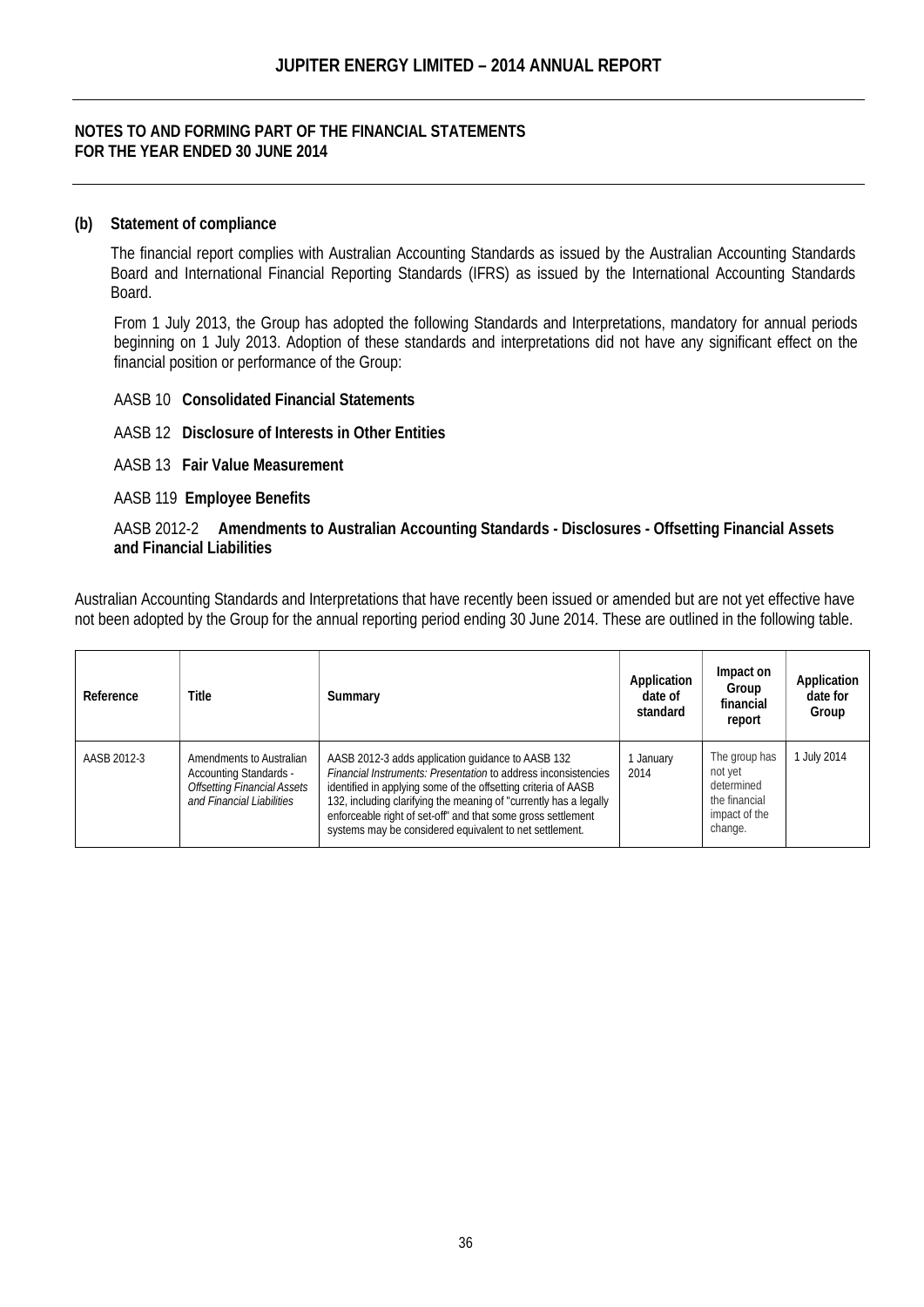## NOTES TO AND FORMING PART OF THE FINANCIAL STATEMENTS FOR THE YEAR ENDED 30 JUNE 2014

### (b) Statement of compliance

The financial report complies with Australian Accounting Standards as issued by the Australian Accounting Standards Board and International Financial Reporting Standards (IFRS) as issued by the International Accounting Standards Board.

From 1 July 2013, the Group has adopted the following Standards and Interpretations, mandatory for annual periods beginning on 1 July 2013. Adoption of these standards and interpretations did not have any significant effect on the financial position or performance of the Group:

AASB 10 **Consolidated Financial Statements**

AASB 12 **Disclosure of Interests in Other Entities**

AASB 13 **Fair Value Measurement**

AASB 119 **Employee Benefits**

AASB 2012-2 **Amendments to Australian Accounting Standards - Disclosures - Offsetting Financial Assets and Financial Liabilities**

Australian Accounting Standards and Interpretations that have recently been issued or amended but are not yet effective have not been adopted by the Group for the annual reporting period ending 30 June 2014. These are outlined in the following table.

| Reference | Title | Summary | Application date of standard | Impact on Group financial report | Application date for Group |
|---|---|---|---|---|---|
| AASB 2012-3 | Amendments to Australian Accounting Standards - *Offsetting Financial Assets and Financial Liabilities* | AASB 2012-3 adds application guidance to AASB 132 *Financial Instruments: Presentation* to address inconsistencies identified in applying some of the offsetting criteria of AASB 132, including clarifying the meaning of "currently has a legally enforceable right of set-off" and that some gross settlement systems may be considered equivalent to net settlement. | 1 January 2014 | The group has not yet determined the financial impact of the change. | 1 July 2014 |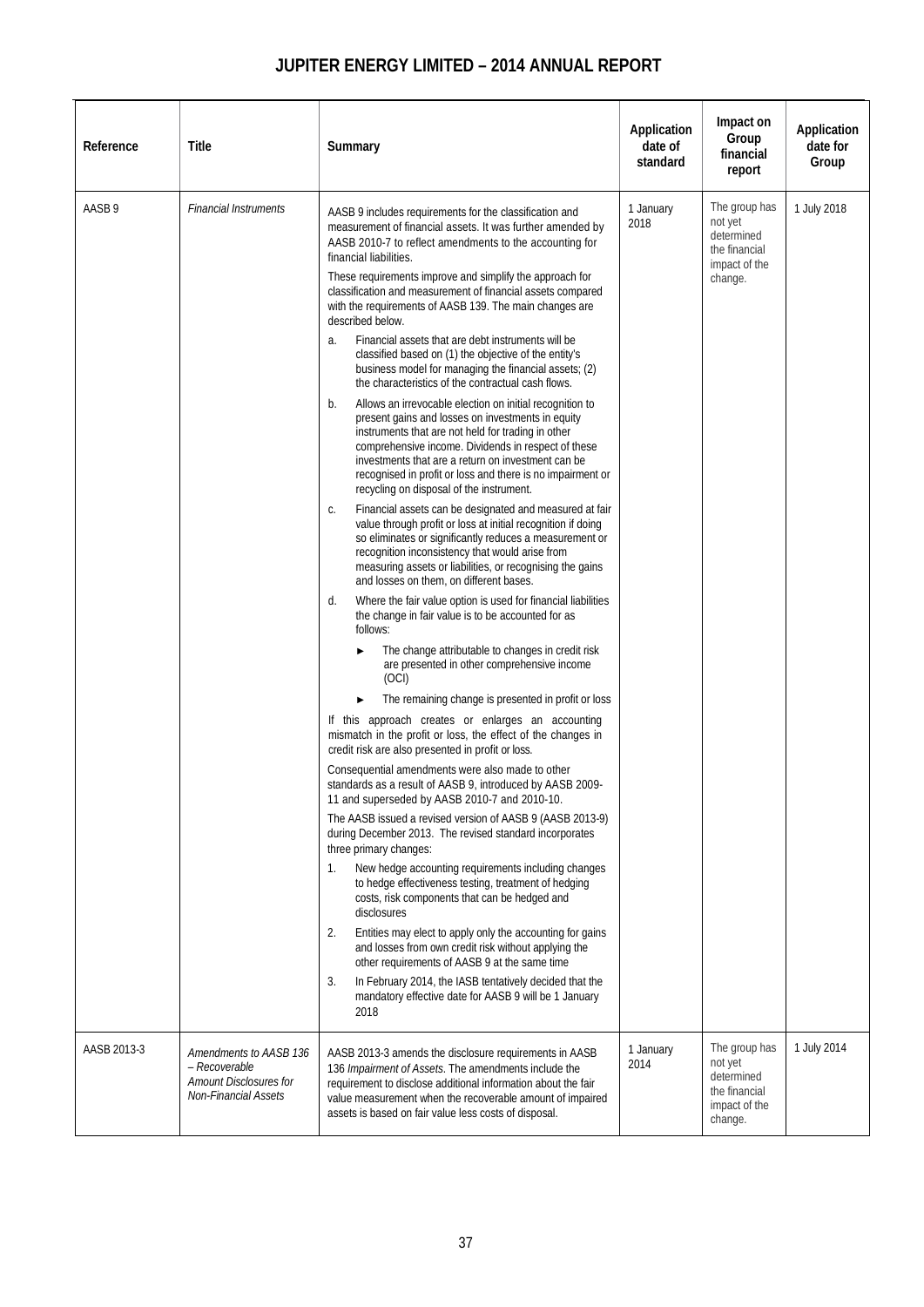| Reference | Title | Summary | Application date of standard | Impact on Group financial report | Application date for Group |
|---|---|---|---|---|---|
| AASB 9 | *Financial Instruments* | AASB 9 includes requirements for the classification and measurement of financial assets. It was further amended by AASB 2010-7 to reflect amendments to the accounting for financial liabilities.<br><br>These requirements improve and simplify the approach for classification and measurement of financial assets compared with the requirements of AASB 139. The main changes are described below.<br><br>a. Financial assets that are debt instruments will be classified based on (1) the objective of the entity's business model for managing the financial assets; (2) the characteristics of the contractual cash flows.<br><br>b. Allows an irrevocable election on initial recognition to present gains and losses on investments in equity instruments that are not held for trading in other comprehensive income. Dividends in respect of these investments that are a return on investment can be recognised in profit or loss and there is no impairment or recycling on disposal of the instrument.<br><br>c. Financial assets can be designated and measured at fair value through profit or loss at initial recognition if doing so eliminates or significantly reduces a measurement or recognition inconsistency that would arise from measuring assets or liabilities, or recognising the gains and losses on them, on different bases.<br><br>d. Where the fair value option is used for financial liabilities the change in fair value is to be accounted for as follows:<br><br>► The change attributable to changes in credit risk are presented in other comprehensive income (OCI)<br><br>► The remaining change is presented in profit or loss<br><br>If this approach creates or enlarges an accounting mismatch in the profit or loss, the effect of the changes in credit risk are also presented in profit or loss.<br><br>Consequential amendments were also made to other standards as a result of AASB 9, introduced by AASB 2009-11 and superseded by AASB 2010-7 and 2010-10.<br><br>The AASB issued a revised version of AASB 9 (AASB 2013-9) during December 2013. The revised standard incorporates three primary changes:<br><br>1. New hedge accounting requirements including changes to hedge effectiveness testing, treatment of hedging costs, risk components that can be hedged and disclosures<br><br>2. Entities may elect to apply only the accounting for gains and losses from own credit risk without applying the other requirements of AASB 9 at the same time<br><br>3. In February 2014, the IASB tentatively decided that the mandatory effective date for AASB 9 will be 1 January 2018 | 1 January 2018 | The group has not yet determined the financial impact of the change. | 1 July 2018 |
| AASB 2013-3 | *Amendments to AASB 136 – Recoverable Amount Disclosures for Non-Financial Assets* | AASB 2013-3 amends the disclosure requirements in AASB 136 *Impairment of Assets*. The amendments include the requirement to disclose additional information about the fair value measurement when the recoverable amount of impaired assets is based on fair value less costs of disposal. | 1 January 2014 | The group has not yet determined the financial impact of the change. | 1 July 2014 |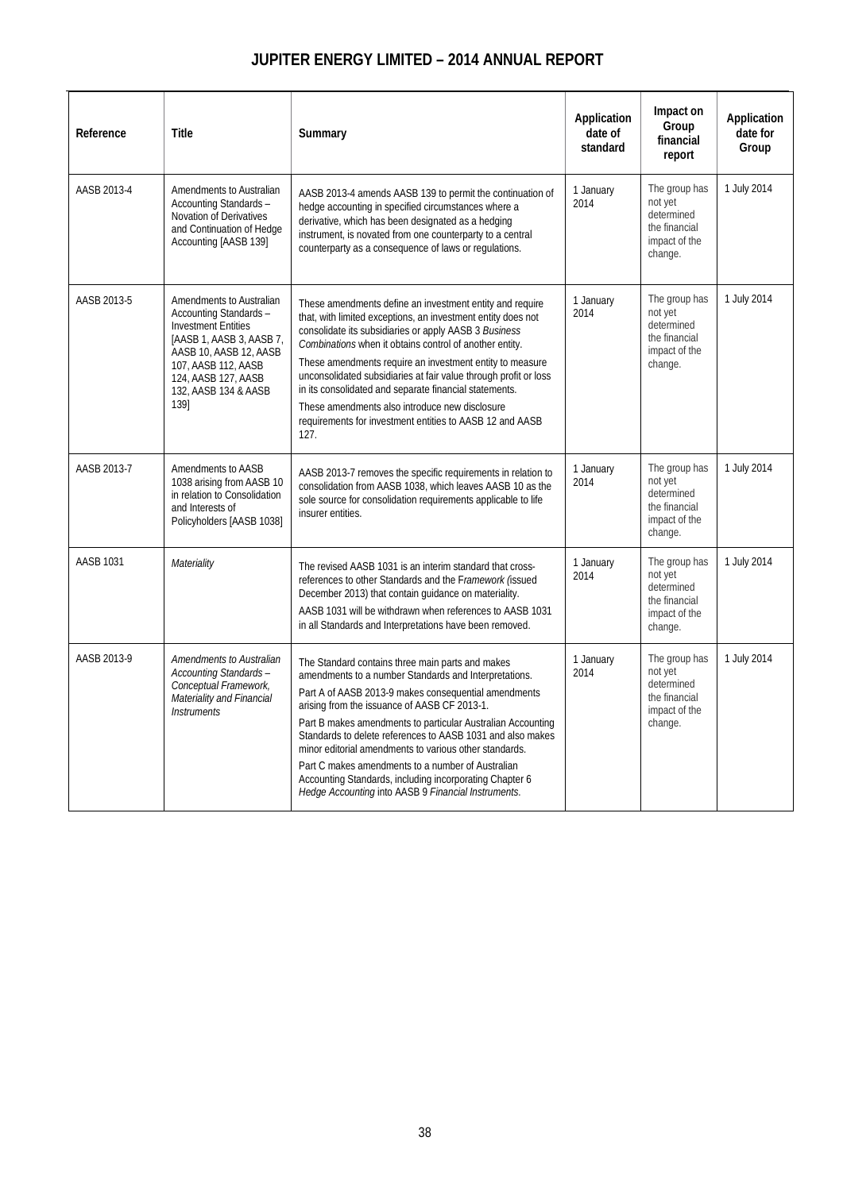| Reference | Title | Summary | Application date of standard | Impact on Group financial report | Application date for Group |
|---|---|---|---|---|---|
| AASB 2013-4 | Amendments to Australian Accounting Standards – Novation of Derivatives and Continuation of Hedge Accounting [AASB 139] | AASB 2013-4 amends AASB 139 to permit the continuation of hedge accounting in specified circumstances where a derivative, which has been designated as a hedging instrument, is novated from one counterparty to a central counterparty as a consequence of laws or regulations. | 1 January 2014 | The group has not yet determined the financial impact of the change. | 1 July 2014 |
| AASB 2013-5 | Amendments to Australian Accounting Standards – Investment Entities [AASB 1, AASB 3, AASB 7, AASB 10, AASB 12, AASB 107, AASB 112, AASB 124, AASB 127, AASB 132, AASB 134 & AASB 139] | These amendments define an investment entity and require that, with limited exceptions, an investment entity does not consolidate its subsidiaries or apply AASB 3 *Business Combinations* when it obtains control of another entity.<br>These amendments require an investment entity to measure unconsolidated subsidiaries at fair value through profit or loss in its consolidated and separate financial statements.<br>These amendments also introduce new disclosure requirements for investment entities to AASB 12 and AASB 127. | 1 January 2014 | The group has not yet determined the financial impact of the change. | 1 July 2014 |
| AASB 2013-7 | Amendments to AASB 1038 arising from AASB 10 in relation to Consolidation and Interests of Policyholders [AASB 1038] | AASB 2013-7 removes the specific requirements in relation to consolidation from AASB 1038, which leaves AASB 10 as the sole source for consolidation requirements applicable to life insurer entities. | 1 January 2014 | The group has not yet determined the financial impact of the change. | 1 July 2014 |
| AASB 1031 | *Materiality* | The revised AASB 1031 is an interim standard that cross-references to other Standards and the *Framework (*issued December 2013) that contain guidance on materiality.<br>AASB 1031 will be withdrawn when references to AASB 1031 in all Standards and Interpretations have been removed. | 1 January 2014 | The group has not yet determined the financial impact of the change. | 1 July 2014 |
| AASB 2013-9 | *Amendments to Australian Accounting Standards – Conceptual Framework, Materiality and Financial Instruments* | The Standard contains three main parts and makes amendments to a number Standards and Interpretations.<br>Part A of AASB 2013-9 makes consequential amendments arising from the issuance of AASB CF 2013-1.<br>Part B makes amendments to particular Australian Accounting Standards to delete references to AASB 1031 and also makes minor editorial amendments to various other standards.<br>Part C makes amendments to a number of Australian Accounting Standards, including incorporating Chapter 6 *Hedge Accounting* into AASB 9 *Financial Instruments*. | 1 January 2014 | The group has not yet determined the financial impact of the change. | 1 July 2014 |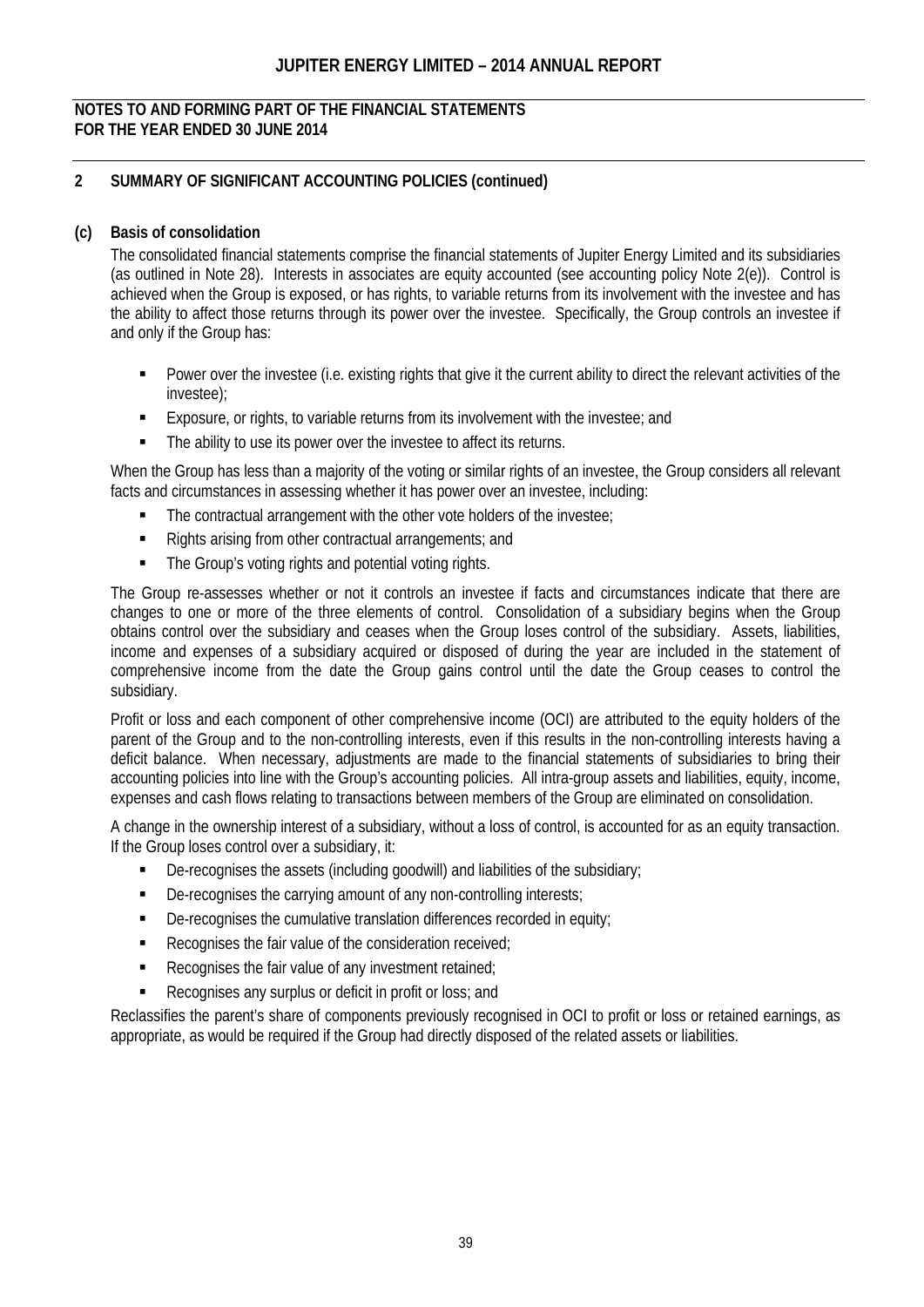## 2 SUMMARY OF SIGNIFICANT ACCOUNTING POLICIES (continued)

### (c) Basis of consolidation

The consolidated financial statements comprise the financial statements of Jupiter Energy Limited and its subsidiaries (as outlined in Note 28). Interests in associates are equity accounted (see accounting policy Note 2(e)). Control is achieved when the Group is exposed, or has rights, to variable returns from its involvement with the investee and has the ability to affect those returns through its power over the investee. Specifically, the Group controls an investee if and only if the Group has:

- Power over the investee (i.e. existing rights that give it the current ability to direct the relevant activities of the investee);
- Exposure, or rights, to variable returns from its involvement with the investee; and
- The ability to use its power over the investee to affect its returns.

When the Group has less than a majority of the voting or similar rights of an investee, the Group considers all relevant facts and circumstances in assessing whether it has power over an investee, including:

- The contractual arrangement with the other vote holders of the investee;
- Rights arising from other contractual arrangements; and
- The Group's voting rights and potential voting rights.

The Group re-assesses whether or not it controls an investee if facts and circumstances indicate that there are changes to one or more of the three elements of control. Consolidation of a subsidiary begins when the Group obtains control over the subsidiary and ceases when the Group loses control of the subsidiary. Assets, liabilities, income and expenses of a subsidiary acquired or disposed of during the year are included in the statement of comprehensive income from the date the Group gains control until the date the Group ceases to control the subsidiary.

Profit or loss and each component of other comprehensive income (OCI) are attributed to the equity holders of the parent of the Group and to the non-controlling interests, even if this results in the non-controlling interests having a deficit balance. When necessary, adjustments are made to the financial statements of subsidiaries to bring their accounting policies into line with the Group's accounting policies. All intra-group assets and liabilities, equity, income, expenses and cash flows relating to transactions between members of the Group are eliminated on consolidation.

A change in the ownership interest of a subsidiary, without a loss of control, is accounted for as an equity transaction. If the Group loses control over a subsidiary, it:

- De-recognises the assets (including goodwill) and liabilities of the subsidiary;
- De-recognises the carrying amount of any non-controlling interests;
- De-recognises the cumulative translation differences recorded in equity;
- Recognises the fair value of the consideration received;
- Recognises the fair value of any investment retained;
- Recognises any surplus or deficit in profit or loss; and

Reclassifies the parent's share of components previously recognised in OCI to profit or loss or retained earnings, as appropriate, as would be required if the Group had directly disposed of the related assets or liabilities.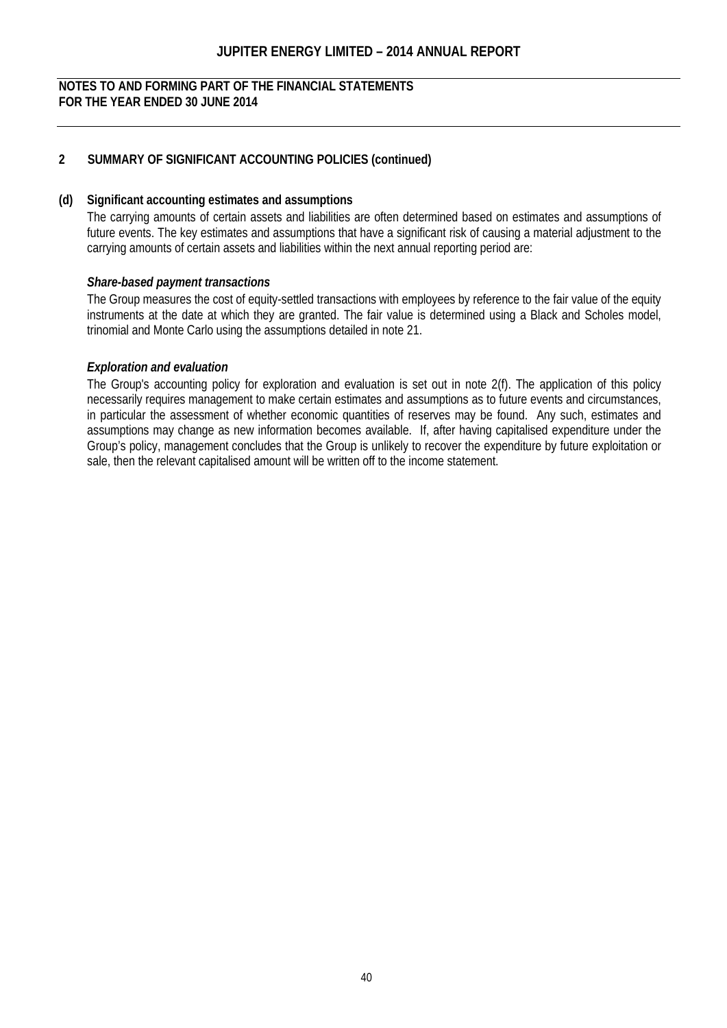## 2 SUMMARY OF SIGNIFICANT ACCOUNTING POLICIES (continued)

### (d) Significant accounting estimates and assumptions

The carrying amounts of certain assets and liabilities are often determined based on estimates and assumptions of future events. The key estimates and assumptions that have a significant risk of causing a material adjustment to the carrying amounts of certain assets and liabilities within the next annual reporting period are:

***Share-based payment transactions***

The Group measures the cost of equity-settled transactions with employees by reference to the fair value of the equity instruments at the date at which they are granted. The fair value is determined using a Black and Scholes model, trinomial and Monte Carlo using the assumptions detailed in note 21.

***Exploration and evaluation***

The Group's accounting policy for exploration and evaluation is set out in note 2(f). The application of this policy necessarily requires management to make certain estimates and assumptions as to future events and circumstances, in particular the assessment of whether economic quantities of reserves may be found. Any such, estimates and assumptions may change as new information becomes available. If, after having capitalised expenditure under the Group's policy, management concludes that the Group is unlikely to recover the expenditure by future exploitation or sale, then the relevant capitalised amount will be written off to the income statement.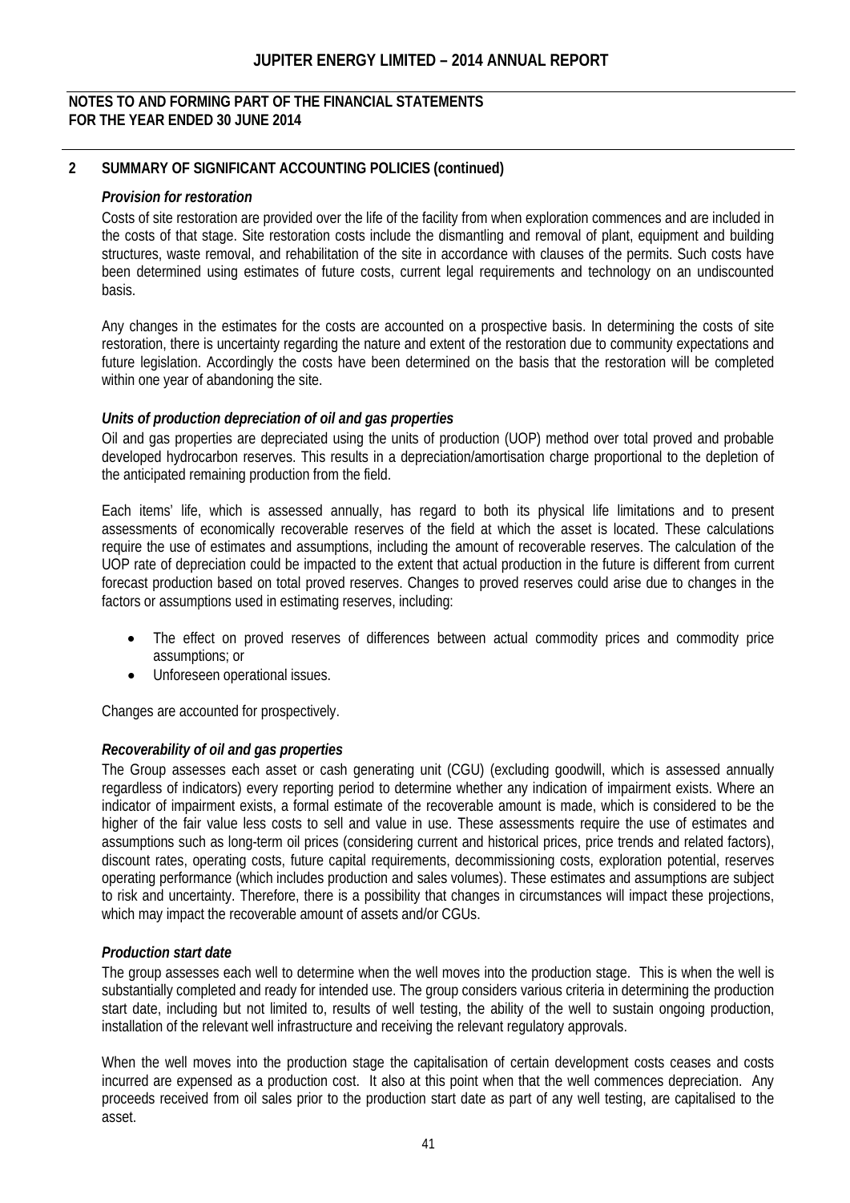**NOTES TO AND FORMING PART OF THE FINANCIAL STATEMENTS**
**FOR THE YEAR ENDED 30 JUNE 2014**

## 2 SUMMARY OF SIGNIFICANT ACCOUNTING POLICIES (continued)

***Provision for restoration***

Costs of site restoration are provided over the life of the facility from when exploration commences and are included in the costs of that stage. Site restoration costs include the dismantling and removal of plant, equipment and building structures, waste removal, and rehabilitation of the site in accordance with clauses of the permits. Such costs have been determined using estimates of future costs, current legal requirements and technology on an undiscounted basis.

Any changes in the estimates for the costs are accounted on a prospective basis. In determining the costs of site restoration, there is uncertainty regarding the nature and extent of the restoration due to community expectations and future legislation. Accordingly the costs have been determined on the basis that the restoration will be completed within one year of abandoning the site.

***Units of production depreciation of oil and gas properties***

Oil and gas properties are depreciated using the units of production (UOP) method over total proved and probable developed hydrocarbon reserves. This results in a depreciation/amortisation charge proportional to the depletion of the anticipated remaining production from the field.

Each items' life, which is assessed annually, has regard to both its physical life limitations and to present assessments of economically recoverable reserves of the field at which the asset is located. These calculations require the use of estimates and assumptions, including the amount of recoverable reserves. The calculation of the UOP rate of depreciation could be impacted to the extent that actual production in the future is different from current forecast production based on total proved reserves. Changes to proved reserves could arise due to changes in the factors or assumptions used in estimating reserves, including:

- The effect on proved reserves of differences between actual commodity prices and commodity price assumptions; or
- Unforeseen operational issues.

Changes are accounted for prospectively.

***Recoverability of oil and gas properties***

The Group assesses each asset or cash generating unit (CGU) (excluding goodwill, which is assessed annually regardless of indicators) every reporting period to determine whether any indication of impairment exists. Where an indicator of impairment exists, a formal estimate of the recoverable amount is made, which is considered to be the higher of the fair value less costs to sell and value in use. These assessments require the use of estimates and assumptions such as long-term oil prices (considering current and historical prices, price trends and related factors), discount rates, operating costs, future capital requirements, decommissioning costs, exploration potential, reserves operating performance (which includes production and sales volumes). These estimates and assumptions are subject to risk and uncertainty. Therefore, there is a possibility that changes in circumstances will impact these projections, which may impact the recoverable amount of assets and/or CGUs.

***Production start date***

The group assesses each well to determine when the well moves into the production stage. This is when the well is substantially completed and ready for intended use. The group considers various criteria in determining the production start date, including but not limited to, results of well testing, the ability of the well to sustain ongoing production, installation of the relevant well infrastructure and receiving the relevant regulatory approvals.

When the well moves into the production stage the capitalisation of certain development costs ceases and costs incurred are expensed as a production cost. It also at this point when that the well commences depreciation. Any proceeds received from oil sales prior to the production start date as part of any well testing, are capitalised to the asset.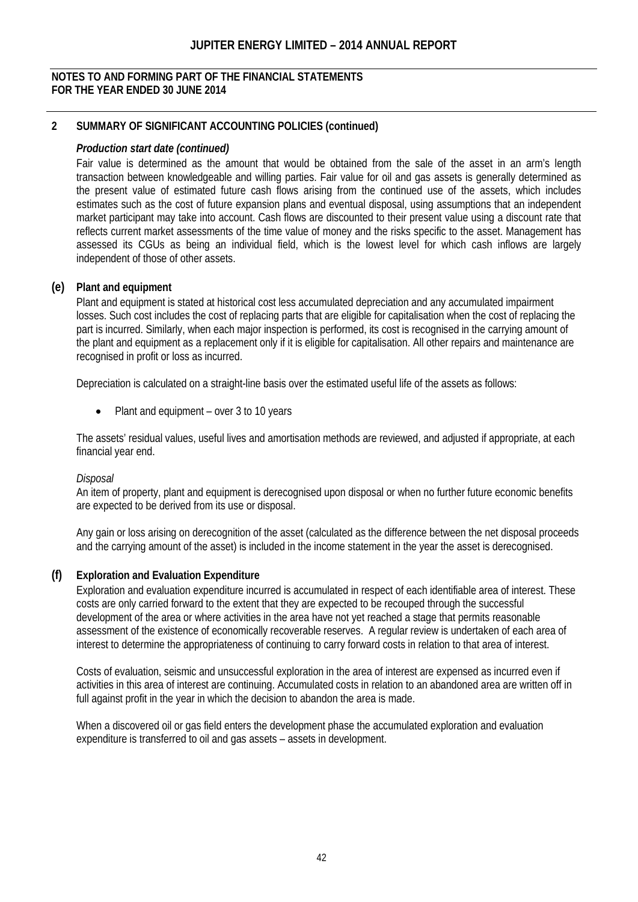**NOTES TO AND FORMING PART OF THE FINANCIAL STATEMENTS**
**FOR THE YEAR ENDED 30 JUNE 2014**

## 2 SUMMARY OF SIGNIFICANT ACCOUNTING POLICIES (continued)

***Production start date (continued)***

Fair value is determined as the amount that would be obtained from the sale of the asset in an arm's length transaction between knowledgeable and willing parties. Fair value for oil and gas assets is generally determined as the present value of estimated future cash flows arising from the continued use of the assets, which includes estimates such as the cost of future expansion plans and eventual disposal, using assumptions that an independent market participant may take into account. Cash flows are discounted to their present value using a discount rate that reflects current market assessments of the time value of money and the risks specific to the asset. Management has assessed its CGUs as being an individual field, which is the lowest level for which cash inflows are largely independent of those of other assets.

### (e) Plant and equipment

Plant and equipment is stated at historical cost less accumulated depreciation and any accumulated impairment losses. Such cost includes the cost of replacing parts that are eligible for capitalisation when the cost of replacing the part is incurred. Similarly, when each major inspection is performed, its cost is recognised in the carrying amount of the plant and equipment as a replacement only if it is eligible for capitalisation. All other repairs and maintenance are recognised in profit or loss as incurred.

Depreciation is calculated on a straight-line basis over the estimated useful life of the assets as follows:

- Plant and equipment – over 3 to 10 years

The assets' residual values, useful lives and amortisation methods are reviewed, and adjusted if appropriate, at each financial year end.

*Disposal*

An item of property, plant and equipment is derecognised upon disposal or when no further future economic benefits are expected to be derived from its use or disposal.

Any gain or loss arising on derecognition of the asset (calculated as the difference between the net disposal proceeds and the carrying amount of the asset) is included in the income statement in the year the asset is derecognised.

### (f) Exploration and Evaluation Expenditure

Exploration and evaluation expenditure incurred is accumulated in respect of each identifiable area of interest. These costs are only carried forward to the extent that they are expected to be recouped through the successful development of the area or where activities in the area have not yet reached a stage that permits reasonable assessment of the existence of economically recoverable reserves. A regular review is undertaken of each area of interest to determine the appropriateness of continuing to carry forward costs in relation to that area of interest.

Costs of evaluation, seismic and unsuccessful exploration in the area of interest are expensed as incurred even if activities in this area of interest are continuing. Accumulated costs in relation to an abandoned area are written off in full against profit in the year in which the decision to abandon the area is made.

When a discovered oil or gas field enters the development phase the accumulated exploration and evaluation expenditure is transferred to oil and gas assets – assets in development.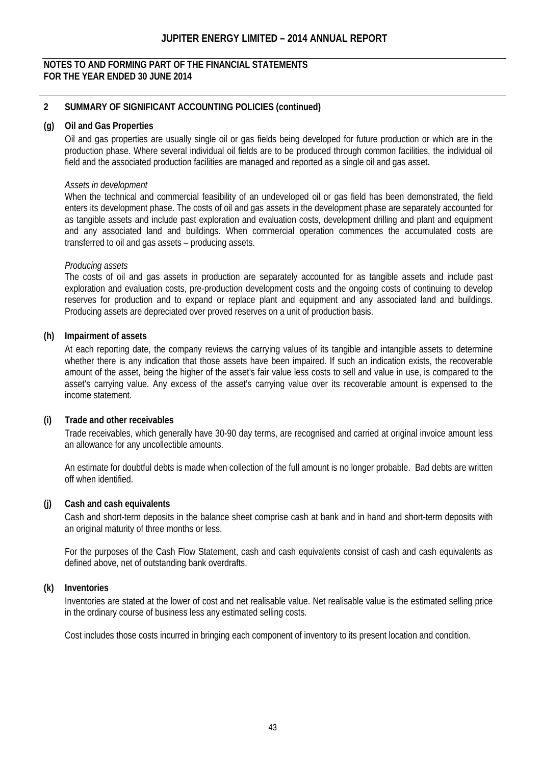## 2 SUMMARY OF SIGNIFICANT ACCOUNTING POLICIES (continued)

### (g) Oil and Gas Properties

Oil and gas properties are usually single oil or gas fields being developed for future production or which are in the production phase. Where several individual oil fields are to be produced through common facilities, the individual oil field and the associated production facilities are managed and reported as a single oil and gas asset.

*Assets in development*

When the technical and commercial feasibility of an undeveloped oil or gas field has been demonstrated, the field enters its development phase. The costs of oil and gas assets in the development phase are separately accounted for as tangible assets and include past exploration and evaluation costs, development drilling and plant and equipment and any associated land and buildings. When commercial operation commences the accumulated costs are transferred to oil and gas assets – producing assets.

*Producing assets*

The costs of oil and gas assets in production are separately accounted for as tangible assets and include past exploration and evaluation costs, pre-production development costs and the ongoing costs of continuing to develop reserves for production and to expand or replace plant and equipment and any associated land and buildings. Producing assets are depreciated over proved reserves on a unit of production basis.

### (h) Impairment of assets

At each reporting date, the company reviews the carrying values of its tangible and intangible assets to determine whether there is any indication that those assets have been impaired. If such an indication exists, the recoverable amount of the asset, being the higher of the asset's fair value less costs to sell and value in use, is compared to the asset's carrying value. Any excess of the asset's carrying value over its recoverable amount is expensed to the income statement.

### (i) Trade and other receivables

Trade receivables, which generally have 30-90 day terms, are recognised and carried at original invoice amount less an allowance for any uncollectible amounts.

An estimate for doubtful debts is made when collection of the full amount is no longer probable. Bad debts are written off when identified.

### (j) Cash and cash equivalents

Cash and short-term deposits in the balance sheet comprise cash at bank and in hand and short-term deposits with an original maturity of three months or less.

For the purposes of the Cash Flow Statement, cash and cash equivalents consist of cash and cash equivalents as defined above, net of outstanding bank overdrafts.

### (k) Inventories

Inventories are stated at the lower of cost and net realisable value. Net realisable value is the estimated selling price in the ordinary course of business less any estimated selling costs.

Cost includes those costs incurred in bringing each component of inventory to its present location and condition.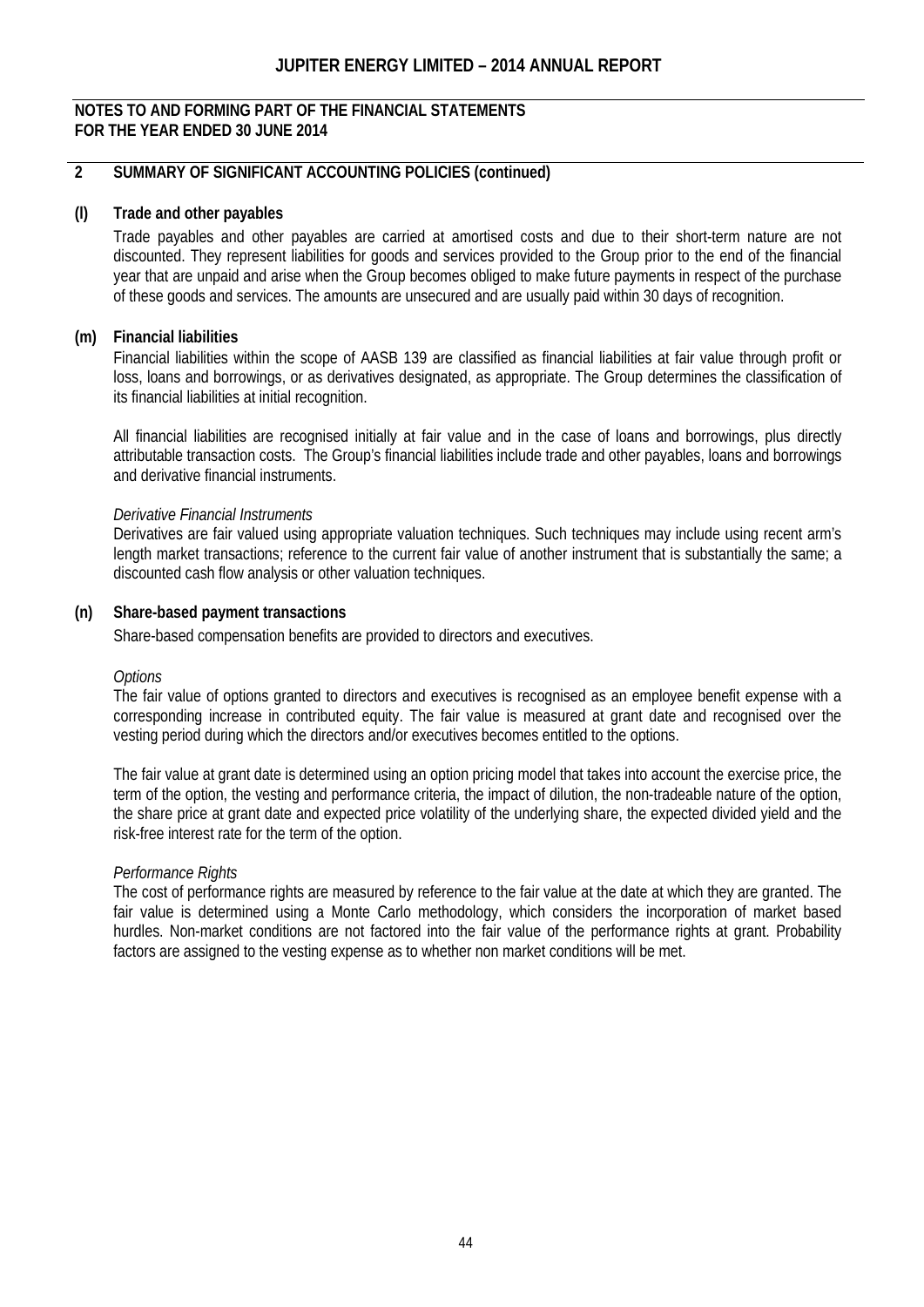## NOTES TO AND FORMING PART OF THE FINANCIAL STATEMENTS
## FOR THE YEAR ENDED 30 JUNE 2014

## 2 SUMMARY OF SIGNIFICANT ACCOUNTING POLICIES (continued)

### (l) Trade and other payables

Trade payables and other payables are carried at amortised costs and due to their short-term nature are not discounted. They represent liabilities for goods and services provided to the Group prior to the end of the financial year that are unpaid and arise when the Group becomes obliged to make future payments in respect of the purchase of these goods and services. The amounts are unsecured and are usually paid within 30 days of recognition.

### (m) Financial liabilities

Financial liabilities within the scope of AASB 139 are classified as financial liabilities at fair value through profit or loss, loans and borrowings, or as derivatives designated, as appropriate. The Group determines the classification of its financial liabilities at initial recognition.

All financial liabilities are recognised initially at fair value and in the case of loans and borrowings, plus directly attributable transaction costs. The Group's financial liabilities include trade and other payables, loans and borrowings and derivative financial instruments.

*Derivative Financial Instruments*

Derivatives are fair valued using appropriate valuation techniques. Such techniques may include using recent arm's length market transactions; reference to the current fair value of another instrument that is substantially the same; a discounted cash flow analysis or other valuation techniques.

### (n) Share-based payment transactions

Share-based compensation benefits are provided to directors and executives.

*Options*

The fair value of options granted to directors and executives is recognised as an employee benefit expense with a corresponding increase in contributed equity. The fair value is measured at grant date and recognised over the vesting period during which the directors and/or executives becomes entitled to the options.

The fair value at grant date is determined using an option pricing model that takes into account the exercise price, the term of the option, the vesting and performance criteria, the impact of dilution, the non-tradeable nature of the option, the share price at grant date and expected price volatility of the underlying share, the expected divided yield and the risk-free interest rate for the term of the option.

*Performance Rights*

The cost of performance rights are measured by reference to the fair value at the date at which they are granted. The fair value is determined using a Monte Carlo methodology, which considers the incorporation of market based hurdles. Non-market conditions are not factored into the fair value of the performance rights at grant. Probability factors are assigned to the vesting expense as to whether non market conditions will be met.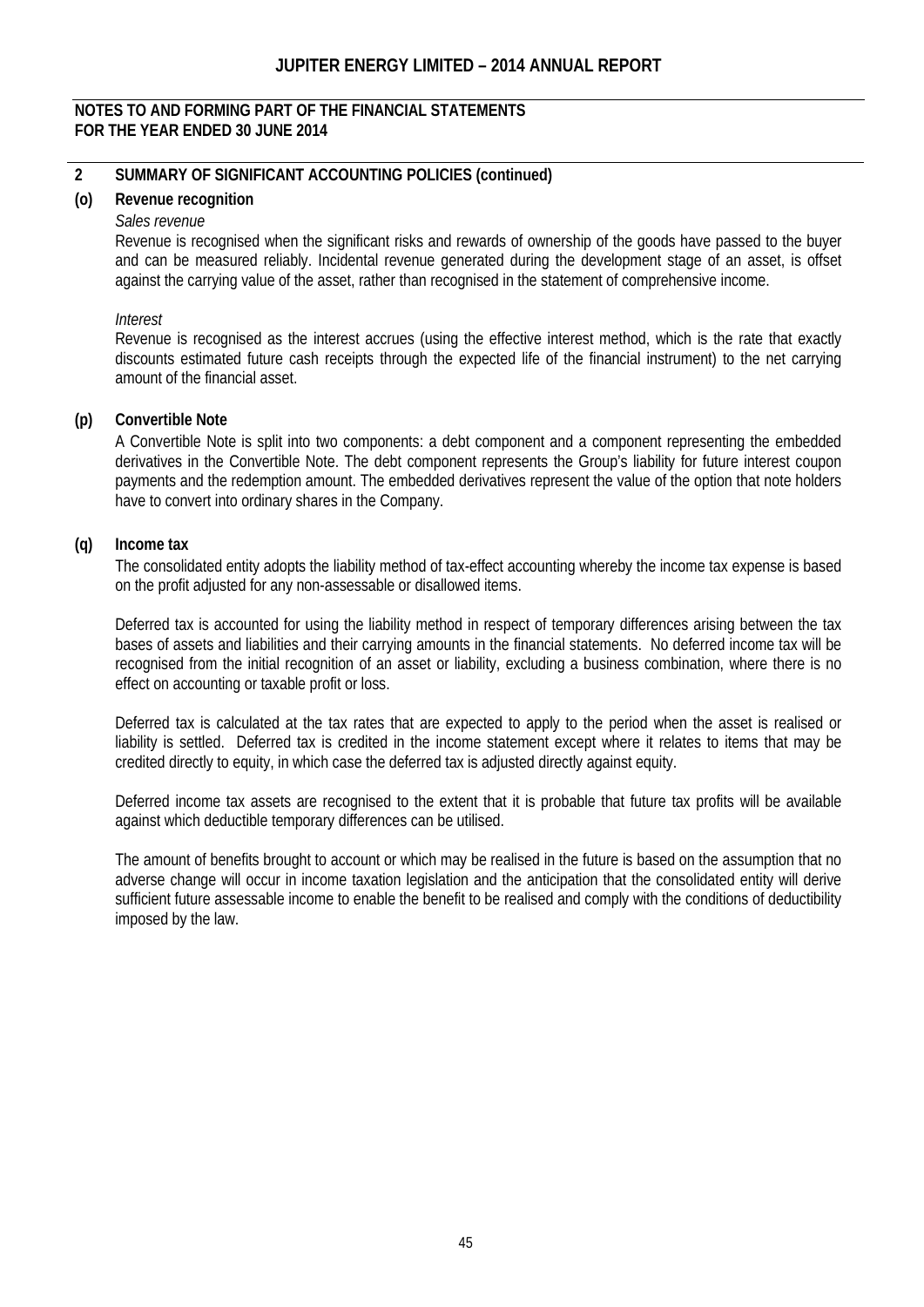## NOTES TO AND FORMING PART OF THE FINANCIAL STATEMENTS FOR THE YEAR ENDED 30 JUNE 2014

## 2 SUMMARY OF SIGNIFICANT ACCOUNTING POLICIES (continued)

### (o) Revenue recognition

*Sales revenue*

Revenue is recognised when the significant risks and rewards of ownership of the goods have passed to the buyer and can be measured reliably. Incidental revenue generated during the development stage of an asset, is offset against the carrying value of the asset, rather than recognised in the statement of comprehensive income.

*Interest*

Revenue is recognised as the interest accrues (using the effective interest method, which is the rate that exactly discounts estimated future cash receipts through the expected life of the financial instrument) to the net carrying amount of the financial asset.

### (p) Convertible Note

A Convertible Note is split into two components: a debt component and a component representing the embedded derivatives in the Convertible Note. The debt component represents the Group's liability for future interest coupon payments and the redemption amount. The embedded derivatives represent the value of the option that note holders have to convert into ordinary shares in the Company.

### (q) Income tax

The consolidated entity adopts the liability method of tax-effect accounting whereby the income tax expense is based on the profit adjusted for any non-assessable or disallowed items.

Deferred tax is accounted for using the liability method in respect of temporary differences arising between the tax bases of assets and liabilities and their carrying amounts in the financial statements. No deferred income tax will be recognised from the initial recognition of an asset or liability, excluding a business combination, where there is no effect on accounting or taxable profit or loss.

Deferred tax is calculated at the tax rates that are expected to apply to the period when the asset is realised or liability is settled. Deferred tax is credited in the income statement except where it relates to items that may be credited directly to equity, in which case the deferred tax is adjusted directly against equity.

Deferred income tax assets are recognised to the extent that it is probable that future tax profits will be available against which deductible temporary differences can be utilised.

The amount of benefits brought to account or which may be realised in the future is based on the assumption that no adverse change will occur in income taxation legislation and the anticipation that the consolidated entity will derive sufficient future assessable income to enable the benefit to be realised and comply with the conditions of deductibility imposed by the law.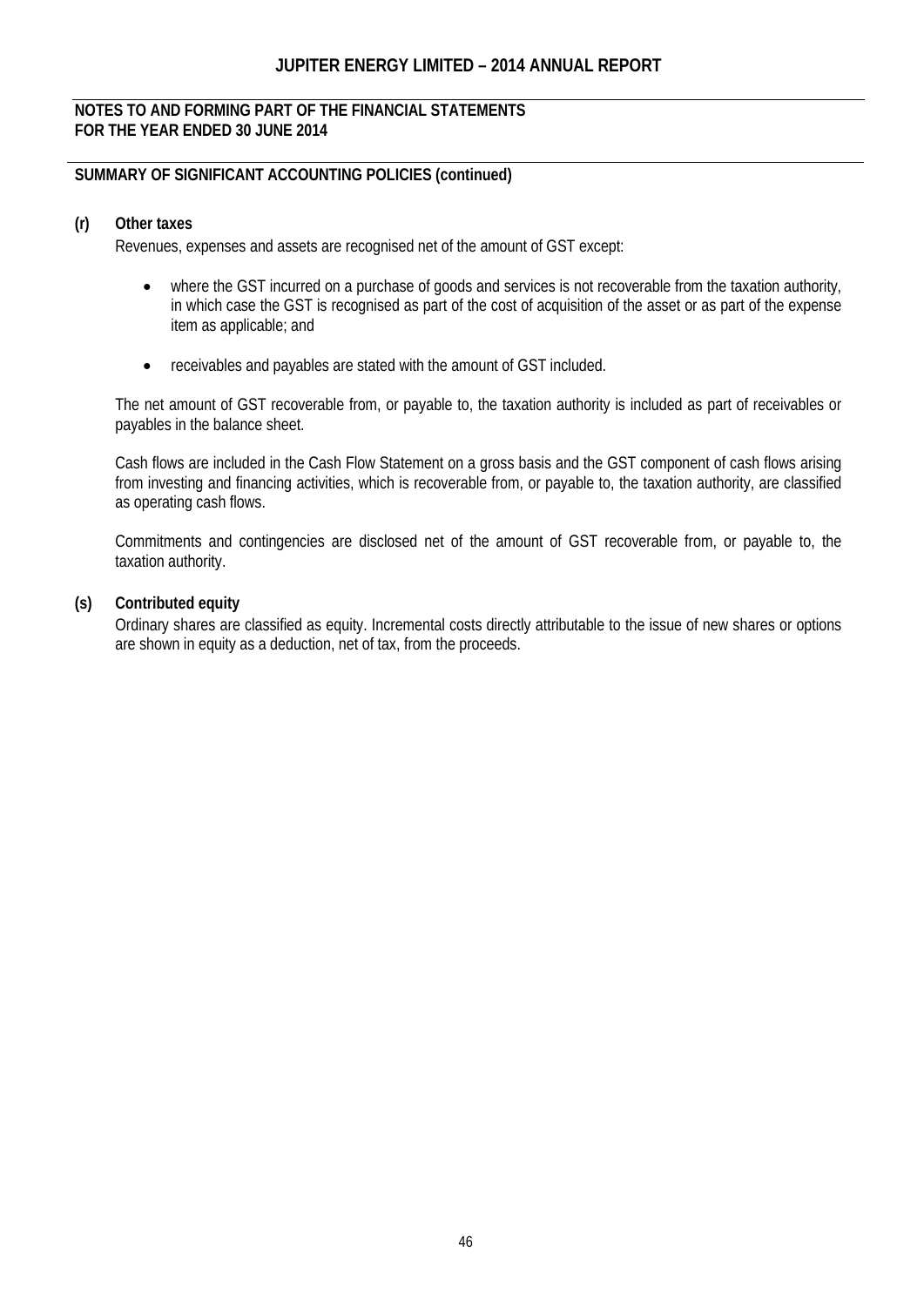## NOTES TO AND FORMING PART OF THE FINANCIAL STATEMENTS FOR THE YEAR ENDED 30 JUNE 2014

### SUMMARY OF SIGNIFICANT ACCOUNTING POLICIES (continued)

**(r) Other taxes**

Revenues, expenses and assets are recognised net of the amount of GST except:

- where the GST incurred on a purchase of goods and services is not recoverable from the taxation authority, in which case the GST is recognised as part of the cost of acquisition of the asset or as part of the expense item as applicable; and
- receivables and payables are stated with the amount of GST included.

The net amount of GST recoverable from, or payable to, the taxation authority is included as part of receivables or payables in the balance sheet.

Cash flows are included in the Cash Flow Statement on a gross basis and the GST component of cash flows arising from investing and financing activities, which is recoverable from, or payable to, the taxation authority, are classified as operating cash flows.

Commitments and contingencies are disclosed net of the amount of GST recoverable from, or payable to, the taxation authority.

**(s) Contributed equity**

Ordinary shares are classified as equity. Incremental costs directly attributable to the issue of new shares or options are shown in equity as a deduction, net of tax, from the proceeds.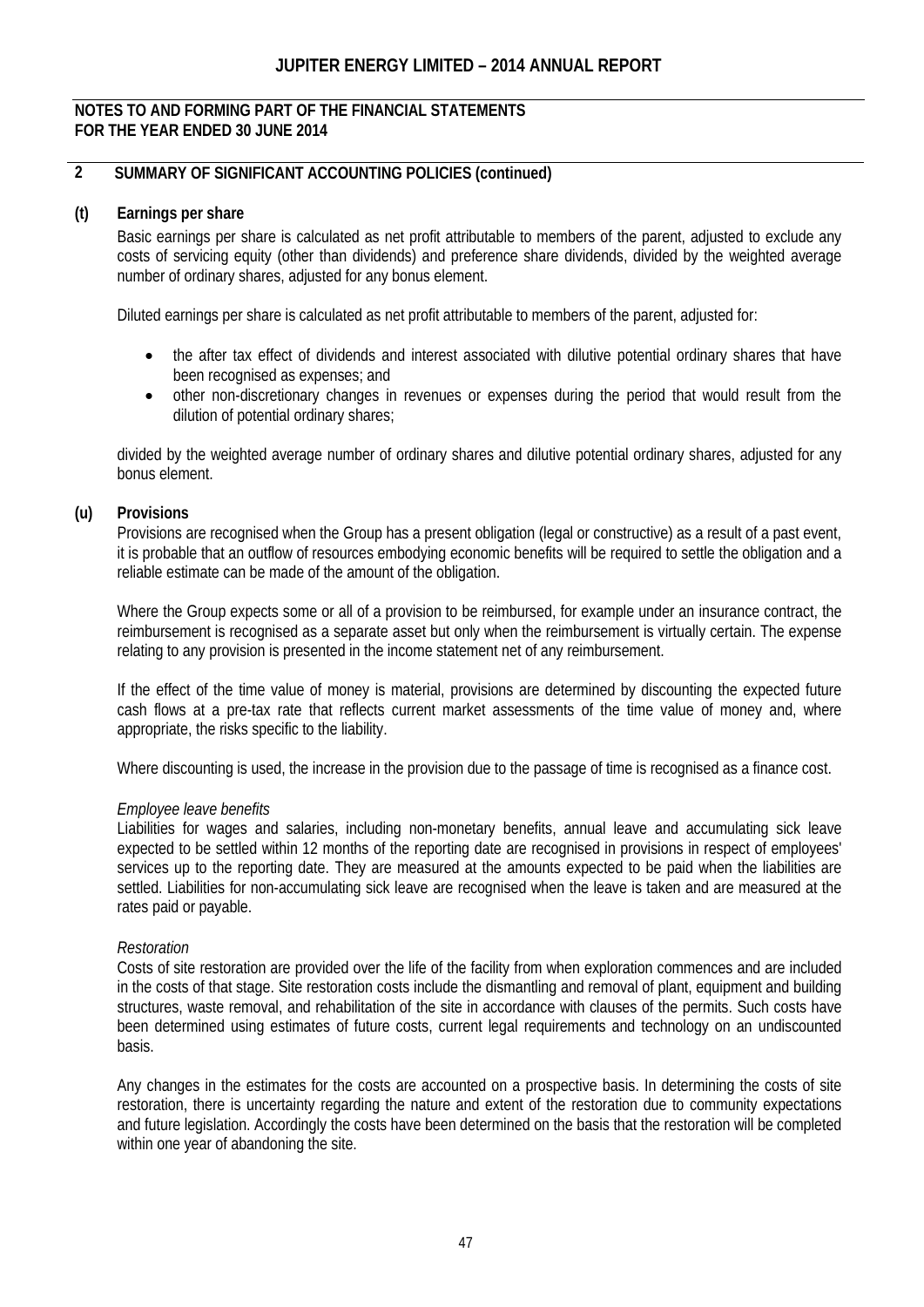## NOTES TO AND FORMING PART OF THE FINANCIAL STATEMENTS FOR THE YEAR ENDED 30 JUNE 2014

## 2 SUMMARY OF SIGNIFICANT ACCOUNTING POLICIES (continued)

### (t) Earnings per share

Basic earnings per share is calculated as net profit attributable to members of the parent, adjusted to exclude any costs of servicing equity (other than dividends) and preference share dividends, divided by the weighted average number of ordinary shares, adjusted for any bonus element.

Diluted earnings per share is calculated as net profit attributable to members of the parent, adjusted for:

- the after tax effect of dividends and interest associated with dilutive potential ordinary shares that have been recognised as expenses; and
- other non-discretionary changes in revenues or expenses during the period that would result from the dilution of potential ordinary shares;

divided by the weighted average number of ordinary shares and dilutive potential ordinary shares, adjusted for any bonus element.

### (u) Provisions

Provisions are recognised when the Group has a present obligation (legal or constructive) as a result of a past event, it is probable that an outflow of resources embodying economic benefits will be required to settle the obligation and a reliable estimate can be made of the amount of the obligation.

Where the Group expects some or all of a provision to be reimbursed, for example under an insurance contract, the reimbursement is recognised as a separate asset but only when the reimbursement is virtually certain. The expense relating to any provision is presented in the income statement net of any reimbursement.

If the effect of the time value of money is material, provisions are determined by discounting the expected future cash flows at a pre-tax rate that reflects current market assessments of the time value of money and, where appropriate, the risks specific to the liability.

Where discounting is used, the increase in the provision due to the passage of time is recognised as a finance cost.

*Employee leave benefits*

Liabilities for wages and salaries, including non-monetary benefits, annual leave and accumulating sick leave expected to be settled within 12 months of the reporting date are recognised in provisions in respect of employees' services up to the reporting date. They are measured at the amounts expected to be paid when the liabilities are settled. Liabilities for non-accumulating sick leave are recognised when the leave is taken and are measured at the rates paid or payable.

*Restoration*

Costs of site restoration are provided over the life of the facility from when exploration commences and are included in the costs of that stage. Site restoration costs include the dismantling and removal of plant, equipment and building structures, waste removal, and rehabilitation of the site in accordance with clauses of the permits. Such costs have been determined using estimates of future costs, current legal requirements and technology on an undiscounted basis.

Any changes in the estimates for the costs are accounted on a prospective basis. In determining the costs of site restoration, there is uncertainty regarding the nature and extent of the restoration due to community expectations and future legislation. Accordingly the costs have been determined on the basis that the restoration will be completed within one year of abandoning the site.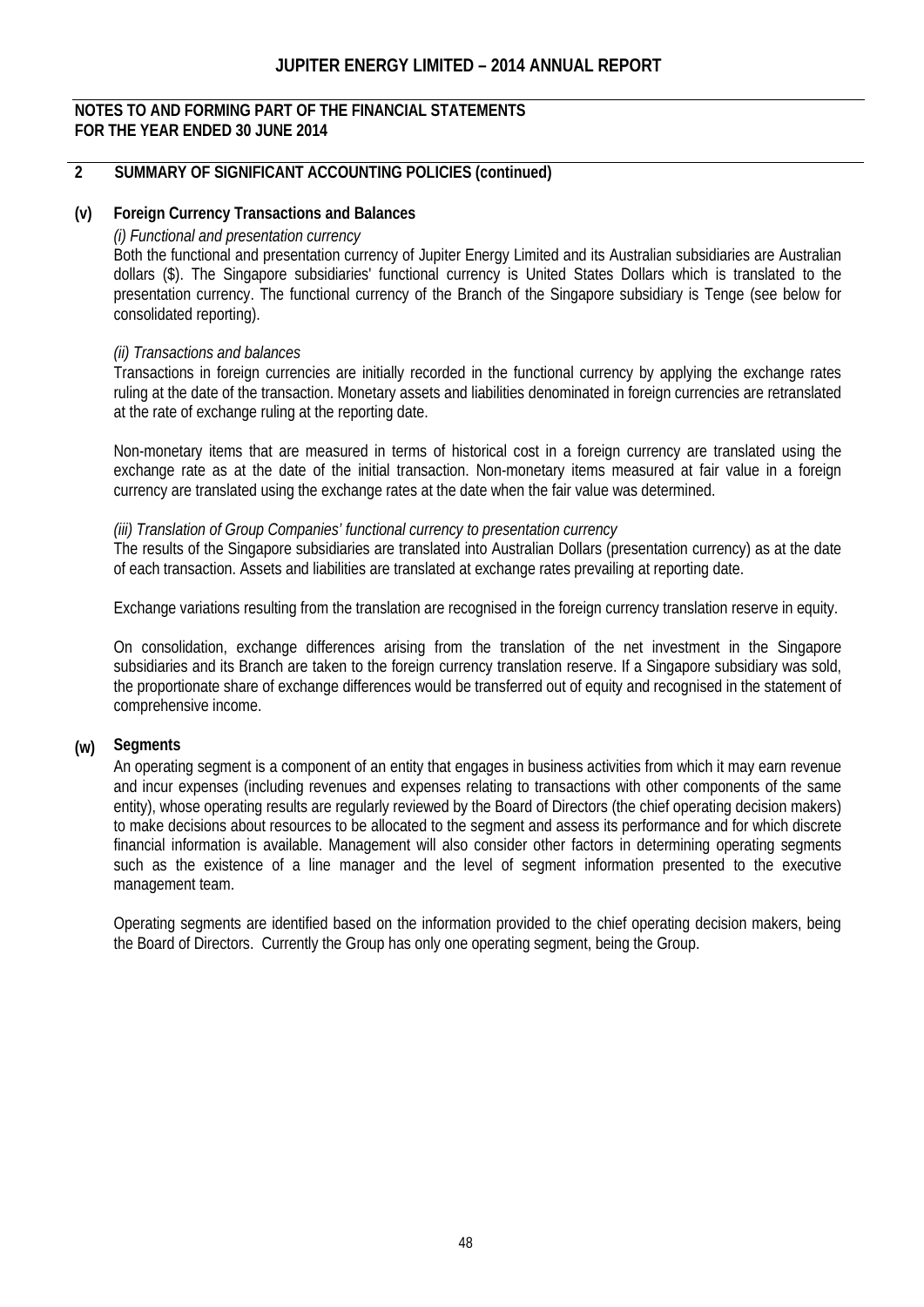**NOTES TO AND FORMING PART OF THE FINANCIAL STATEMENTS**
**FOR THE YEAR ENDED 30 JUNE 2014**

## 2 SUMMARY OF SIGNIFICANT ACCOUNTING POLICIES (continued)

### (v) Foreign Currency Transactions and Balances

*(i) Functional and presentation currency*

Both the functional and presentation currency of Jupiter Energy Limited and its Australian subsidiaries are Australian dollars ($). The Singapore subsidiaries' functional currency is United States Dollars which is translated to the presentation currency. The functional currency of the Branch of the Singapore subsidiary is Tenge (see below for consolidated reporting).

*(ii) Transactions and balances*

Transactions in foreign currencies are initially recorded in the functional currency by applying the exchange rates ruling at the date of the transaction. Monetary assets and liabilities denominated in foreign currencies are retranslated at the rate of exchange ruling at the reporting date.

Non-monetary items that are measured in terms of historical cost in a foreign currency are translated using the exchange rate as at the date of the initial transaction. Non-monetary items measured at fair value in a foreign currency are translated using the exchange rates at the date when the fair value was determined.

*(iii) Translation of Group Companies' functional currency to presentation currency*

The results of the Singapore subsidiaries are translated into Australian Dollars (presentation currency) as at the date of each transaction. Assets and liabilities are translated at exchange rates prevailing at reporting date.

Exchange variations resulting from the translation are recognised in the foreign currency translation reserve in equity.

On consolidation, exchange differences arising from the translation of the net investment in the Singapore subsidiaries and its Branch are taken to the foreign currency translation reserve. If a Singapore subsidiary was sold, the proportionate share of exchange differences would be transferred out of equity and recognised in the statement of comprehensive income.

### (w) Segments

An operating segment is a component of an entity that engages in business activities from which it may earn revenue and incur expenses (including revenues and expenses relating to transactions with other components of the same entity), whose operating results are regularly reviewed by the Board of Directors (the chief operating decision makers) to make decisions about resources to be allocated to the segment and assess its performance and for which discrete financial information is available. Management will also consider other factors in determining operating segments such as the existence of a line manager and the level of segment information presented to the executive management team.

Operating segments are identified based on the information provided to the chief operating decision makers, being the Board of Directors. Currently the Group has only one operating segment, being the Group.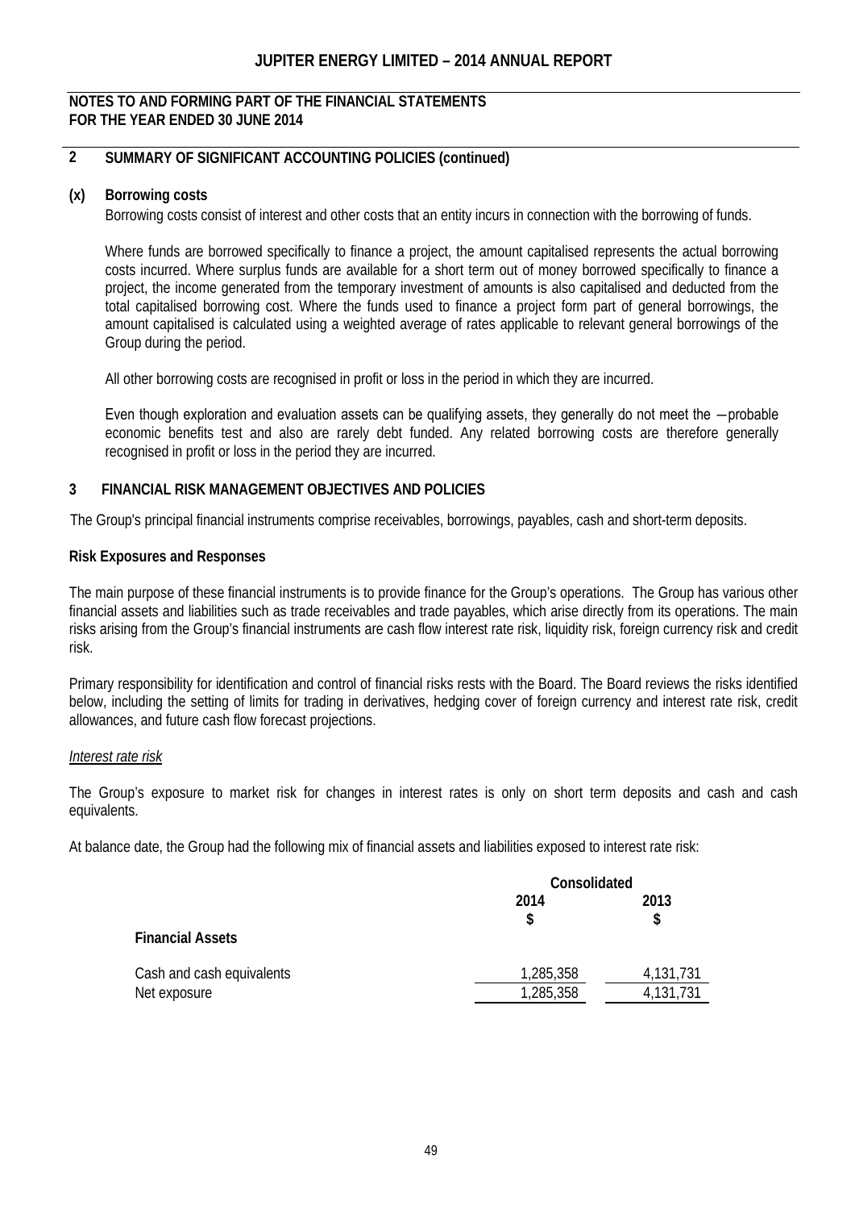**NOTES TO AND FORMING PART OF THE FINANCIAL STATEMENTS**
**FOR THE YEAR ENDED 30 JUNE 2014**

## 2 SUMMARY OF SIGNIFICANT ACCOUNTING POLICIES (continued)

### (x) Borrowing costs

Borrowing costs consist of interest and other costs that an entity incurs in connection with the borrowing of funds.

Where funds are borrowed specifically to finance a project, the amount capitalised represents the actual borrowing costs incurred. Where surplus funds are available for a short term out of money borrowed specifically to finance a project, the income generated from the temporary investment of amounts is also capitalised and deducted from the total capitalised borrowing cost. Where the funds used to finance a project form part of general borrowings, the amount capitalised is calculated using a weighted average of rates applicable to relevant general borrowings of the Group during the period.

All other borrowing costs are recognised in profit or loss in the period in which they are incurred.

Even though exploration and evaluation assets can be qualifying assets, they generally do not meet the ―probable economic benefits test and also are rarely debt funded. Any related borrowing costs are therefore generally recognised in profit or loss in the period they are incurred.

## 3 FINANCIAL RISK MANAGEMENT OBJECTIVES AND POLICIES

The Group's principal financial instruments comprise receivables, borrowings, payables, cash and short-term deposits.

**Risk Exposures and Responses**

The main purpose of these financial instruments is to provide finance for the Group's operations. The Group has various other financial assets and liabilities such as trade receivables and trade payables, which arise directly from its operations. The main risks arising from the Group's financial instruments are cash flow interest rate risk, liquidity risk, foreign currency risk and credit risk.

Primary responsibility for identification and control of financial risks rests with the Board. The Board reviews the risks identified below, including the setting of limits for trading in derivatives, hedging cover of foreign currency and interest rate risk, credit allowances, and future cash flow forecast projections.

*Interest rate risk*

The Group's exposure to market risk for changes in interest rates is only on short term deposits and cash and cash equivalents.

At balance date, the Group had the following mix of financial assets and liabilities exposed to interest rate risk:

| | Consolidated | |
|---|---|---|
| | 2014<br>$ | 2013<br>$ |
| **Financial Assets** | | |
| Cash and cash equivalents | 1,285,358 | 4,131,731 |
| Net exposure | 1,285,358 | 4,131,731 |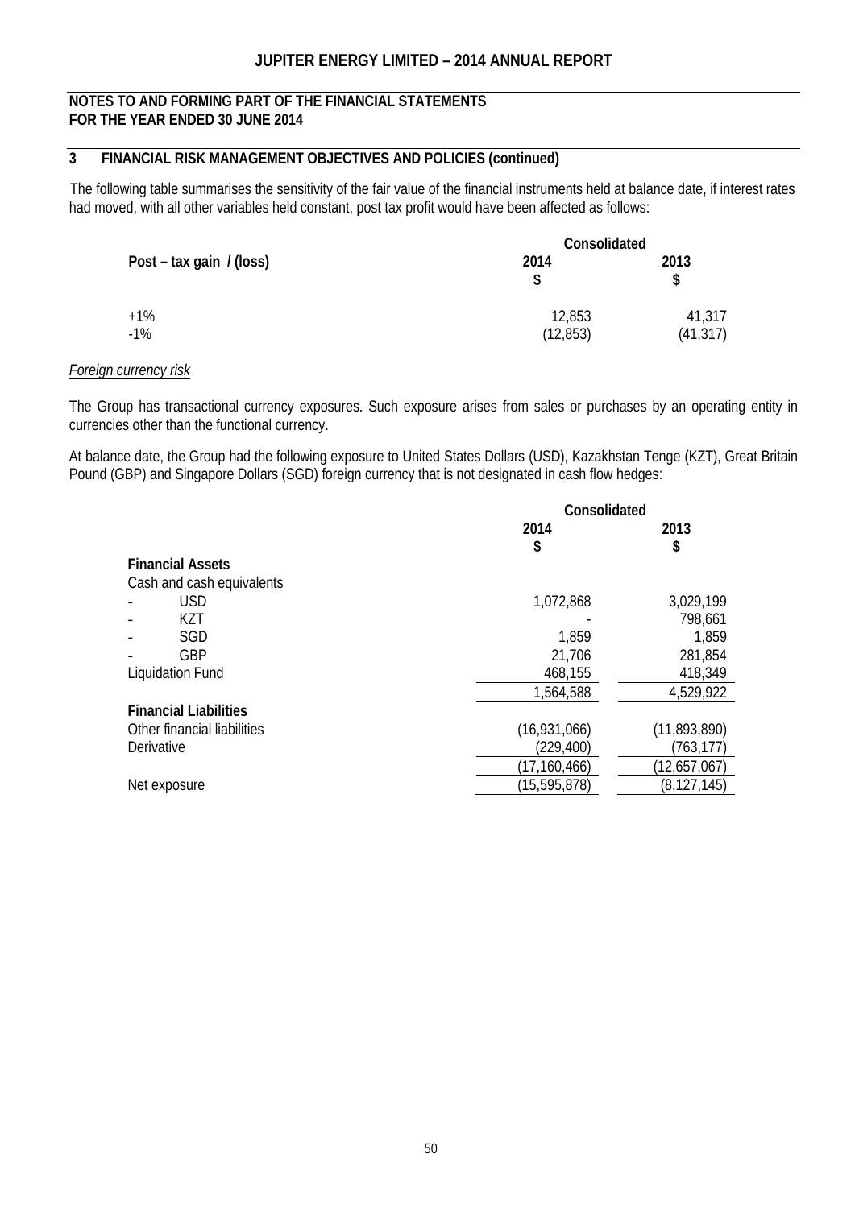## NOTES TO AND FORMING PART OF THE FINANCIAL STATEMENTS FOR THE YEAR ENDED 30 JUNE 2014

## 3 FINANCIAL RISK MANAGEMENT OBJECTIVES AND POLICIES (continued)

The following table summarises the sensitivity of the fair value of the financial instruments held at balance date, if interest rates had moved, with all other variables held constant, post tax profit would have been affected as follows:

| Post – tax gain / (loss) | Consolidated | |
|---|---|---|
| | 2014 $ | 2013 $ |
| +1% | 12,853 | 41,317 |
| -1% | (12,853) | (41,317) |

*Foreign currency risk*

The Group has transactional currency exposures. Such exposure arises from sales or purchases by an operating entity in currencies other than the functional currency.

At balance date, the Group had the following exposure to United States Dollars (USD), Kazakhstan Tenge (KZT), Great Britain Pound (GBP) and Singapore Dollars (SGD) foreign currency that is not designated in cash flow hedges:

| | Consolidated | |
|---|---|---|
| | 2014 $ | 2013 $ |
| **Financial Assets** | | |
| Cash and cash equivalents | | |
| - USD | 1,072,868 | 3,029,199 |
| - KZT | - | 798,661 |
| - SGD | 1,859 | 1,859 |
| - GBP | 21,706 | 281,854 |
| Liquidation Fund | 468,155 | 418,349 |
| | 1,564,588 | 4,529,922 |
| **Financial Liabilities** | | |
| Other financial liabilities | (16,931,066) | (11,893,890) |
| Derivative | (229,400) | (763,177) |
| | (17,160,466) | (12,657,067) |
| Net exposure | (15,595,878) | (8,127,145) |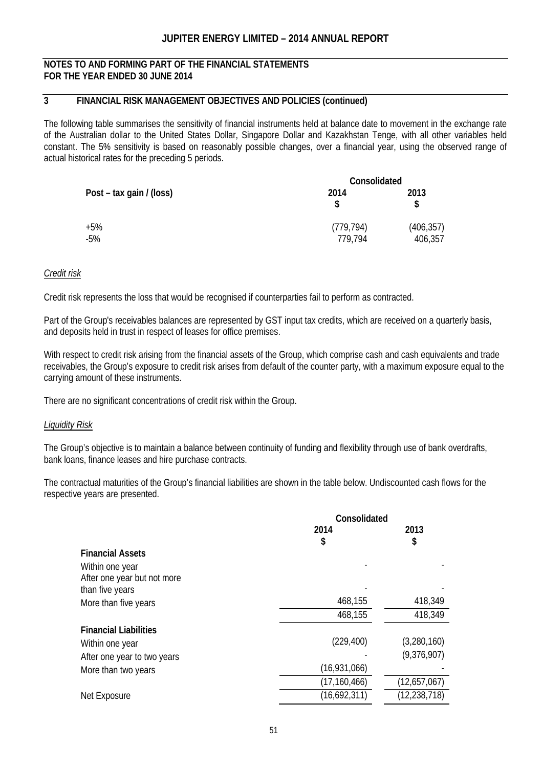## NOTES TO AND FORMING PART OF THE FINANCIAL STATEMENTS FOR THE YEAR ENDED 30 JUNE 2014

### 3 FINANCIAL RISK MANAGEMENT OBJECTIVES AND POLICIES (continued)

The following table summarises the sensitivity of financial instruments held at balance date to movement in the exchange rate of the Australian dollar to the United States Dollar, Singapore Dollar and Kazakhstan Tenge, with all other variables held constant. The 5% sensitivity is based on reasonably possible changes, over a financial year, using the observed range of actual historical rates for the preceding 5 periods.

| | Consolidated | |
|---|---|---|
| Post – tax gain / (loss) | 2014<br>$ | 2013<br>$ |
| +5% | (779,794) | (406,357) |
| -5% | 779,794 | 406,357 |

*Credit risk*

Credit risk represents the loss that would be recognised if counterparties fail to perform as contracted.

Part of the Group's receivables balances are represented by GST input tax credits, which are received on a quarterly basis, and deposits held in trust in respect of leases for office premises.

With respect to credit risk arising from the financial assets of the Group, which comprise cash and cash equivalents and trade receivables, the Group's exposure to credit risk arises from default of the counter party, with a maximum exposure equal to the carrying amount of these instruments.

There are no significant concentrations of credit risk within the Group.

*Liquidity Risk*

The Group's objective is to maintain a balance between continuity of funding and flexibility through use of bank overdrafts, bank loans, finance leases and hire purchase contracts.

The contractual maturities of the Group's financial liabilities are shown in the table below. Undiscounted cash flows for the respective years are presented.

| | Consolidated | |
|---|---|---|
| | 2014<br>$ | 2013<br>$ |
| **Financial Assets** | | |
| Within one year | - | - |
| After one year but not more than five years | - | - |
| More than five years | 468,155 | 418,349 |
| | 468,155 | 418,349 |
| **Financial Liabilities** | | |
| Within one year | (229,400) | (3,280,160) |
| After one year to two years | - | (9,376,907) |
| More than two years | (16,931,066) | - |
| | (17,160,466) | (12,657,067) |
| Net Exposure | (16,692,311) | (12,238,718) |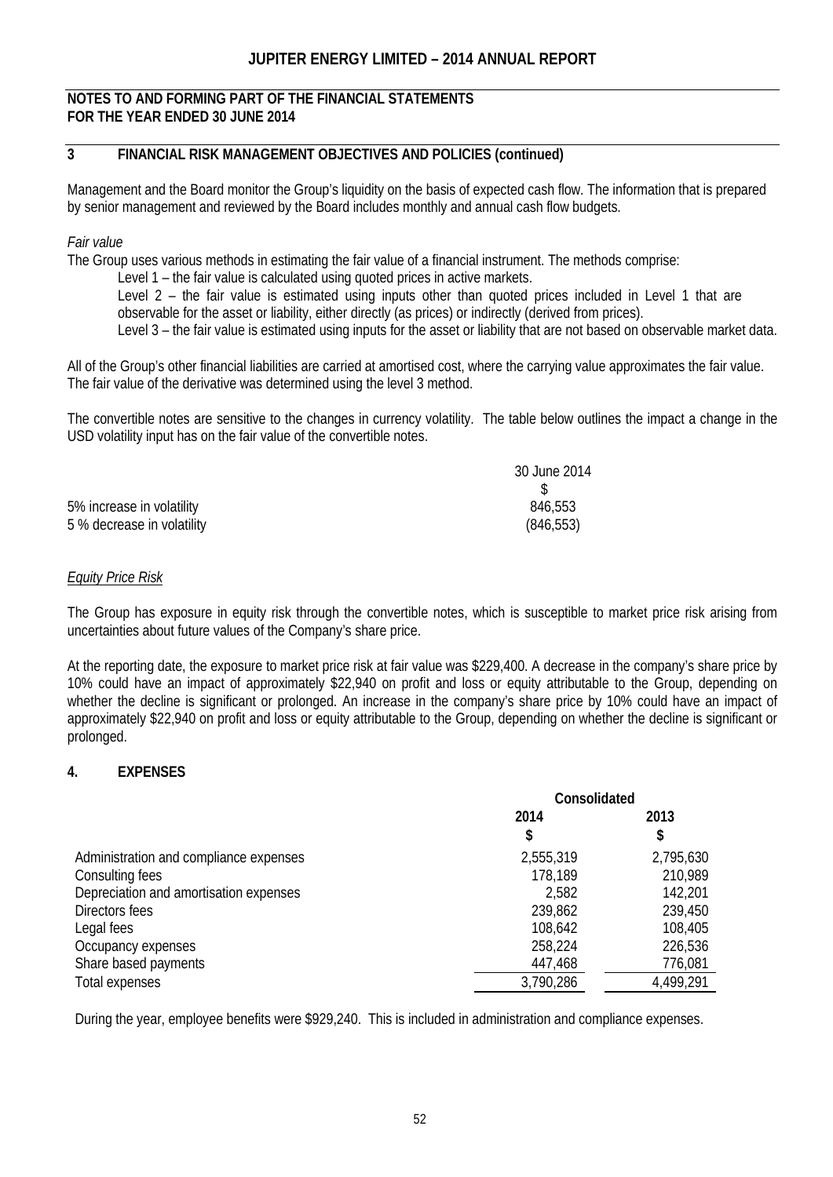**NOTES TO AND FORMING PART OF THE FINANCIAL STATEMENTS**
**FOR THE YEAR ENDED 30 JUNE 2014**

## 3 FINANCIAL RISK MANAGEMENT OBJECTIVES AND POLICIES (continued)

Management and the Board monitor the Group's liquidity on the basis of expected cash flow. The information that is prepared by senior management and reviewed by the Board includes monthly and annual cash flow budgets.

*Fair value*

The Group uses various methods in estimating the fair value of a financial instrument. The methods comprise:

Level 1 – the fair value is calculated using quoted prices in active markets.

Level 2 – the fair value is estimated using inputs other than quoted prices included in Level 1 that are observable for the asset or liability, either directly (as prices) or indirectly (derived from prices).

Level 3 – the fair value is estimated using inputs for the asset or liability that are not based on observable market data.

All of the Group's other financial liabilities are carried at amortised cost, where the carrying value approximates the fair value. The fair value of the derivative was determined using the level 3 method.

The convertible notes are sensitive to the changes in currency volatility. The table below outlines the impact a change in the USD volatility input has on the fair value of the convertible notes.

| | 30 June 2014 |
|---|---|
| | $ |
| 5% increase in volatility | 846,553 |
| 5 % decrease in volatility | (846,553) |

*Equity Price Risk*

The Group has exposure in equity risk through the convertible notes, which is susceptible to market price risk arising from uncertainties about future values of the Company's share price.

At the reporting date, the exposure to market price risk at fair value was $229,400. A decrease in the company's share price by 10% could have an impact of approximately $22,940 on profit and loss or equity attributable to the Group, depending on whether the decline is significant or prolonged. An increase in the company's share price by 10% could have an impact of approximately $22,940 on profit and loss or equity attributable to the Group, depending on whether the decline is significant or prolonged.

## 4. EXPENSES

| | Consolidated | |
|---|---|---|
| | 2014 | 2013 |
| | $ | $ |
| Administration and compliance expenses | 2,555,319 | 2,795,630 |
| Consulting fees | 178,189 | 210,989 |
| Depreciation and amortisation expenses | 2,582 | 142,201 |
| Directors fees | 239,862 | 239,450 |
| Legal fees | 108,642 | 108,405 |
| Occupancy expenses | 258,224 | 226,536 |
| Share based payments | 447,468 | 776,081 |
| Total expenses | 3,790,286 | 4,499,291 |

During the year, employee benefits were $929,240. This is included in administration and compliance expenses.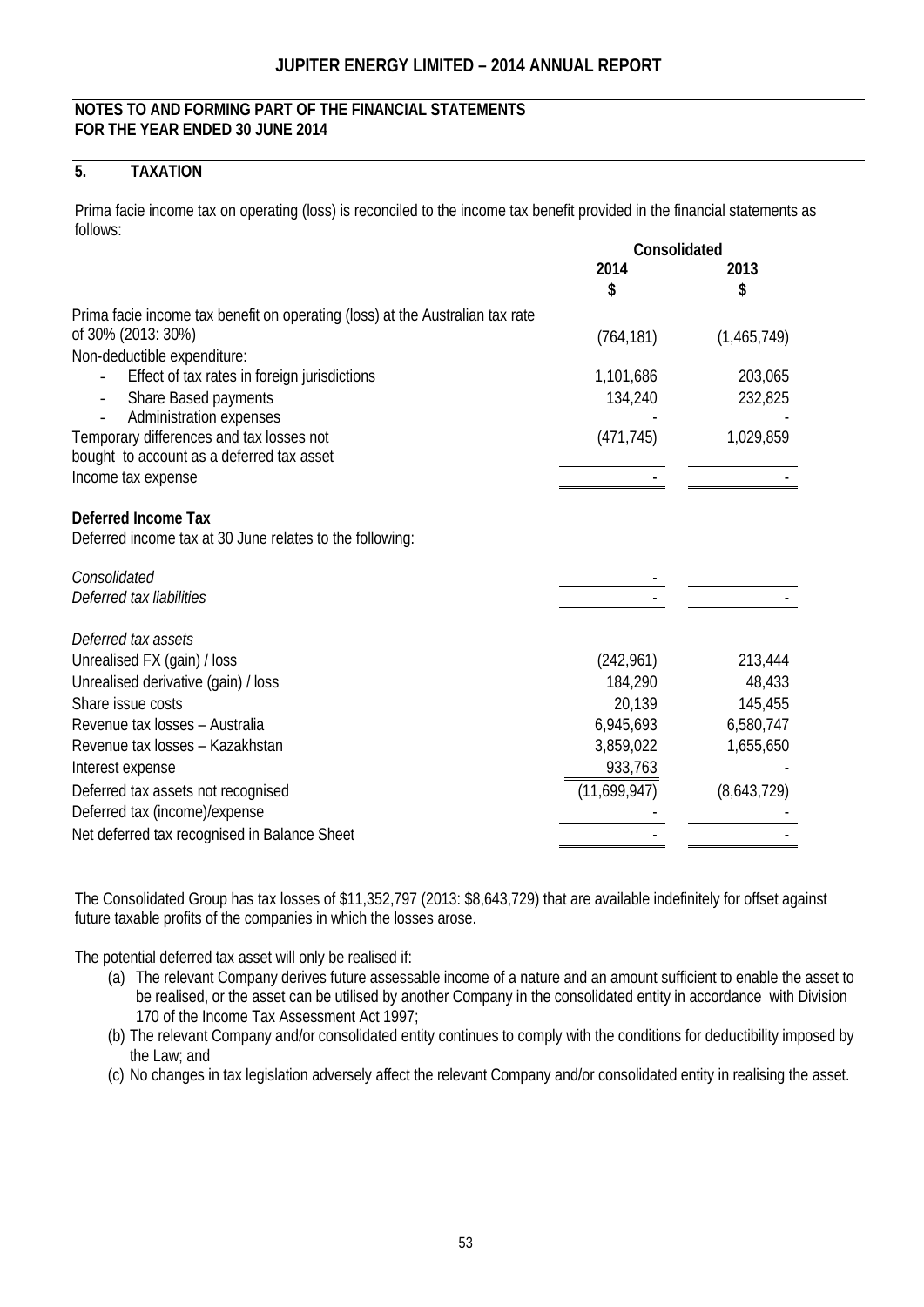## NOTES TO AND FORMING PART OF THE FINANCIAL STATEMENTS FOR THE YEAR ENDED 30 JUNE 2014

### 5. TAXATION

Prima facie income tax on operating (loss) is reconciled to the income tax benefit provided in the financial statements as follows:

| | Consolidated | |
|---|---|---|
| | **2014** | **2013** |
| | **$** | **$** |
| Prima facie income tax benefit on operating (loss) at the Australian tax rate of 30% (2013: 30%) | (764,181) | (1,465,749) |
| Non-deductible expenditure: | | |
| - Effect of tax rates in foreign jurisdictions | 1,101,686 | 203,065 |
| - Share Based payments | 134,240 | 232,825 |
| - Administration expenses | - | - |
| Temporary differences and tax losses not bought to account as a deferred tax asset | (471,745) | 1,029,859 |
| Income tax expense | - | - |

**Deferred Income Tax**

Deferred income tax at 30 June relates to the following:

| | 2014 | 2013 |
|---|---|---|
| *Consolidated* | - | |
| *Deferred tax liabilities* | - | - |
| *Deferred tax assets* | | |
| Unrealised FX (gain) / loss | (242,961) | 213,444 |
| Unrealised derivative (gain) / loss | 184,290 | 48,433 |
| Share issue costs | 20,139 | 145,455 |
| Revenue tax losses – Australia | 6,945,693 | 6,580,747 |
| Revenue tax losses – Kazakhstan | 3,859,022 | 1,655,650 |
| Interest expense | 933,763 | - |
| Deferred tax assets not recognised | (11,699,947) | (8,643,729) |
| Deferred tax (income)/expense | - | - |
| Net deferred tax recognised in Balance Sheet | - | - |

The Consolidated Group has tax losses of $11,352,797 (2013: $8,643,729) that are available indefinitely for offset against future taxable profits of the companies in which the losses arose.

The potential deferred tax asset will only be realised if:

(a) The relevant Company derives future assessable income of a nature and an amount sufficient to enable the asset to be realised, or the asset can be utilised by another Company in the consolidated entity in accordance with Division 170 of the Income Tax Assessment Act 1997;

(b) The relevant Company and/or consolidated entity continues to comply with the conditions for deductibility imposed by the Law; and

(c) No changes in tax legislation adversely affect the relevant Company and/or consolidated entity in realising the asset.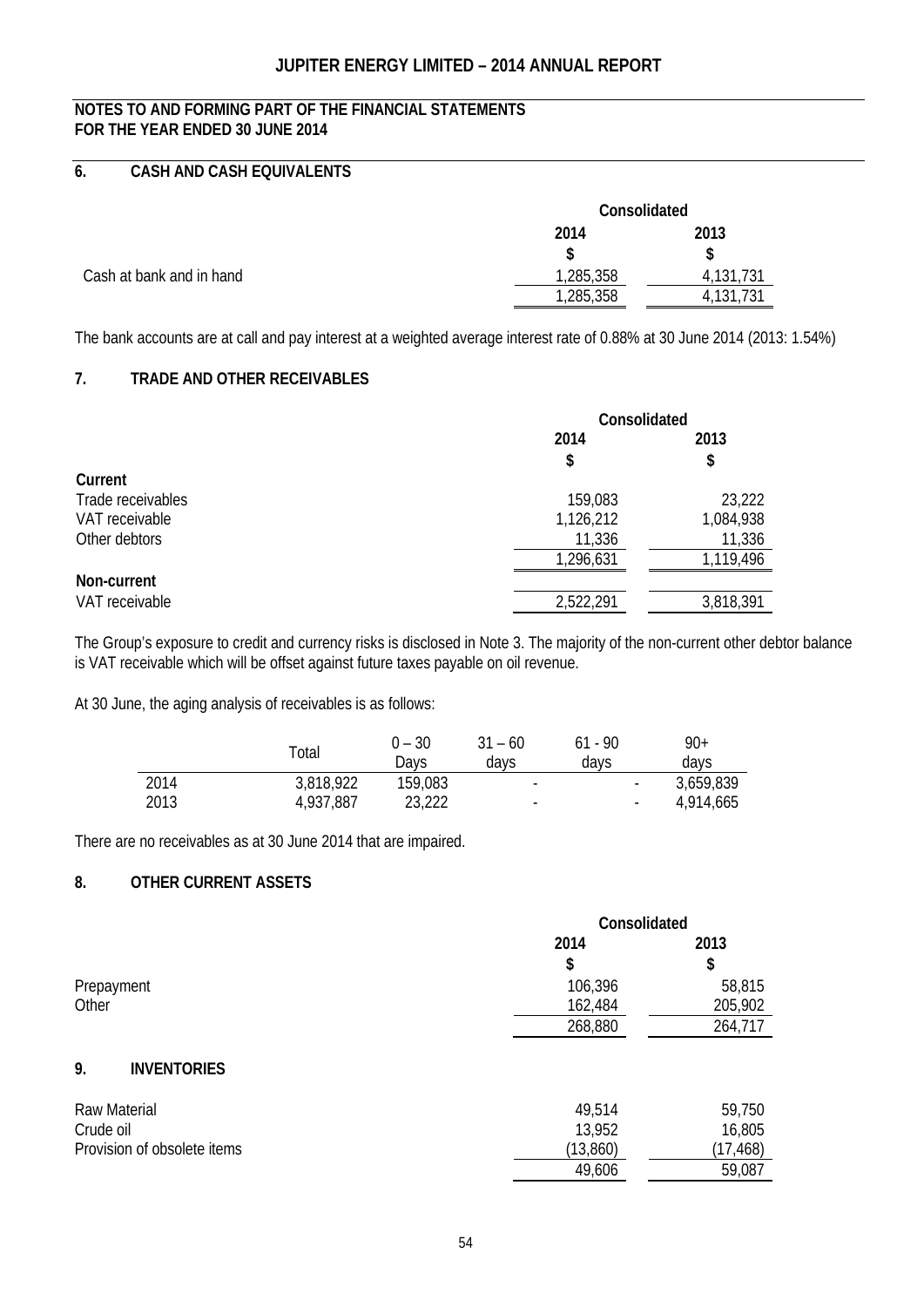## NOTES TO AND FORMING PART OF THE FINANCIAL STATEMENTS FOR THE YEAR ENDED 30 JUNE 2014

### 6. CASH AND CASH EQUIVALENTS

| | Consolidated | |
|---|---|---|
| | 2014 | 2013 |
| | $ | $ |
| Cash at bank and in hand | 1,285,358 | 4,131,731 |
| | 1,285,358 | 4,131,731 |

The bank accounts are at call and pay interest at a weighted average interest rate of 0.88% at 30 June 2014 (2013: 1.54%)

### 7. TRADE AND OTHER RECEIVABLES

| | Consolidated | |
|---|---|---|
| | 2014 | 2013 |
| | $ | $ |
| **Current** | | |
| Trade receivables | 159,083 | 23,222 |
| VAT receivable | 1,126,212 | 1,084,938 |
| Other debtors | 11,336 | 11,336 |
| | 1,296,631 | 1,119,496 |
| **Non-current** | | |
| VAT receivable | 2,522,291 | 3,818,391 |

The Group's exposure to credit and currency risks is disclosed in Note 3. The majority of the non-current other debtor balance is VAT receivable which will be offset against future taxes payable on oil revenue.

At 30 June, the aging analysis of receivables is as follows:

| | Total | 0 – 30 Days | 31 – 60 days | 61 - 90 days | 90+ days |
|---|---|---|---|---|---|
| 2014 | 3,818,922 | 159,083 | - | - | 3,659,839 |
| 2013 | 4,937,887 | 23,222 | - | - | 4,914,665 |

There are no receivables as at 30 June 2014 that are impaired.

### 8. OTHER CURRENT ASSETS

| | Consolidated | |
|---|---|---|
| | 2014 | 2013 |
| | $ | $ |
| Prepayment | 106,396 | 58,815 |
| Other | 162,484 | 205,902 |
| | 268,880 | 264,717 |

### 9. INVENTORIES

| | 2014 | 2013 |
|---|---|---|
| Raw Material | 49,514 | 59,750 |
| Crude oil | 13,952 | 16,805 |
| Provision of obsolete items | (13,860) | (17,468) |
| | 49,606 | 59,087 |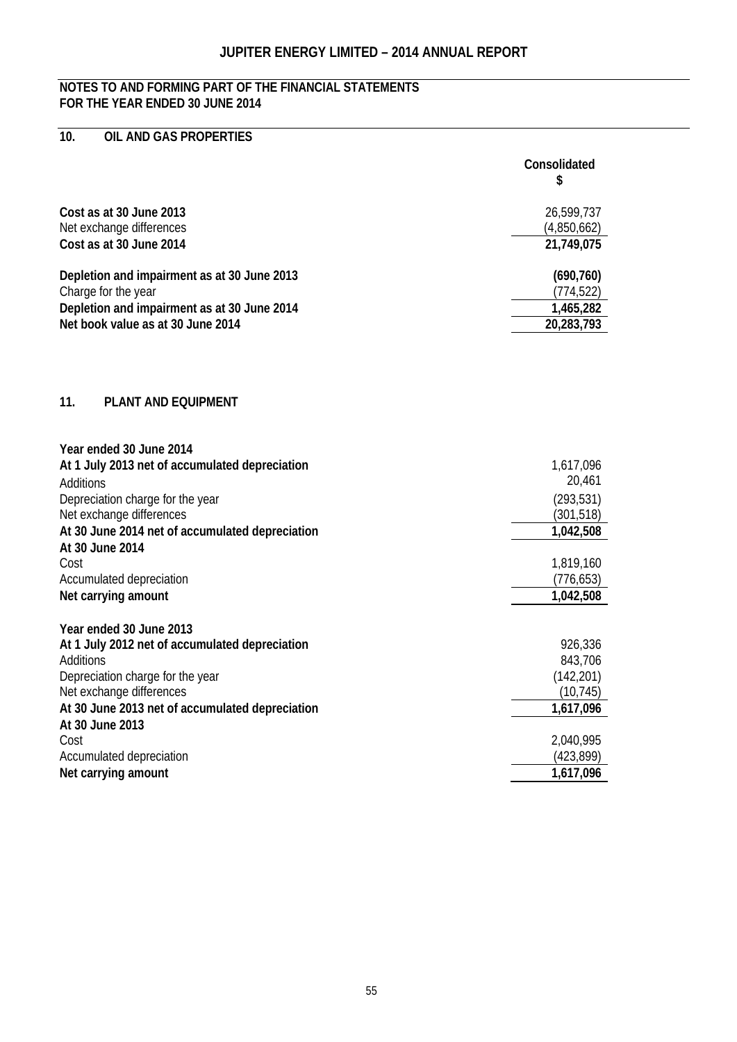## NOTES TO AND FORMING PART OF THE FINANCIAL STATEMENTS FOR THE YEAR ENDED 30 JUNE 2014

### 10. OIL AND GAS PROPERTIES

| | Consolidated $ |
|---|---|
| **Cost as at 30 June 2013** | 26,599,737 |
| Net exchange differences | (4,850,662) |
| **Cost as at 30 June 2014** | **21,749,075** |
| | |
| **Depletion and impairment as at 30 June 2013** | **(690,760)** |
| Charge for the year | (774,522) |
| **Depletion and impairment as at 30 June 2014** | **1,465,282** |
| **Net book value as at 30 June 2014** | **20,283,793** |

### 11. PLANT AND EQUIPMENT

| | |
|---|---|
| **Year ended 30 June 2014** | |
| **At 1 July 2013 net of accumulated depreciation** | 1,617,096 |
| Additions | 20,461 |
| Depreciation charge for the year | (293,531) |
| Net exchange differences | (301,518) |
| **At 30 June 2014 net of accumulated depreciation** | **1,042,508** |
| **At 30 June 2014** | |
| Cost | 1,819,160 |
| Accumulated depreciation | (776,653) |
| **Net carrying amount** | **1,042,508** |
| | |
| **Year ended 30 June 2013** | |
| **At 1 July 2012 net of accumulated depreciation** | 926,336 |
| Additions | 843,706 |
| Depreciation charge for the year | (142,201) |
| Net exchange differences | (10,745) |
| **At 30 June 2013 net of accumulated depreciation** | **1,617,096** |
| **At 30 June 2013** | |
| Cost | 2,040,995 |
| Accumulated depreciation | (423,899) |
| **Net carrying amount** | **1,617,096** |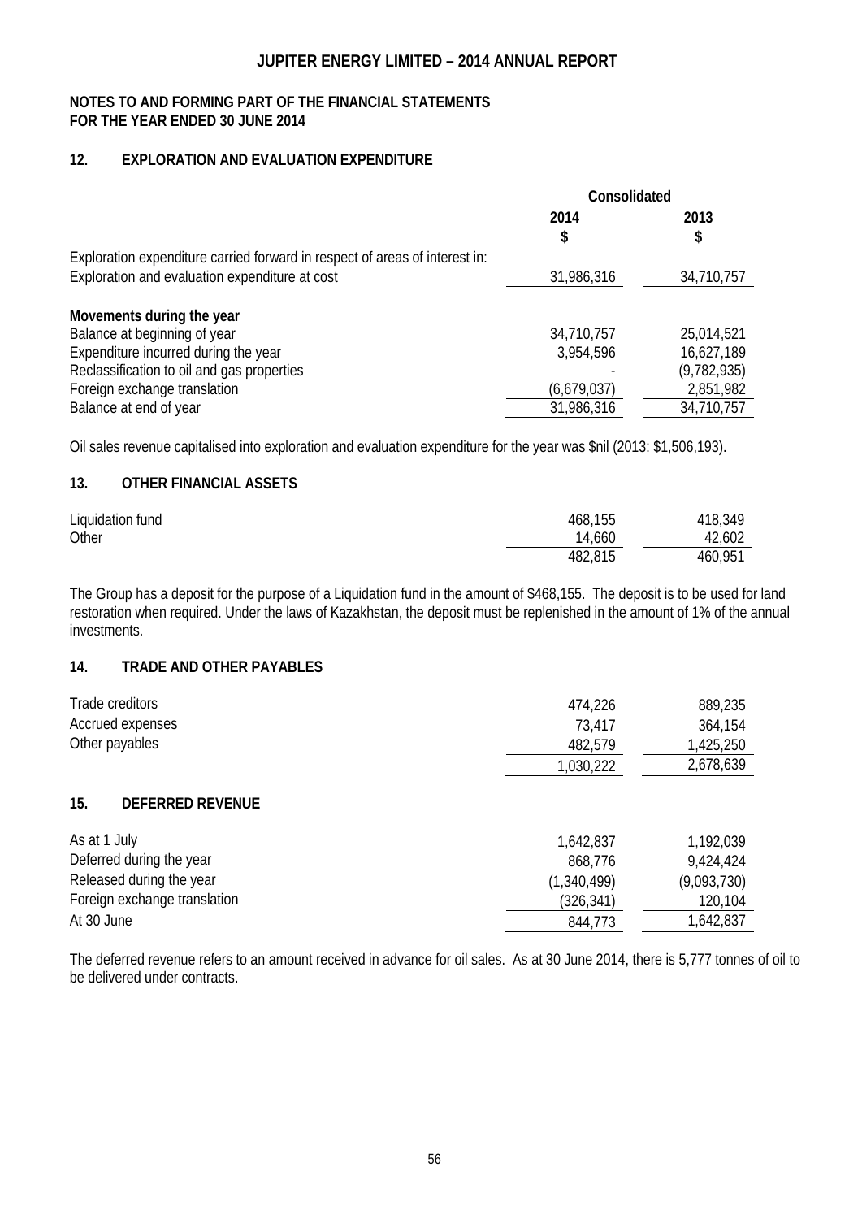## NOTES TO AND FORMING PART OF THE FINANCIAL STATEMENTS FOR THE YEAR ENDED 30 JUNE 2014

### 12. EXPLORATION AND EVALUATION EXPENDITURE

| | Consolidated | |
|---|---|---|
| | 2014 | 2013 |
| | $ | $ |
| Exploration expenditure carried forward in respect of areas of interest in: | | |
| Exploration and evaluation expenditure at cost | 31,986,316 | 34,710,757 |
| **Movements during the year** | | |
| Balance at beginning of year | 34,710,757 | 25,014,521 |
| Expenditure incurred during the year | 3,954,596 | 16,627,189 |
| Reclassification to oil and gas properties | - | (9,782,935) |
| Foreign exchange translation | (6,679,037) | 2,851,982 |
| Balance at end of year | 31,986,316 | 34,710,757 |

Oil sales revenue capitalised into exploration and evaluation expenditure for the year was $nil (2013: $1,506,193).

### 13. OTHER FINANCIAL ASSETS

| | 2014 | 2013 |
|---|---|---|
| Liquidation fund | 468,155 | 418,349 |
| Other | 14,660 | 42,602 |
| | 482,815 | 460,951 |

The Group has a deposit for the purpose of a Liquidation fund in the amount of $468,155. The deposit is to be used for land restoration when required. Under the laws of Kazakhstan, the deposit must be replenished in the amount of 1% of the annual investments.

### 14. TRADE AND OTHER PAYABLES

| | 2014 | 2013 |
|---|---|---|
| Trade creditors | 474,226 | 889,235 |
| Accrued expenses | 73,417 | 364,154 |
| Other payables | 482,579 | 1,425,250 |
| | 1,030,222 | 2,678,639 |

### 15. DEFERRED REVENUE

| | 2014 | 2013 |
|---|---|---|
| As at 1 July | 1,642,837 | 1,192,039 |
| Deferred during the year | 868,776 | 9,424,424 |
| Released during the year | (1,340,499) | (9,093,730) |
| Foreign exchange translation | (326,341) | 120,104 |
| At 30 June | 844,773 | 1,642,837 |

The deferred revenue refers to an amount received in advance for oil sales. As at 30 June 2014, there is 5,777 tonnes of oil to be delivered under contracts.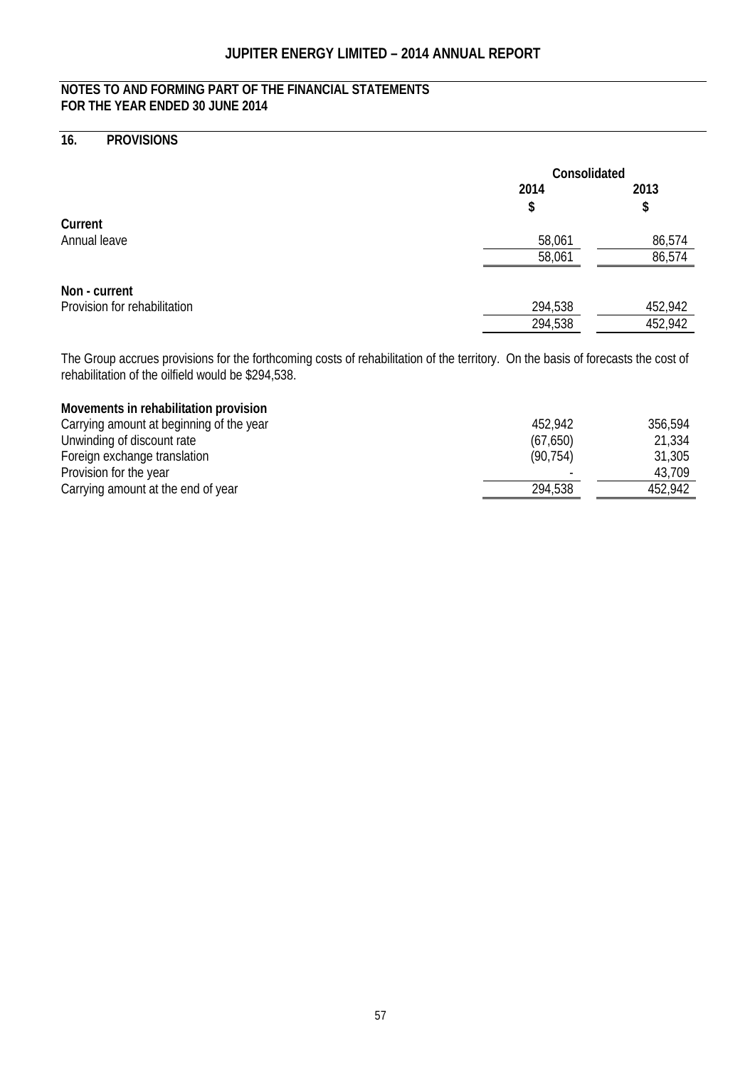## NOTES TO AND FORMING PART OF THE FINANCIAL STATEMENTS FOR THE YEAR ENDED 30 JUNE 2014

## 16. PROVISIONS

| | Consolidated | |
|---|---|---|
| | 2014 | 2013 |
| | $ | $ |
| **Current** | | |
| Annual leave | 58,061 | 86,574 |
| | 58,061 | 86,574 |
| **Non - current** | | |
| Provision for rehabilitation | 294,538 | 452,942 |
| | 294,538 | 452,942 |

The Group accrues provisions for the forthcoming costs of rehabilitation of the territory. On the basis of forecasts the cost of rehabilitation of the oilfield would be $294,538.

**Movements in rehabilitation provision**

| | 2014 | 2013 |
|---|---|---|
| Carrying amount at beginning of the year | 452,942 | 356,594 |
| Unwinding of discount rate | (67,650) | 21,334 |
| Foreign exchange translation | (90,754) | 31,305 |
| Provision for the year | - | 43,709 |
| Carrying amount at the end of year | 294,538 | 452,942 |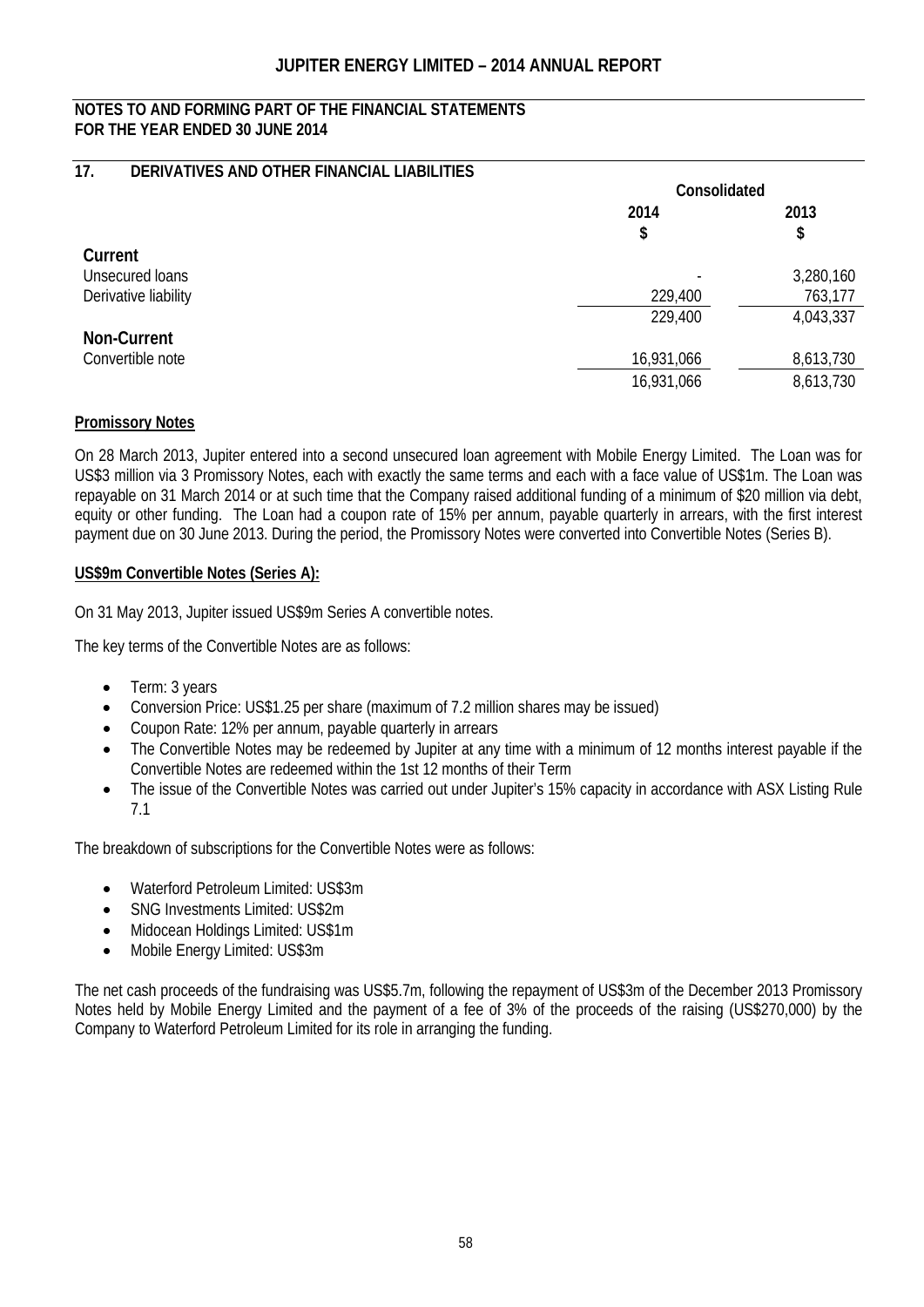## NOTES TO AND FORMING PART OF THE FINANCIAL STATEMENTS FOR THE YEAR ENDED 30 JUNE 2014

### 17. DERIVATIVES AND OTHER FINANCIAL LIABILITIES

| | Consolidated | |
|---|---|---|
| | 2014 | 2013 |
| | $ | $ |
| **Current** | | |
| Unsecured loans | - | 3,280,160 |
| Derivative liability | 229,400 | 763,177 |
| | 229,400 | 4,043,337 |
| **Non-Current** | | |
| Convertible note | 16,931,066 | 8,613,730 |
| | 16,931,066 | 8,613,730 |

**Promissory Notes**

On 28 March 2013, Jupiter entered into a second unsecured loan agreement with Mobile Energy Limited. The Loan was for US$3 million via 3 Promissory Notes, each with exactly the same terms and each with a face value of US$1m. The Loan was repayable on 31 March 2014 or at such time that the Company raised additional funding of a minimum of $20 million via debt, equity or other funding. The Loan had a coupon rate of 15% per annum, payable quarterly in arrears, with the first interest payment due on 30 June 2013. During the period, the Promissory Notes were converted into Convertible Notes (Series B).

**US$9m Convertible Notes (Series A):**

On 31 May 2013, Jupiter issued US$9m Series A convertible notes.

The key terms of the Convertible Notes are as follows:

- Term: 3 years
- Conversion Price: US$1.25 per share (maximum of 7.2 million shares may be issued)
- Coupon Rate: 12% per annum, payable quarterly in arrears
- The Convertible Notes may be redeemed by Jupiter at any time with a minimum of 12 months interest payable if the Convertible Notes are redeemed within the 1st 12 months of their Term
- The issue of the Convertible Notes was carried out under Jupiter's 15% capacity in accordance with ASX Listing Rule 7.1

The breakdown of subscriptions for the Convertible Notes were as follows:

- Waterford Petroleum Limited: US$3m
- SNG Investments Limited: US$2m
- Midocean Holdings Limited: US$1m
- Mobile Energy Limited: US$3m

The net cash proceeds of the fundraising was US$5.7m, following the repayment of US$3m of the December 2013 Promissory Notes held by Mobile Energy Limited and the payment of a fee of 3% of the proceeds of the raising (US$270,000) by the Company to Waterford Petroleum Limited for its role in arranging the funding.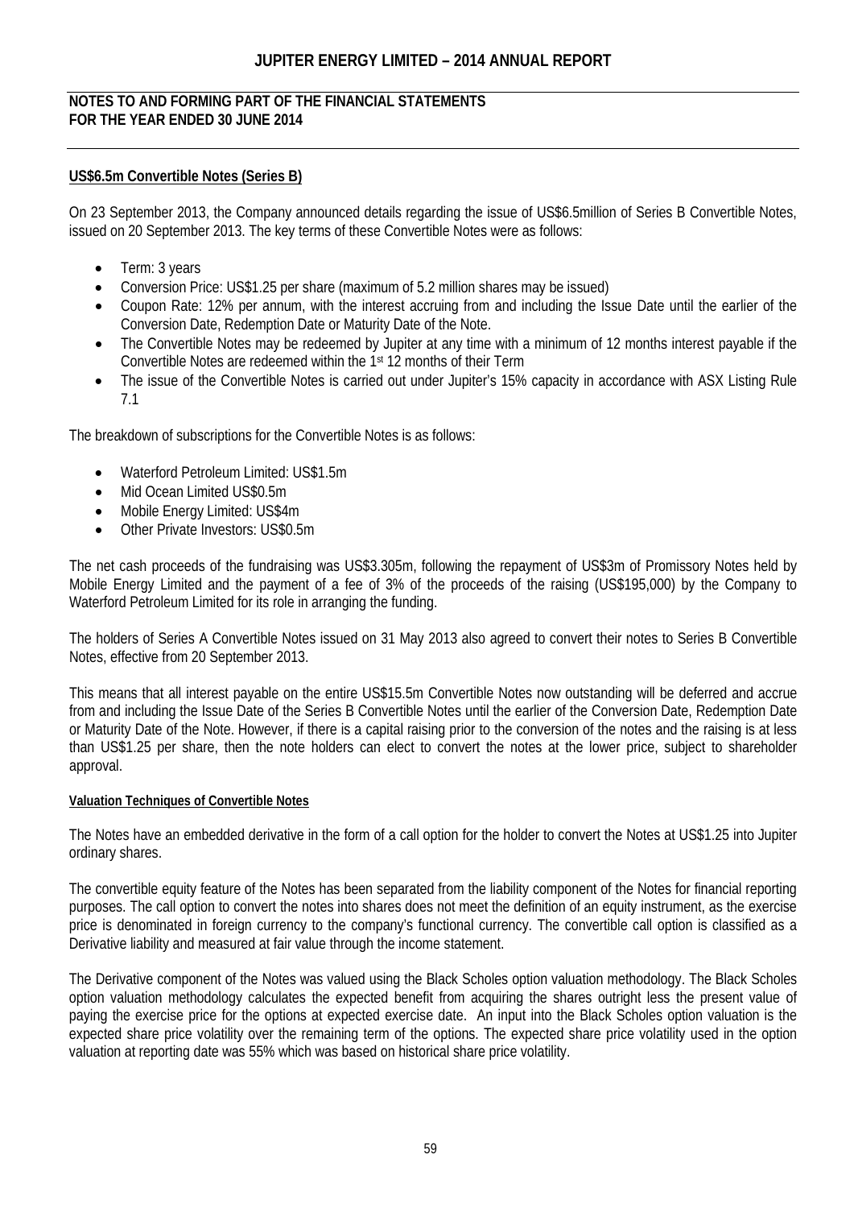## US$6.5m Convertible Notes (Series B)

On 23 September 2013, the Company announced details regarding the issue of US$6.5million of Series B Convertible Notes, issued on 20 September 2013. The key terms of these Convertible Notes were as follows:

- Term: 3 years
- Conversion Price: US$1.25 per share (maximum of 5.2 million shares may be issued)
- Coupon Rate: 12% per annum, with the interest accruing from and including the Issue Date until the earlier of the Conversion Date, Redemption Date or Maturity Date of the Note.
- The Convertible Notes may be redeemed by Jupiter at any time with a minimum of 12 months interest payable if the Convertible Notes are redeemed within the 1st 12 months of their Term
- The issue of the Convertible Notes is carried out under Jupiter's 15% capacity in accordance with ASX Listing Rule 7.1

The breakdown of subscriptions for the Convertible Notes is as follows:

- Waterford Petroleum Limited: US$1.5m
- Mid Ocean Limited US$0.5m
- Mobile Energy Limited: US$4m
- Other Private Investors: US$0.5m

The net cash proceeds of the fundraising was US$3.305m, following the repayment of US$3m of Promissory Notes held by Mobile Energy Limited and the payment of a fee of 3% of the proceeds of the raising (US$195,000) by the Company to Waterford Petroleum Limited for its role in arranging the funding.

The holders of Series A Convertible Notes issued on 31 May 2013 also agreed to convert their notes to Series B Convertible Notes, effective from 20 September 2013.

This means that all interest payable on the entire US$15.5m Convertible Notes now outstanding will be deferred and accrue from and including the Issue Date of the Series B Convertible Notes until the earlier of the Conversion Date, Redemption Date or Maturity Date of the Note. However, if there is a capital raising prior to the conversion of the notes and the raising is at less than US$1.25 per share, then the note holders can elect to convert the notes at the lower price, subject to shareholder approval.

### Valuation Techniques of Convertible Notes

The Notes have an embedded derivative in the form of a call option for the holder to convert the Notes at US$1.25 into Jupiter ordinary shares.

The convertible equity feature of the Notes has been separated from the liability component of the Notes for financial reporting purposes. The call option to convert the notes into shares does not meet the definition of an equity instrument, as the exercise price is denominated in foreign currency to the company's functional currency. The convertible call option is classified as a Derivative liability and measured at fair value through the income statement.

The Derivative component of the Notes was valued using the Black Scholes option valuation methodology. The Black Scholes option valuation methodology calculates the expected benefit from acquiring the shares outright less the present value of paying the exercise price for the options at expected exercise date. An input into the Black Scholes option valuation is the expected share price volatility over the remaining term of the options. The expected share price volatility used in the option valuation at reporting date was 55% which was based on historical share price volatility.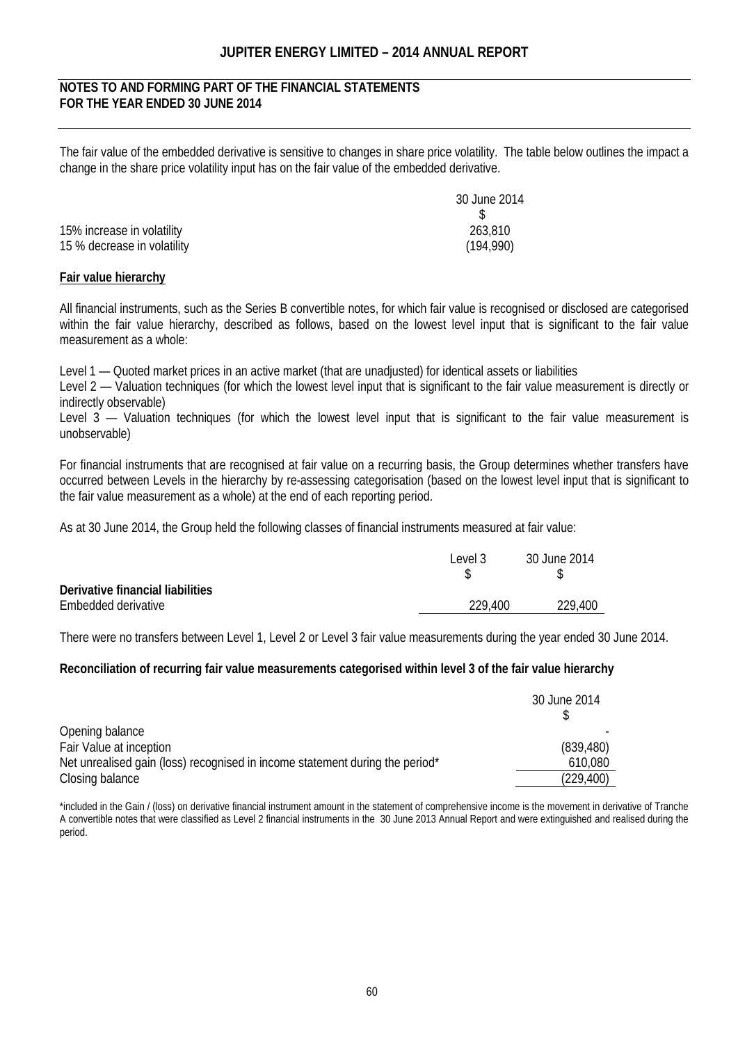The fair value of the embedded derivative is sensitive to changes in share price volatility. The table below outlines the impact a change in the share price volatility input has on the fair value of the embedded derivative.

| | 30 June 2014 |
|---|---|
| | $ |
| 15% increase in volatility | 263,810 |
| 15 % decrease in volatility | (194,990) |

**Fair value hierarchy**

All financial instruments, such as the Series B convertible notes, for which fair value is recognised or disclosed are categorised within the fair value hierarchy, described as follows, based on the lowest level input that is significant to the fair value measurement as a whole:

Level 1 — Quoted market prices in an active market (that are unadjusted) for identical assets or liabilities
Level 2 — Valuation techniques (for which the lowest level input that is significant to the fair value measurement is directly or indirectly observable)
Level 3 — Valuation techniques (for which the lowest level input that is significant to the fair value measurement is unobservable)

For financial instruments that are recognised at fair value on a recurring basis, the Group determines whether transfers have occurred between Levels in the hierarchy by re-assessing categorisation (based on the lowest level input that is significant to the fair value measurement as a whole) at the end of each reporting period.

As at 30 June 2014, the Group held the following classes of financial instruments measured at fair value:

| | Level 3 | 30 June 2014 |
|---|---|---|
| | $ | $ |
| **Derivative financial liabilities** | | |
| Embedded derivative | 229,400 | 229,400 |

There were no transfers between Level 1, Level 2 or Level 3 fair value measurements during the year ended 30 June 2014.

**Reconciliation of recurring fair value measurements categorised within level 3 of the fair value hierarchy**

| | 30 June 2014 |
|---|---|
| | $ |
| Opening balance | - |
| Fair Value at inception | (839,480) |
| Net unrealised gain (loss) recognised in income statement during the period* | 610,080 |
| Closing balance | (229,400) |

*included in the Gain / (loss) on derivative financial instrument amount in the statement of comprehensive income is the movement in derivative of Tranche A convertible notes that were classified as Level 2 financial instruments in the 30 June 2013 Annual Report and were extinguished and realised during the period.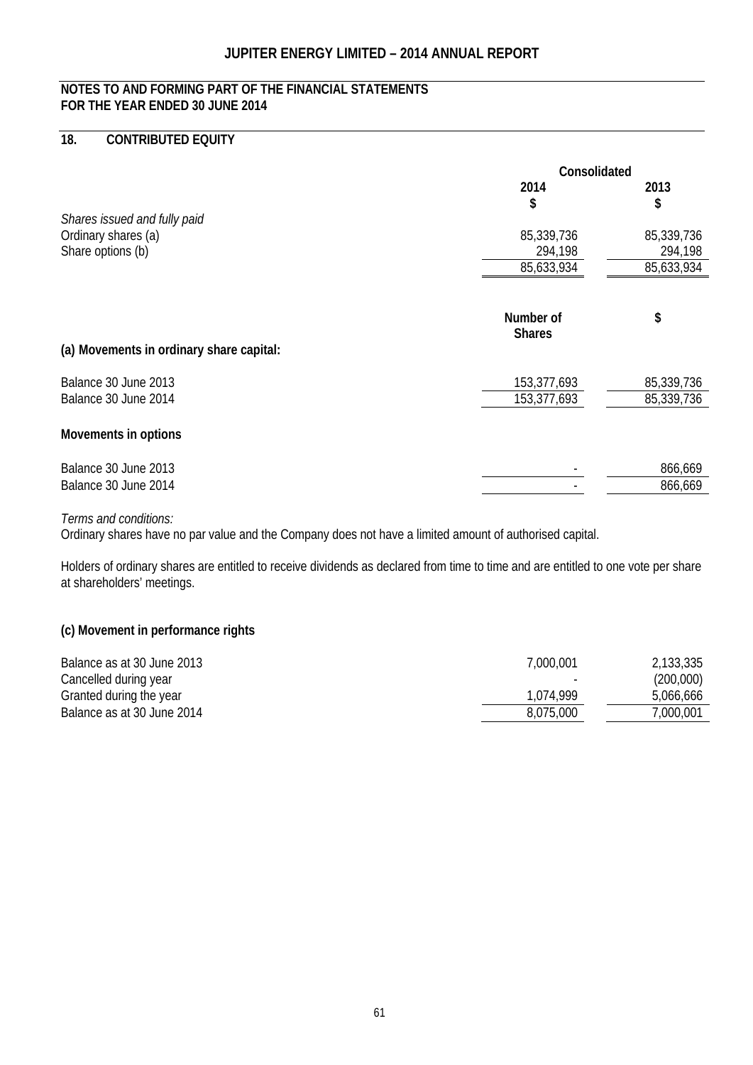**NOTES TO AND FORMING PART OF THE FINANCIAL STATEMENTS**
**FOR THE YEAR ENDED 30 JUNE 2014**

## 18. CONTRIBUTED EQUITY

| | Consolidated | |
|---|---|---|
| | **2014** | **2013** |
| | **$** | **$** |
| *Shares issued and fully paid* | | |
| Ordinary shares (a) | 85,339,736 | 85,339,736 |
| Share options (b) | 294,198 | 294,198 |
| | 85,633,934 | 85,633,934 |

| | **Number of Shares** | **$** |
|---|---|---|
| **(a) Movements in ordinary share capital:** | | |
| Balance 30 June 2013 | 153,377,693 | 85,339,736 |
| Balance 30 June 2014 | 153,377,693 | 85,339,736 |
| **Movements in options** | | |
| Balance 30 June 2013 | - | 866,669 |
| Balance 30 June 2014 | - | 866,669 |

*Terms and conditions:*
Ordinary shares have no par value and the Company does not have a limited amount of authorised capital.

Holders of ordinary shares are entitled to receive dividends as declared from time to time and are entitled to one vote per share at shareholders' meetings.

**(c) Movement in performance rights**

| | | |
|---|---|---|
| Balance as at 30 June 2013 | 7,000,001 | 2,133,335 |
| Cancelled during year | - | (200,000) |
| Granted during the year | 1,074,999 | 5,066,666 |
| Balance as at 30 June 2014 | 8,075,000 | 7,000,001 |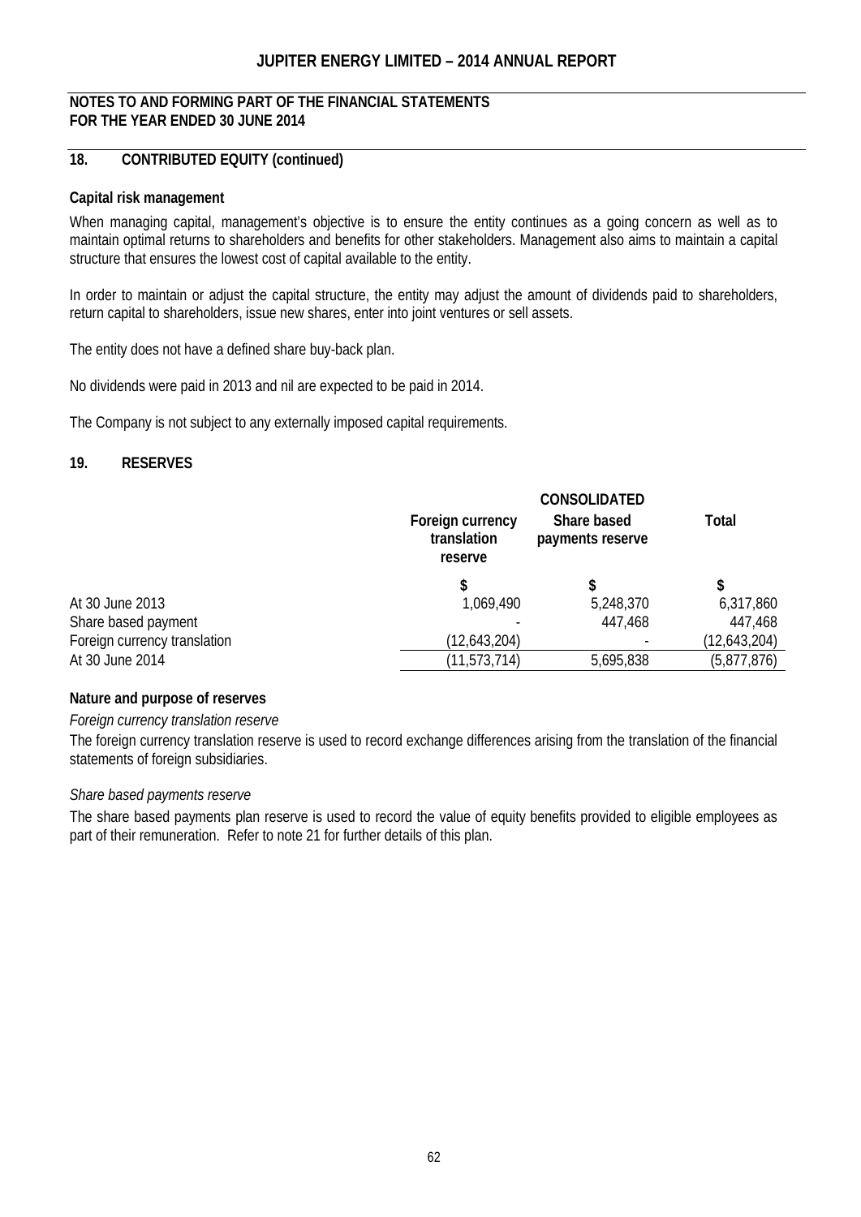## NOTES TO AND FORMING PART OF THE FINANCIAL STATEMENTS FOR THE YEAR ENDED 30 JUNE 2014

## 18. CONTRIBUTED EQUITY (continued)

### Capital risk management

When managing capital, management's objective is to ensure the entity continues as a going concern as well as to maintain optimal returns to shareholders and benefits for other stakeholders. Management also aims to maintain a capital structure that ensures the lowest cost of capital available to the entity.

In order to maintain or adjust the capital structure, the entity may adjust the amount of dividends paid to shareholders, return capital to shareholders, issue new shares, enter into joint ventures or sell assets.

The entity does not have a defined share buy-back plan.

No dividends were paid in 2013 and nil are expected to be paid in 2014.

The Company is not subject to any externally imposed capital requirements.

## 19. RESERVES

| | CONSOLIDATED | | |
|---|---|---|---|
| | Foreign currency translation reserve | Share based payments reserve | Total |
| | $ | $ | $ |
| At 30 June 2013 | 1,069,490 | 5,248,370 | 6,317,860 |
| Share based payment | - | 447,468 | 447,468 |
| Foreign currency translation | (12,643,204) | - | (12,643,204) |
| At 30 June 2014 | (11,573,714) | 5,695,838 | (5,877,876) |

### Nature and purpose of reserves

*Foreign currency translation reserve*

The foreign currency translation reserve is used to record exchange differences arising from the translation of the financial statements of foreign subsidiaries.

*Share based payments reserve*

The share based payments plan reserve is used to record the value of equity benefits provided to eligible employees as part of their remuneration. Refer to note 21 for further details of this plan.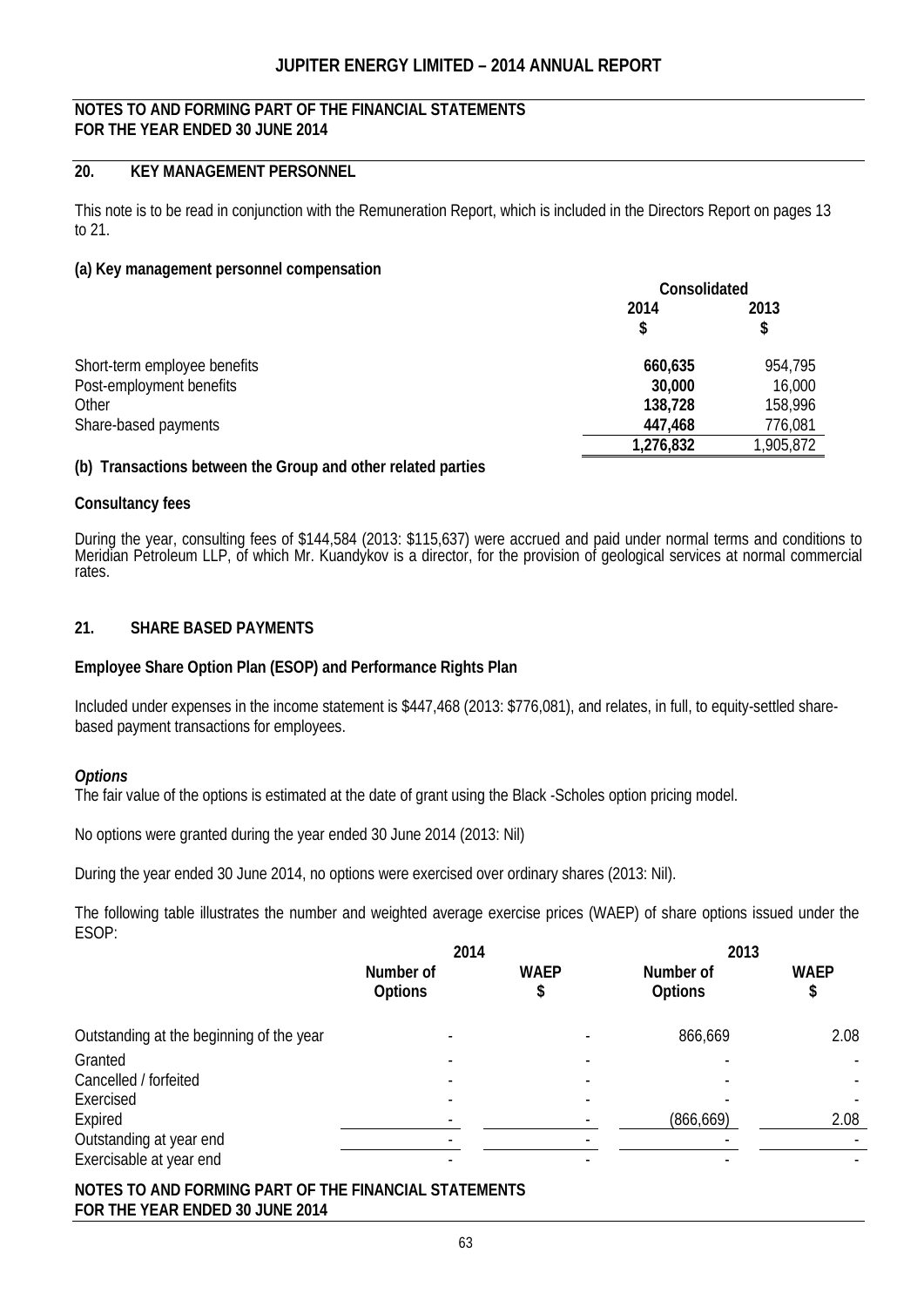## NOTES TO AND FORMING PART OF THE FINANCIAL STATEMENTS FOR THE YEAR ENDED 30 JUNE 2014

## 20. KEY MANAGEMENT PERSONNEL

This note is to be read in conjunction with the Remuneration Report, which is included in the Directors Report on pages 13 to 21.

### (a) Key management personnel compensation

| | Consolidated | |
|---|---|---|
| | 2014 $ | 2013 $ |
| Short-term employee benefits | **660,635** | 954,795 |
| Post-employment benefits | **30,000** | 16,000 |
| Other | **138,728** | 158,996 |
| Share-based payments | **447,468** | 776,081 |
| | **1,276,832** | 1,905,872 |

### (b) Transactions between the Group and other related parties

**Consultancy fees**

During the year, consulting fees of $144,584 (2013: $115,637) were accrued and paid under normal terms and conditions to Meridian Petroleum LLP, of which Mr. Kuandykov is a director, for the provision of geological services at normal commercial rates.

## 21. SHARE BASED PAYMENTS

**Employee Share Option Plan (ESOP) and Performance Rights Plan**

Included under expenses in the income statement is $447,468 (2013: $776,081), and relates, in full, to equity-settled share-based payment transactions for employees.

***Options***

The fair value of the options is estimated at the date of grant using the Black -Scholes option pricing model.

No options were granted during the year ended 30 June 2014 (2013: Nil)

During the year ended 30 June 2014, no options were exercised over ordinary shares (2013: Nil).

The following table illustrates the number and weighted average exercise prices (WAEP) of share options issued under the ESOP:

| | 2014 | | 2013 | |
|---|---|---|---|---|
| | Number of Options | WAEP $ | Number of Options | WAEP $ |
| Outstanding at the beginning of the year | - | - | 866,669 | 2.08 |
| Granted | - | - | - | - |
| Cancelled / forfeited | - | - | - | - |
| Exercised | - | - | - | - |
| Expired | - | - | (866,669) | 2.08 |
| Outstanding at year end | - | - | - | - |
| Exercisable at year end | - | - | - | - |

## NOTES TO AND FORMING PART OF THE FINANCIAL STATEMENTS FOR THE YEAR ENDED 30 JUNE 2014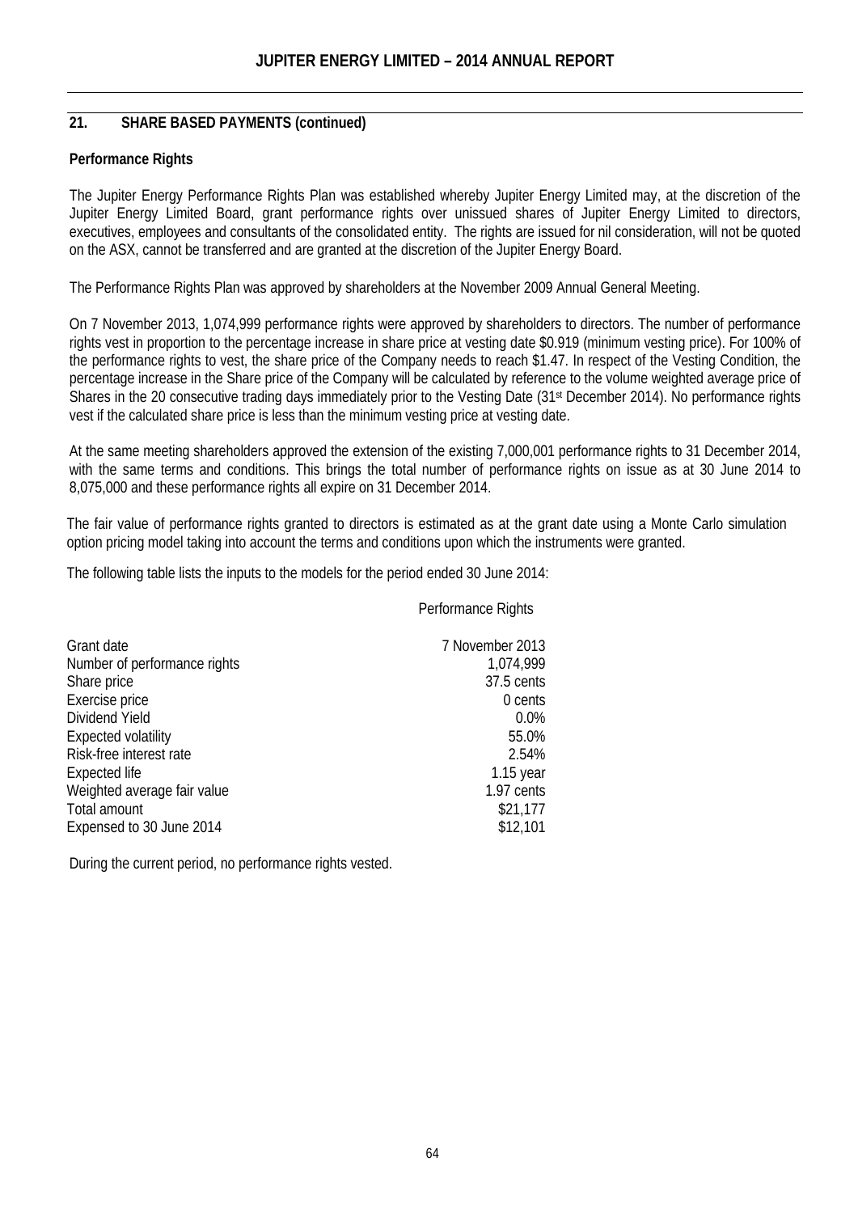## 21. SHARE BASED PAYMENTS (continued)

**Performance Rights**

The Jupiter Energy Performance Rights Plan was established whereby Jupiter Energy Limited may, at the discretion of the Jupiter Energy Limited Board, grant performance rights over unissued shares of Jupiter Energy Limited to directors, executives, employees and consultants of the consolidated entity. The rights are issued for nil consideration, will not be quoted on the ASX, cannot be transferred and are granted at the discretion of the Jupiter Energy Board.

The Performance Rights Plan was approved by shareholders at the November 2009 Annual General Meeting.

On 7 November 2013, 1,074,999 performance rights were approved by shareholders to directors. The number of performance rights vest in proportion to the percentage increase in share price at vesting date \$0.919 (minimum vesting price). For 100% of the performance rights to vest, the share price of the Company needs to reach \$1.47. In respect of the Vesting Condition, the percentage increase in the Share price of the Company will be calculated by reference to the volume weighted average price of Shares in the 20 consecutive trading days immediately prior to the Vesting Date (31st December 2014). No performance rights vest if the calculated share price is less than the minimum vesting price at vesting date.

At the same meeting shareholders approved the extension of the existing 7,000,001 performance rights to 31 December 2014, with the same terms and conditions. This brings the total number of performance rights on issue as at 30 June 2014 to 8,075,000 and these performance rights all expire on 31 December 2014.

The fair value of performance rights granted to directors is estimated as at the grant date using a Monte Carlo simulation option pricing model taking into account the terms and conditions upon which the instruments were granted.

The following table lists the inputs to the models for the period ended 30 June 2014:

| | Performance Rights |
|---|---|
| Grant date | 7 November 2013 |
| Number of performance rights | 1,074,999 |
| Share price | 37.5 cents |
| Exercise price | 0 cents |
| Dividend Yield | 0.0% |
| Expected volatility | 55.0% |
| Risk-free interest rate | 2.54% |
| Expected life | 1.15 year |
| Weighted average fair value | 1.97 cents |
| Total amount | \$21,177 |
| Expensed to 30 June 2014 | \$12,101 |

During the current period, no performance rights vested.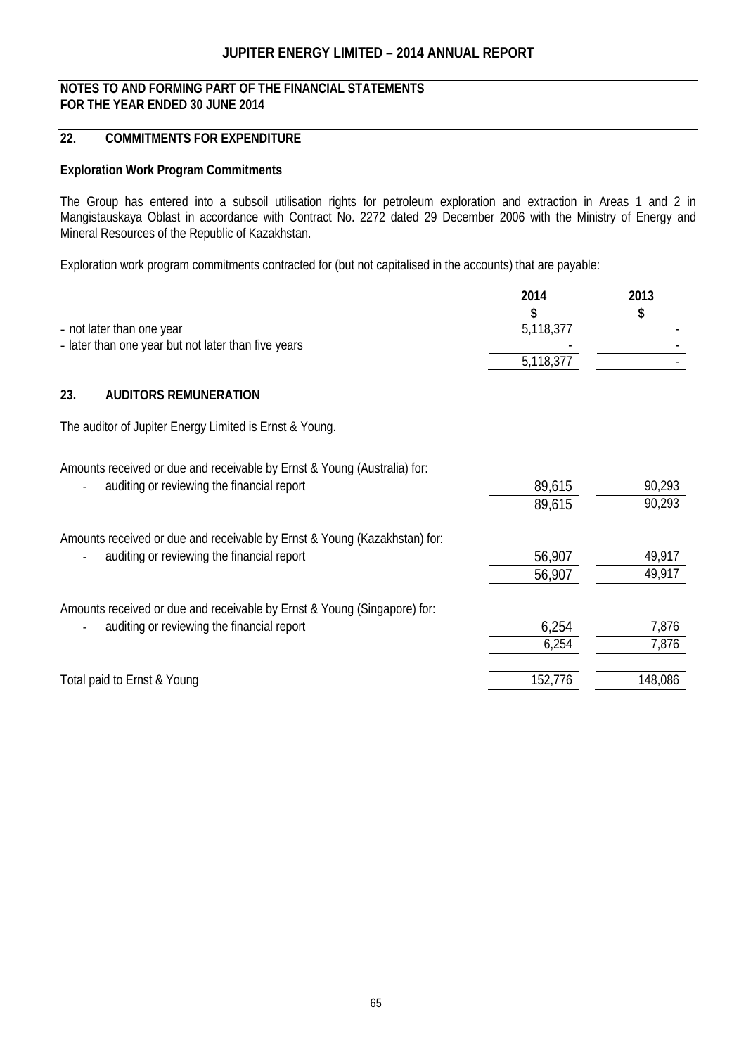## NOTES TO AND FORMING PART OF THE FINANCIAL STATEMENTS FOR THE YEAR ENDED 30 JUNE 2014

## 22. COMMITMENTS FOR EXPENDITURE

**Exploration Work Program Commitments**

The Group has entered into a subsoil utilisation rights for petroleum exploration and extraction in Areas 1 and 2 in Mangistauskaya Oblast in accordance with Contract No. 2272 dated 29 December 2006 with the Ministry of Energy and Mineral Resources of the Republic of Kazakhstan.

Exploration work program commitments contracted for (but not capitalised in the accounts) that are payable:

| | 2014 $ | 2013 $ |
|---|---|---|
| - not later than one year | 5,118,377 | - |
| - later than one year but not later than five years | - | - |
| | 5,118,377 | - |

## 23. AUDITORS REMUNERATION

The auditor of Jupiter Energy Limited is Ernst & Young.

| | 2014 | 2013 |
|---|---|---|
| Amounts received or due and receivable by Ernst & Young (Australia) for: | | |
| - auditing or reviewing the financial report | 89,615 | 90,293 |
| | 89,615 | 90,293 |
| Amounts received or due and receivable by Ernst & Young (Kazakhstan) for: | | |
| - auditing or reviewing the financial report | 56,907 | 49,917 |
| | 56,907 | 49,917 |
| Amounts received or due and receivable by Ernst & Young (Singapore) for: | | |
| - auditing or reviewing the financial report | 6,254 | 7,876 |
| | 6,254 | 7,876 |
| Total paid to Ernst & Young | 152,776 | 148,086 |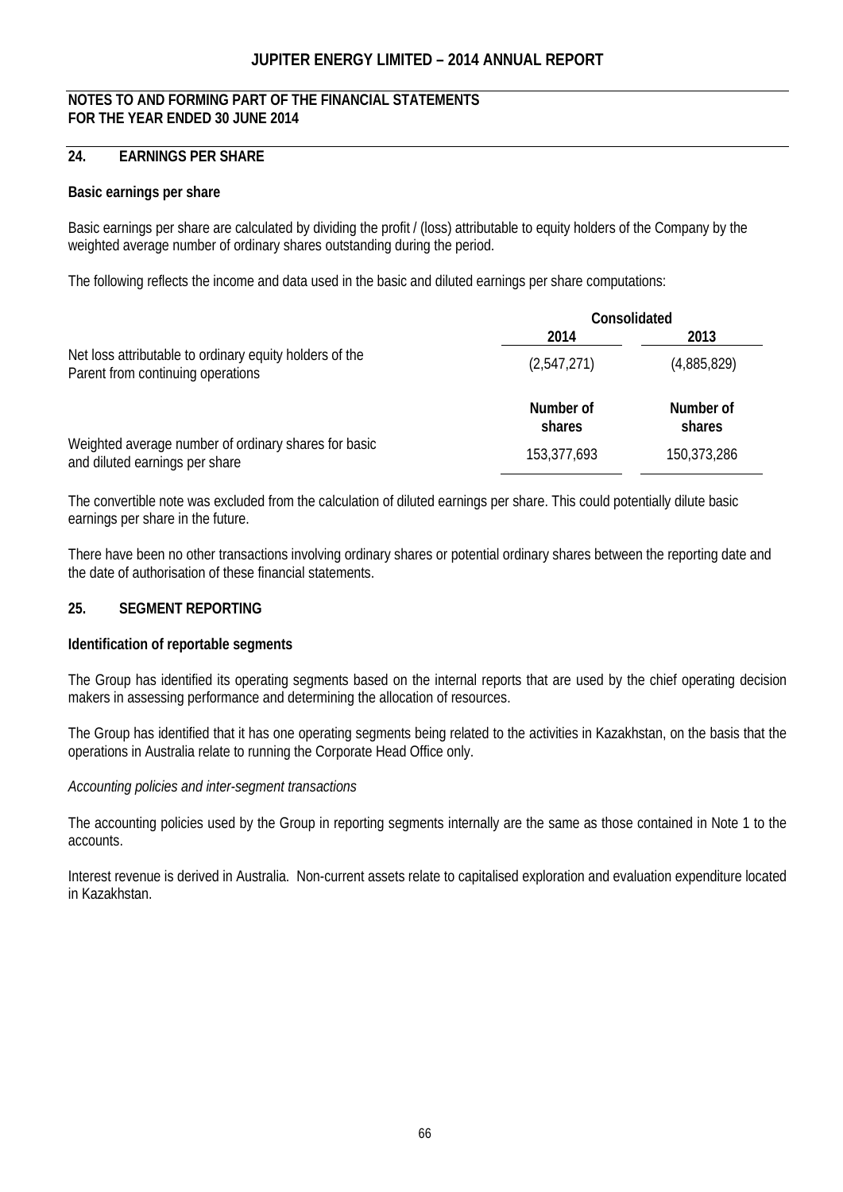## NOTES TO AND FORMING PART OF THE FINANCIAL STATEMENTS
## FOR THE YEAR ENDED 30 JUNE 2014

## 24. EARNINGS PER SHARE

**Basic earnings per share**

Basic earnings per share are calculated by dividing the profit / (loss) attributable to equity holders of the Company by the weighted average number of ordinary shares outstanding during the period.

The following reflects the income and data used in the basic and diluted earnings per share computations:

| | Consolidated | |
|---|---|---|
| | **2014** | **2013** |
| Net loss attributable to ordinary equity holders of the Parent from continuing operations | (2,547,271) | (4,885,829) |
| | **Number of shares** | **Number of shares** |
| Weighted average number of ordinary shares for basic and diluted earnings per share | 153,377,693 | 150,373,286 |

The convertible note was excluded from the calculation of diluted earnings per share. This could potentially dilute basic earnings per share in the future.

There have been no other transactions involving ordinary shares or potential ordinary shares between the reporting date and the date of authorisation of these financial statements.

## 25. SEGMENT REPORTING

**Identification of reportable segments**

The Group has identified its operating segments based on the internal reports that are used by the chief operating decision makers in assessing performance and determining the allocation of resources.

The Group has identified that it has one operating segments being related to the activities in Kazakhstan, on the basis that the operations in Australia relate to running the Corporate Head Office only.

*Accounting policies and inter-segment transactions*

The accounting policies used by the Group in reporting segments internally are the same as those contained in Note 1 to the accounts.

Interest revenue is derived in Australia. Non-current assets relate to capitalised exploration and evaluation expenditure located in Kazakhstan.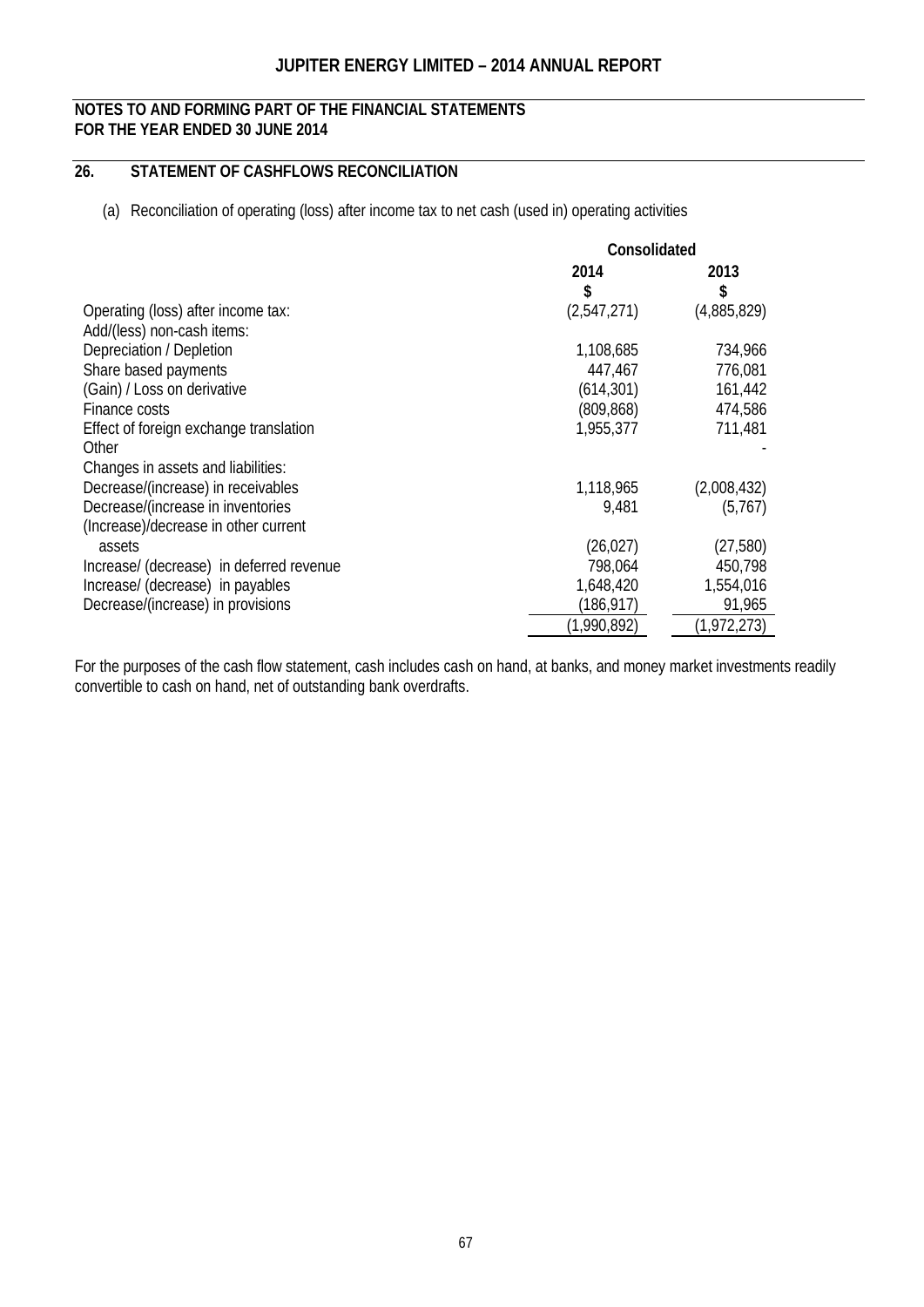**NOTES TO AND FORMING PART OF THE FINANCIAL STATEMENTS**
**FOR THE YEAR ENDED 30 JUNE 2014**

## 26. STATEMENT OF CASHFLOWS RECONCILIATION

(a) Reconciliation of operating (loss) after income tax to net cash (used in) operating activities

| | Consolidated | |
|---|---|---|
| | 2014 | 2013 |
| | $ | $ |
| Operating (loss) after income tax: | (2,547,271) | (4,885,829) |
| Add/(less) non-cash items: | | |
| Depreciation / Depletion | 1,108,685 | 734,966 |
| Share based payments | 447,467 | 776,081 |
| (Gain) / Loss on derivative | (614,301) | 161,442 |
| Finance costs | (809,868) | 474,586 |
| Effect of foreign exchange translation | 1,955,377 | 711,481 |
| Other | | - |
| Changes in assets and liabilities: | | |
| Decrease/(increase) in receivables | 1,118,965 | (2,008,432) |
| Decrease/(increase in inventories | 9,481 | (5,767) |
| (Increase)/decrease in other current assets | (26,027) | (27,580) |
| Increase/ (decrease) in deferred revenue | 798,064 | 450,798 |
| Increase/ (decrease) in payables | 1,648,420 | 1,554,016 |
| Decrease/(increase) in provisions | (186,917) | 91,965 |
| | (1,990,892) | (1,972,273) |

For the purposes of the cash flow statement, cash includes cash on hand, at banks, and money market investments readily convertible to cash on hand, net of outstanding bank overdrafts.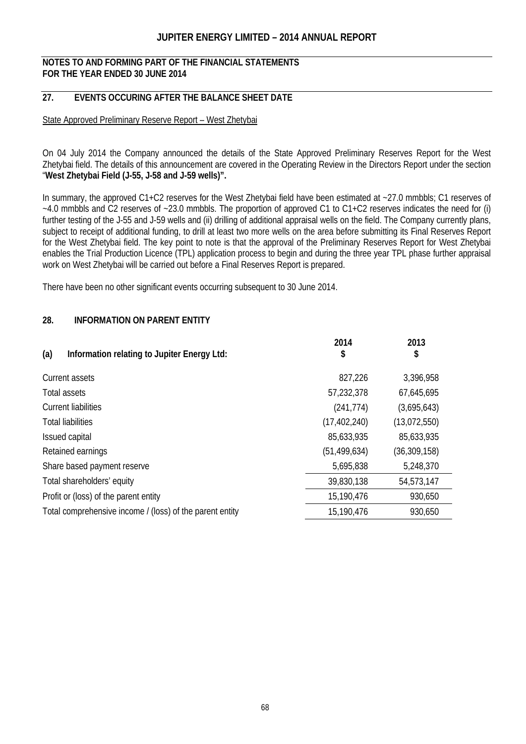**NOTES TO AND FORMING PART OF THE FINANCIAL STATEMENTS**
**FOR THE YEAR ENDED 30 JUNE 2014**

## 27. EVENTS OCCURING AFTER THE BALANCE SHEET DATE

State Approved Preliminary Reserve Report – West Zhetybai

On 04 July 2014 the Company announced the details of the State Approved Preliminary Reserves Report for the West Zhetybai field. The details of this announcement are covered in the Operating Review in the Directors Report under the section "**West Zhetybai Field (J-55, J-58 and J-59 wells)".**

In summary, the approved C1+C2 reserves for the West Zhetybai field have been estimated at ~27.0 mmbbls; C1 reserves of ~4.0 mmbbls and C2 reserves of ~23.0 mmbbls. The proportion of approved C1 to C1+C2 reserves indicates the need for (i) further testing of the J-55 and J-59 wells and (ii) drilling of additional appraisal wells on the field. The Company currently plans, subject to receipt of additional funding, to drill at least two more wells on the area before submitting its Final Reserves Report for the West Zhetybai field. The key point to note is that the approval of the Preliminary Reserves Report for West Zhetybai enables the Trial Production Licence (TPL) application process to begin and during the three year TPL phase further appraisal work on West Zhetybai will be carried out before a Final Reserves Report is prepared.

There have been no other significant events occurring subsequent to 30 June 2014.

## 28. INFORMATION ON PARENT ENTITY

| (a) Information relating to Jupiter Energy Ltd: | 2014 $ | 2013 $ |
|---|---|---|
| Current assets | 827,226 | 3,396,958 |
| Total assets | 57,232,378 | 67,645,695 |
| Current liabilities | (241,774) | (3,695,643) |
| Total liabilities | (17,402,240) | (13,072,550) |
| Issued capital | 85,633,935 | 85,633,935 |
| Retained earnings | (51,499,634) | (36,309,158) |
| Share based payment reserve | 5,695,838 | 5,248,370 |
| Total shareholders' equity | 39,830,138 | 54,573,147 |
| Profit or (loss) of the parent entity | 15,190,476 | 930,650 |
| Total comprehensive income / (loss) of the parent entity | 15,190,476 | 930,650 |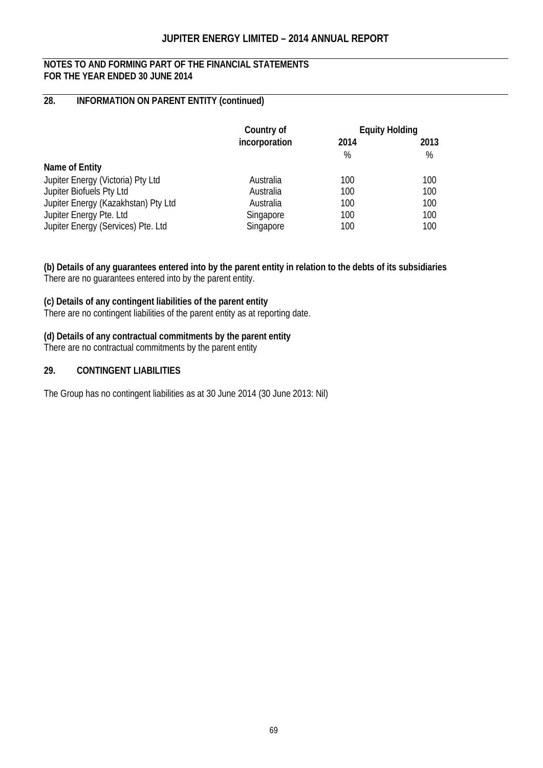**NOTES TO AND FORMING PART OF THE FINANCIAL STATEMENTS**
**FOR THE YEAR ENDED 30 JUNE 2014**

## 28. INFORMATION ON PARENT ENTITY (continued)

| | Country of incorporation | Equity Holding | |
|---|---|---|---|
| | | 2014 | 2013 |
| | | % | % |
| **Name of Entity** | | | |
| Jupiter Energy (Victoria) Pty Ltd | Australia | 100 | 100 |
| Jupiter Biofuels Pty Ltd | Australia | 100 | 100 |
| Jupiter Energy (Kazakhstan) Pty Ltd | Australia | 100 | 100 |
| Jupiter Energy Pte. Ltd | Singapore | 100 | 100 |
| Jupiter Energy (Services) Pte. Ltd | Singapore | 100 | 100 |

**(b) Details of any guarantees entered into by the parent entity in relation to the debts of its subsidiaries**
There are no guarantees entered into by the parent entity.

**(c) Details of any contingent liabilities of the parent entity**
There are no contingent liabilities of the parent entity as at reporting date.

**(d) Details of any contractual commitments by the parent entity**
There are no contractual commitments by the parent entity

## 29. CONTINGENT LIABILITIES

The Group has no contingent liabilities as at 30 June 2014 (30 June 2013: Nil)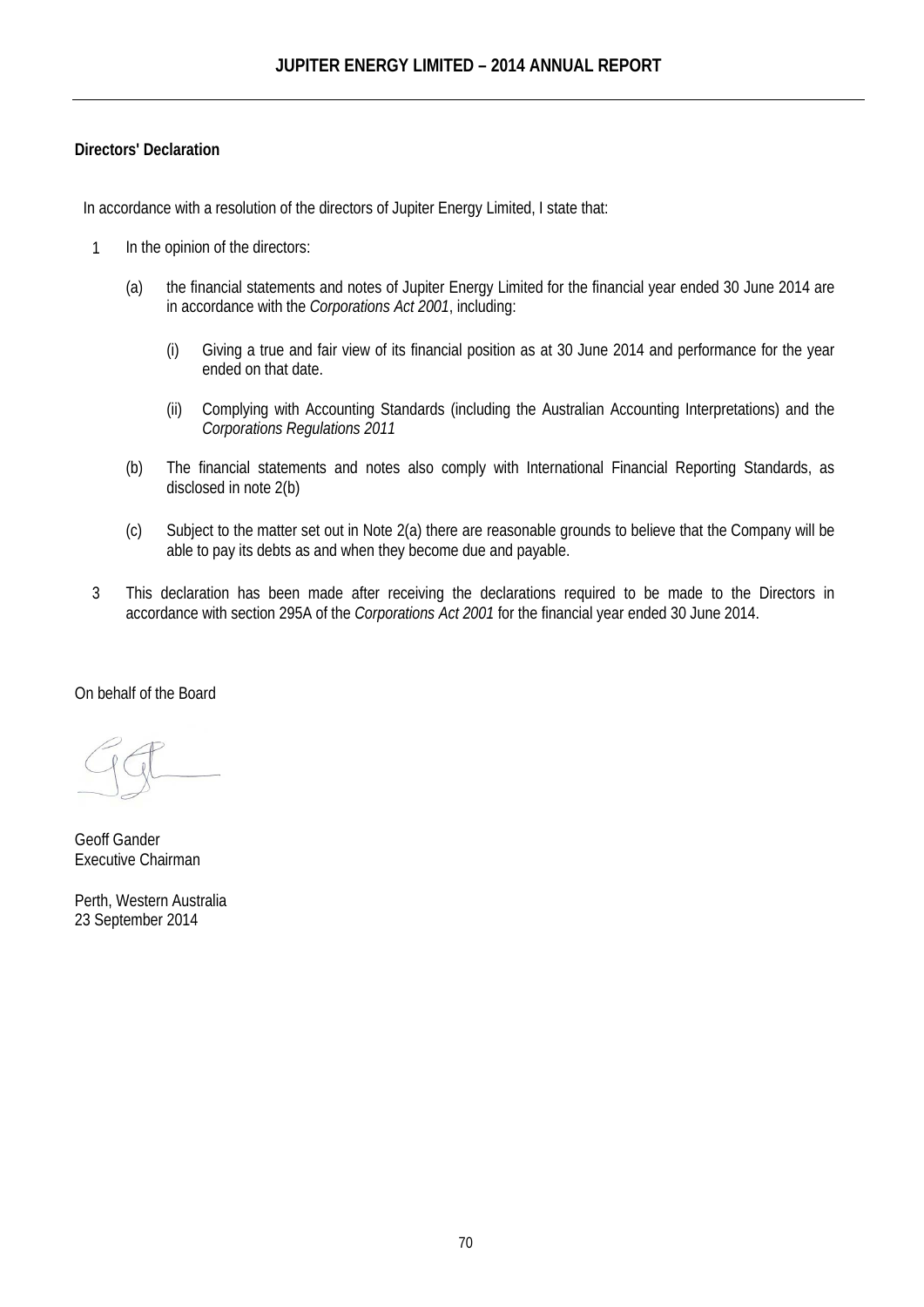**Directors' Declaration**

In accordance with a resolution of the directors of Jupiter Energy Limited, I state that:

1. In the opinion of the directors:

   (a) the financial statements and notes of Jupiter Energy Limited for the financial year ended 30 June 2014 are in accordance with the *Corporations Act 2001*, including:

      (i) Giving a true and fair view of its financial position as at 30 June 2014 and performance for the year ended on that date.

      (ii) Complying with Accounting Standards (including the Australian Accounting Interpretations) and the *Corporations Regulations 2011*

   (b) The financial statements and notes also comply with International Financial Reporting Standards, as disclosed in note 2(b)

   (c) Subject to the matter set out in Note 2(a) there are reasonable grounds to believe that the Company will be able to pay its debts as and when they become due and payable.

3. This declaration has been made after receiving the declarations required to be made to the Directors in accordance with section 295A of the *Corporations Act 2001* for the financial year ended 30 June 2014.

On behalf of the Board

Geoff Gander
Executive Chairman

Perth, Western Australia
23 September 2014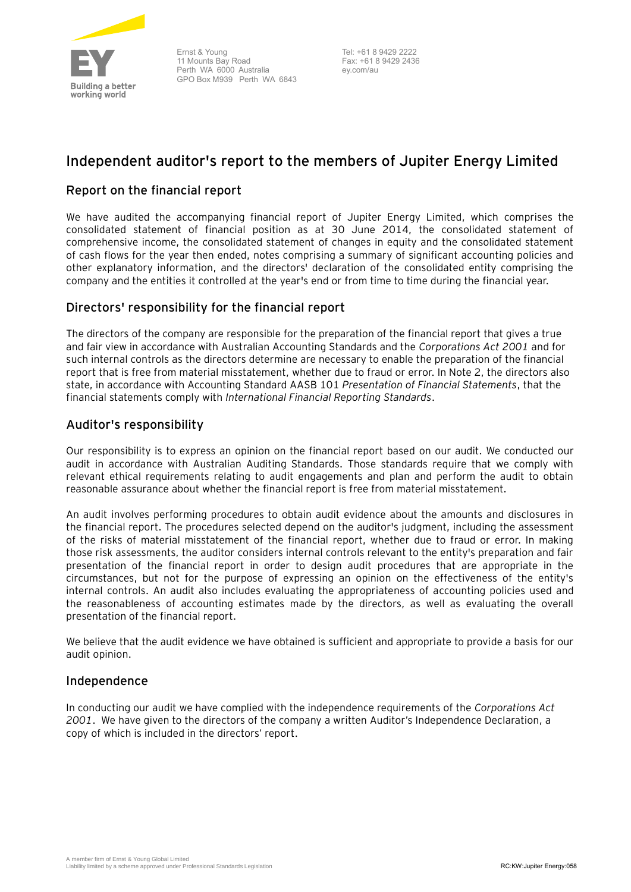Ernst & Young
11 Mounts Bay Road
Perth WA 6000 Australia
GPO Box M939 Perth WA 6843

Tel: +61 8 9429 2222
Fax: +61 8 9429 2436
ey.com/au

# Independent auditor's report to the members of Jupiter Energy Limited

## Report on the financial report

We have audited the accompanying financial report of Jupiter Energy Limited, which comprises the consolidated statement of financial position as at 30 June 2014, the consolidated statement of comprehensive income, the consolidated statement of changes in equity and the consolidated statement of cash flows for the year then ended, notes comprising a summary of significant accounting policies and other explanatory information, and the directors' declaration of the consolidated entity comprising the company and the entities it controlled at the year's end or from time to time during the financial year.

## Directors' responsibility for the financial report

The directors of the company are responsible for the preparation of the financial report that gives a true and fair view in accordance with Australian Accounting Standards and the *Corporations Act 2001* and for such internal controls as the directors determine are necessary to enable the preparation of the financial report that is free from material misstatement, whether due to fraud or error. In Note 2, the directors also state, in accordance with Accounting Standard AASB 101 *Presentation of Financial Statements*, that the financial statements comply with *International Financial Reporting Standards*.

## Auditor's responsibility

Our responsibility is to express an opinion on the financial report based on our audit. We conducted our audit in accordance with Australian Auditing Standards. Those standards require that we comply with relevant ethical requirements relating to audit engagements and plan and perform the audit to obtain reasonable assurance about whether the financial report is free from material misstatement.

An audit involves performing procedures to obtain audit evidence about the amounts and disclosures in the financial report. The procedures selected depend on the auditor's judgment, including the assessment of the risks of material misstatement of the financial report, whether due to fraud or error. In making those risk assessments, the auditor considers internal controls relevant to the entity's preparation and fair presentation of the financial report in order to design audit procedures that are appropriate in the circumstances, but not for the purpose of expressing an opinion on the effectiveness of the entity's internal controls. An audit also includes evaluating the appropriateness of accounting policies used and the reasonableness of accounting estimates made by the directors, as well as evaluating the overall presentation of the financial report.

We believe that the audit evidence we have obtained is sufficient and appropriate to provide a basis for our audit opinion.

## Independence

In conducting our audit we have complied with the independence requirements of the *Corporations Act 2001*. We have given to the directors of the company a written Auditor's Independence Declaration, a copy of which is included in the directors' report.

A member firm of Ernst & Young Global Limited
Liability limited by a scheme approved under Professional Standards Legislation

RC:KW:Jupiter Energy:058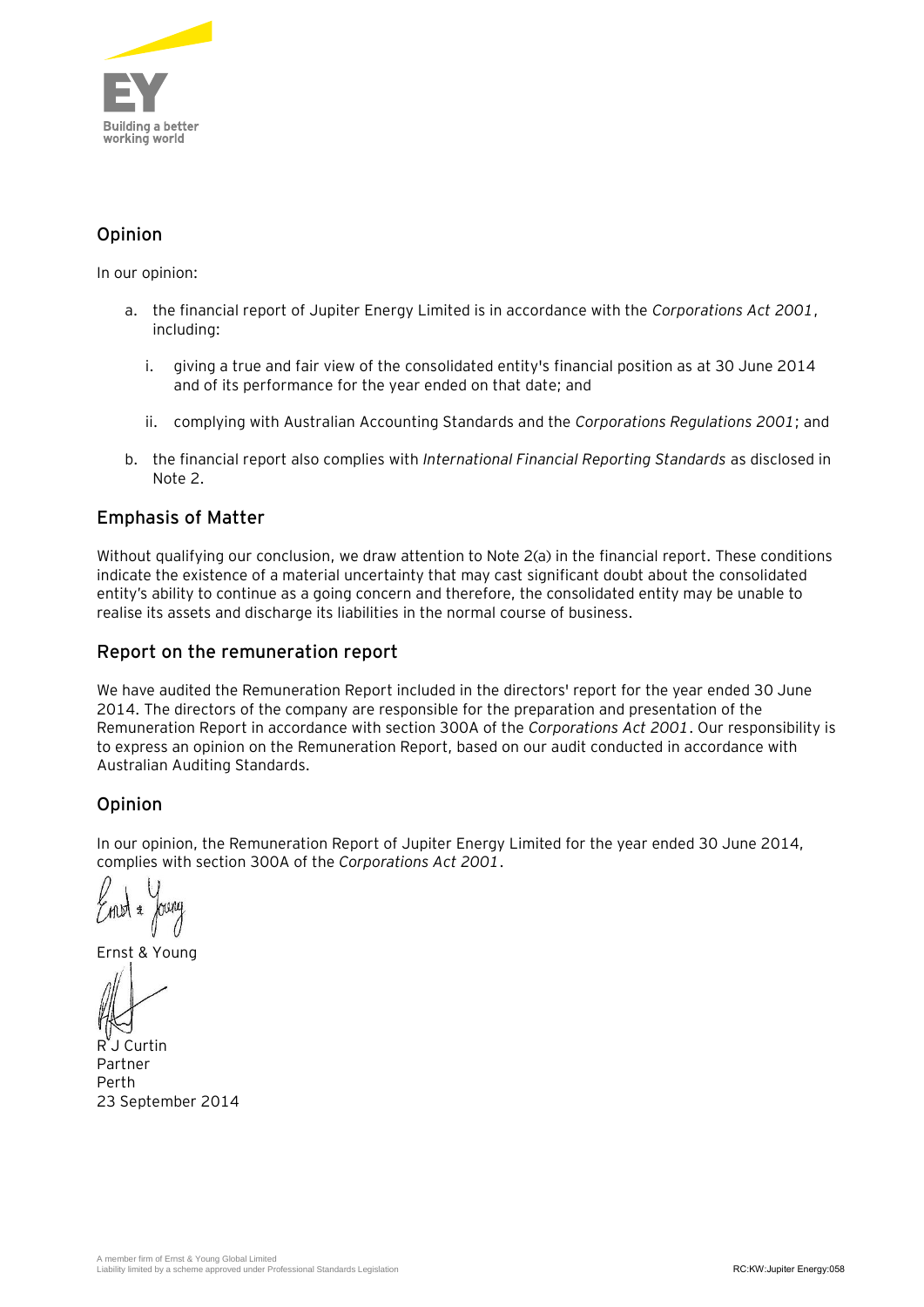## Opinion

In our opinion:

a. the financial report of Jupiter Energy Limited is in accordance with the *Corporations Act 2001*, including:

   i. giving a true and fair view of the consolidated entity's financial position as at 30 June 2014 and of its performance for the year ended on that date; and

   ii. complying with Australian Accounting Standards and the *Corporations Regulations 2001*; and

b. the financial report also complies with *International Financial Reporting Standards* as disclosed in Note 2.

## Emphasis of Matter

Without qualifying our conclusion, we draw attention to Note 2(a) in the financial report. These conditions indicate the existence of a material uncertainty that may cast significant doubt about the consolidated entity's ability to continue as a going concern and therefore, the consolidated entity may be unable to realise its assets and discharge its liabilities in the normal course of business.

## Report on the remuneration report

We have audited the Remuneration Report included in the directors' report for the year ended 30 June 2014. The directors of the company are responsible for the preparation and presentation of the Remuneration Report in accordance with section 300A of the *Corporations Act 2001*. Our responsibility is to express an opinion on the Remuneration Report, based on our audit conducted in accordance with Australian Auditing Standards.

## Opinion

In our opinion, the Remuneration Report of Jupiter Energy Limited for the year ended 30 June 2014, complies with section 300A of the *Corporations Act 2001*.

Ernst & Young

R J Curtin
Partner
Perth
23 September 2014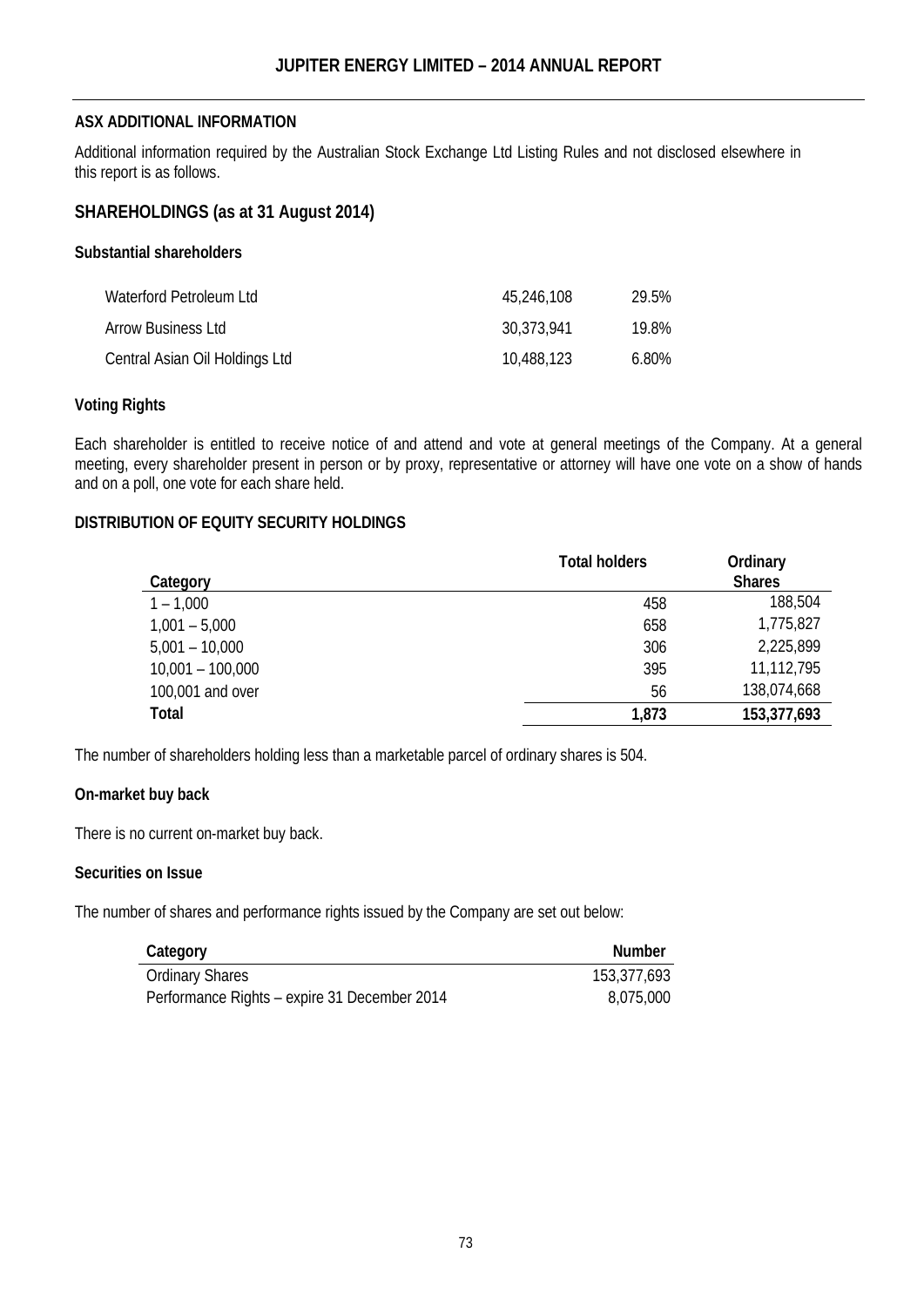## ASX ADDITIONAL INFORMATION

Additional information required by the Australian Stock Exchange Ltd Listing Rules and not disclosed elsewhere in this report is as follows.

## SHAREHOLDINGS (as at 31 August 2014)

### Substantial shareholders

| | | |
|---|---|---|
| Waterford Petroleum Ltd | 45,246,108 | 29.5% |
| Arrow Business Ltd | 30,373,941 | 19.8% |
| Central Asian Oil Holdings Ltd | 10,488,123 | 6.80% |

### Voting Rights

Each shareholder is entitled to receive notice of and attend and vote at general meetings of the Company. At a general meeting, every shareholder present in person or by proxy, representative or attorney will have one vote on a show of hands and on a poll, one vote for each share held.

### DISTRIBUTION OF EQUITY SECURITY HOLDINGS

| Category | Total holders | Ordinary Shares |
|---|---|---|
| 1 – 1,000 | 458 | 188,504 |
| 1,001 – 5,000 | 658 | 1,775,827 |
| 5,001 – 10,000 | 306 | 2,225,899 |
| 10,001 – 100,000 | 395 | 11,112,795 |
| 100,001 and over | 56 | 138,074,668 |
| **Total** | **1,873** | **153,377,693** |

The number of shareholders holding less than a marketable parcel of ordinary shares is 504.

### On-market buy back

There is no current on-market buy back.

### Securities on Issue

The number of shares and performance rights issued by the Company are set out below:

| Category | Number |
|---|---|
| Ordinary Shares | 153,377,693 |
| Performance Rights – expire 31 December 2014 | 8,075,000 |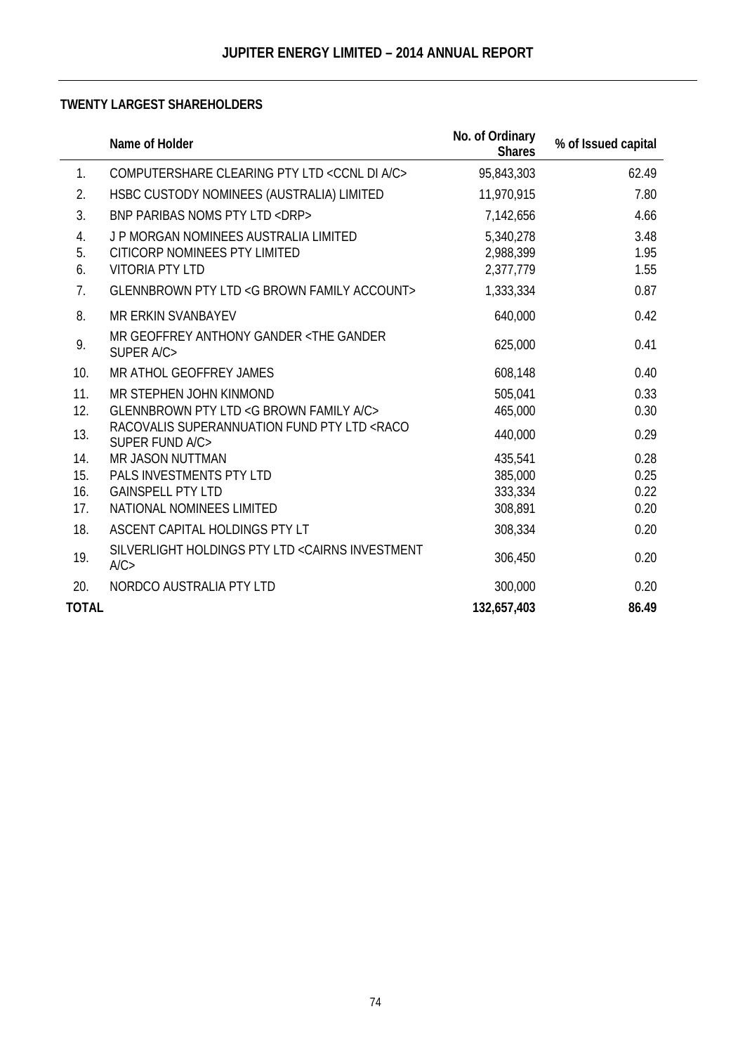## TWENTY LARGEST SHAREHOLDERS

| | Name of Holder | No. of Ordinary Shares | % of Issued capital |
|---|---|---|---|
| 1. | COMPUTERSHARE CLEARING PTY LTD <CCNL DI A/C> | 95,843,303 | 62.49 |
| 2. | HSBC CUSTODY NOMINEES (AUSTRALIA) LIMITED | 11,970,915 | 7.80 |
| 3. | BNP PARIBAS NOMS PTY LTD <DRP> | 7,142,656 | 4.66 |
| 4. | J P MORGAN NOMINEES AUSTRALIA LIMITED | 5,340,278 | 3.48 |
| 5. | CITICORP NOMINEES PTY LIMITED | 2,988,399 | 1.95 |
| 6. | VITORIA PTY LTD | 2,377,779 | 1.55 |
| 7. | GLENNBROWN PTY LTD <G BROWN FAMILY ACCOUNT> | 1,333,334 | 0.87 |
| 8. | MR ERKIN SVANBAYEV | 640,000 | 0.42 |
| 9. | MR GEOFFREY ANTHONY GANDER <THE GANDER SUPER A/C> | 625,000 | 0.41 |
| 10. | MR ATHOL GEOFFREY JAMES | 608,148 | 0.40 |
| 11. | MR STEPHEN JOHN KINMOND | 505,041 | 0.33 |
| 12. | GLENNBROWN PTY LTD <G BROWN FAMILY A/C> | 465,000 | 0.30 |
| 13. | RACOVALIS SUPERANNUATION FUND PTY LTD <RACO SUPER FUND A/C> | 440,000 | 0.29 |
| 14. | MR JASON NUTTMAN | 435,541 | 0.28 |
| 15. | PALS INVESTMENTS PTY LTD | 385,000 | 0.25 |
| 16. | GAINSPELL PTY LTD | 333,334 | 0.22 |
| 17. | NATIONAL NOMINEES LIMITED | 308,891 | 0.20 |
| 18. | ASCENT CAPITAL HOLDINGS PTY LT | 308,334 | 0.20 |
| 19. | SILVERLIGHT HOLDINGS PTY LTD <CAIRNS INVESTMENT A/C> | 306,450 | 0.20 |
| 20. | NORDCO AUSTRALIA PTY LTD | 300,000 | 0.20 |
| **TOTAL** | | **132,657,403** | **86.49** |